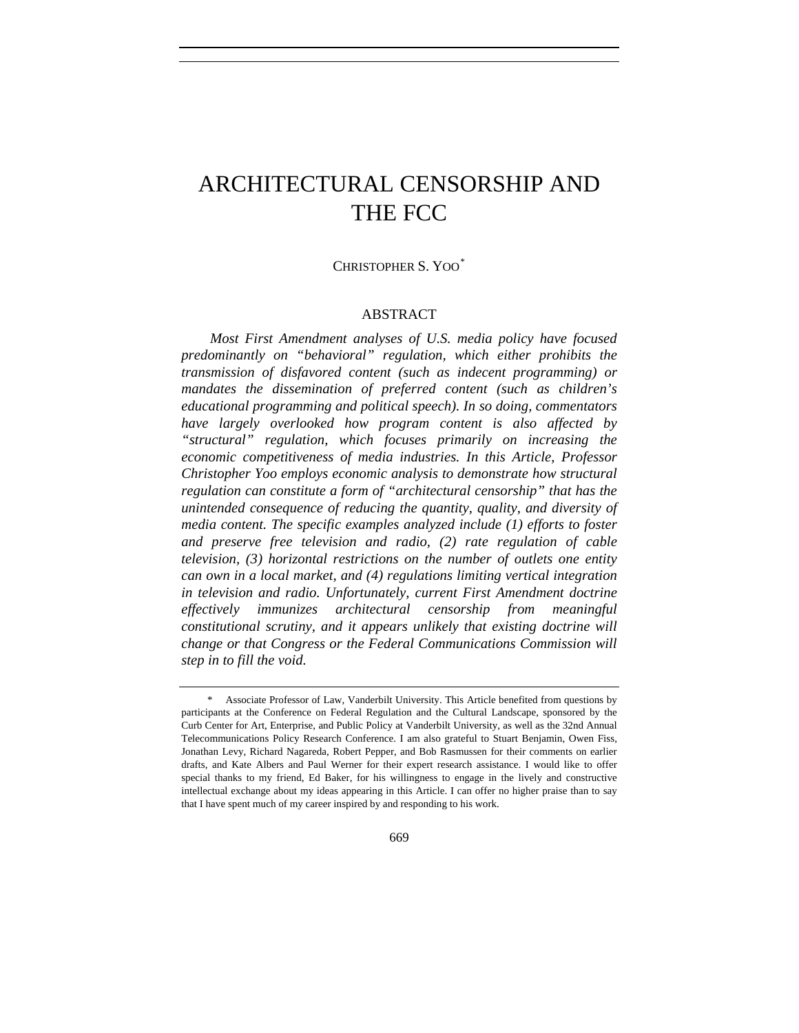# ARCHITECTURAL CENSORSHIP AND THE FCC

CHRISTOPHER S. YOO[*]

## ABSTRACT

*Most First Amendment analyses of U.S. media policy have focused predominantly on "behavioral" regulation, which either prohibits the transmission of disfavored content (such as indecent programming) or mandates the dissemination of preferred content (such as children's educational programming and political speech). In so doing, commentators have largely overlooked how program content is also affected by "structural" regulation, which focuses primarily on increasing the economic competitiveness of media industries. In this Article, Professor Christopher Yoo employs economic analysis to demonstrate how structural regulation can constitute a form of "architectural censorship" that has the unintended consequence of reducing the quantity, quality, and diversity of media content. The specific examples analyzed include (1) efforts to foster and preserve free television and radio, (2) rate regulation of cable television, (3) horizontal restrictions on the number of outlets one entity can own in a local market, and (4) regulations limiting vertical integration in television and radio. Unfortunately, current First Amendment doctrine effectively immunizes architectural censorship from meaningful constitutional scrutiny, and it appears unlikely that existing doctrine will change or that Congress or the Federal Communications Commission will step in to fill the void.*

---

[*] Associate Professor of Law, Vanderbilt University. This Article benefited from questions by participants at the Conference on Federal Regulation and the Cultural Landscape, sponsored by the Curb Center for Art, Enterprise, and Public Policy at Vanderbilt University, as well as the 32nd Annual Telecommunications Policy Research Conference. I am also grateful to Stuart Benjamin, Owen Fiss, Jonathan Levy, Richard Nagareda, Robert Pepper, and Bob Rasmussen for their comments on earlier drafts, and Kate Albers and Paul Werner for their expert research assistance. I would like to offer special thanks to my friend, Ed Baker, for his willingness to engage in the lively and constructive intellectual exchange about my ideas appearing in this Article. I can offer no higher praise than to say that I have spent much of my career inspired by and responding to his work.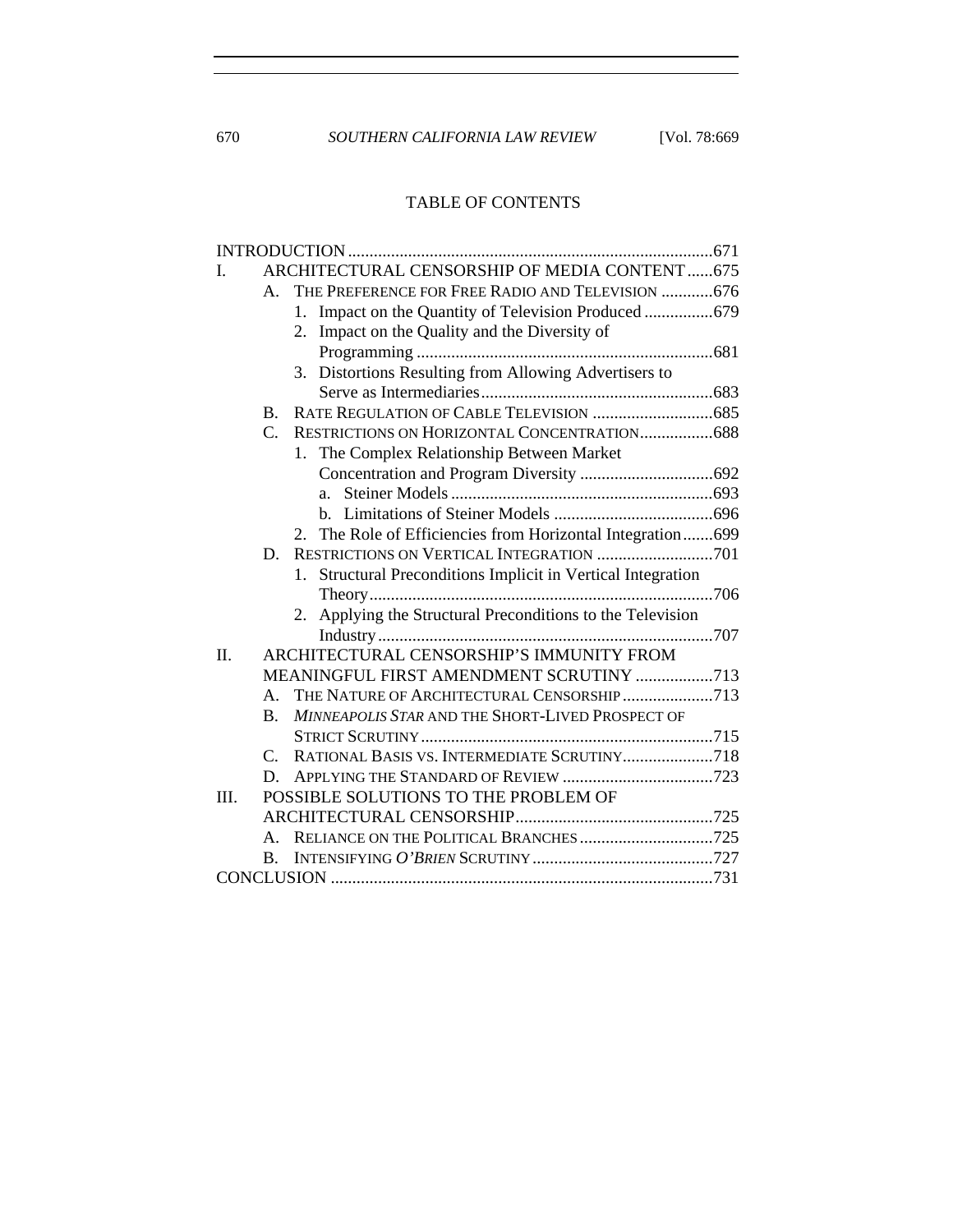## TABLE OF CONTENTS

INTRODUCTION ....................................................................................671

I. ARCHITECTURAL CENSORSHIP OF MEDIA CONTENT......675

- A. THE PREFERENCE FOR FREE RADIO AND TELEVISION ............676
  - 1. Impact on the Quantity of Television Produced ................679
  - 2. Impact on the Quality and the Diversity of Programming .....................................................................681
  - 3. Distortions Resulting from Allowing Advertisers to Serve as Intermediaries......................................................683
- B. RATE REGULATION OF CABLE TELEVISION ............................685
- C. RESTRICTIONS ON HORIZONTAL CONCENTRATION.................688
  - 1. The Complex Relationship Between Market Concentration and Program Diversity ...............................692
    - a. Steiner Models .............................................................693
    - b. Limitations of Steiner Models .....................................696
  - 2. The Role of Efficiencies from Horizontal Integration.......699
- D. RESTRICTIONS ON VERTICAL INTEGRATION ...........................701
  - 1. Structural Preconditions Implicit in Vertical Integration Theory................................................................................706
  - 2. Applying the Structural Preconditions to the Television Industry..............................................................................707

II. ARCHITECTURAL CENSORSHIP'S IMMUNITY FROM MEANINGFUL FIRST AMENDMENT SCRUTINY ..................713

- A. THE NATURE OF ARCHITECTURAL CENSORSHIP .....................713
- B. *MINNEAPOLIS STAR* AND THE SHORT-LIVED PROSPECT OF STRICT SCRUTINY....................................................................715
- C. RATIONAL BASIS VS. INTERMEDIATE SCRUTINY.....................718
- D. APPLYING THE STANDARD OF REVIEW ...................................723

III. POSSIBLE SOLUTIONS TO THE PROBLEM OF ARCHITECTURAL CENSORSHIP..............................................725

- A. RELIANCE ON THE POLITICAL BRANCHES ...............................725
- B. INTENSIFYING *O'BRIEN* SCRUTINY ..........................................727

CONCLUSION .........................................................................................731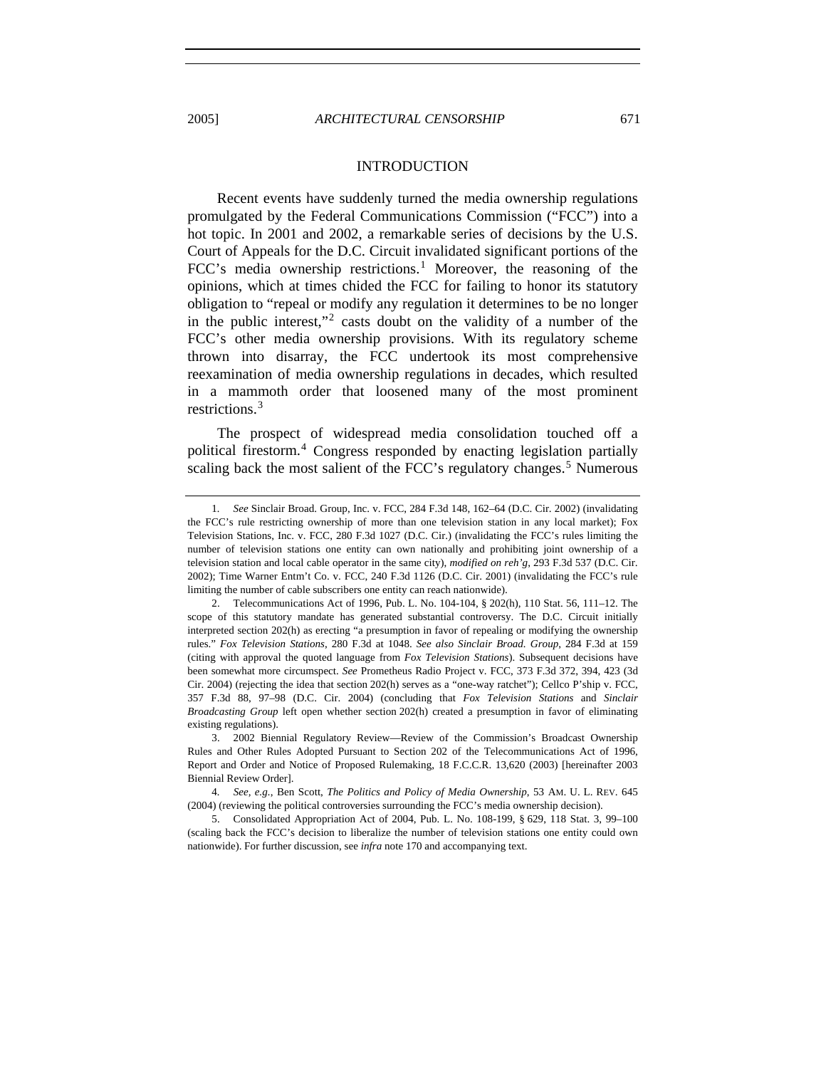## INTRODUCTION

Recent events have suddenly turned the media ownership regulations promulgated by the Federal Communications Commission ("FCC") into a hot topic. In 2001 and 2002, a remarkable series of decisions by the U.S. Court of Appeals for the D.C. Circuit invalidated significant portions of the FCC's media ownership restrictions.[1] Moreover, the reasoning of the opinions, which at times chided the FCC for failing to honor its statutory obligation to "repeal or modify any regulation it determines to be no longer in the public interest,"[2] casts doubt on the validity of a number of the FCC's other media ownership provisions. With its regulatory scheme thrown into disarray, the FCC undertook its most comprehensive reexamination of media ownership regulations in decades, which resulted in a mammoth order that loosened many of the most prominent restrictions.[3]

The prospect of widespread media consolidation touched off a political firestorm.[4] Congress responded by enacting legislation partially scaling back the most salient of the FCC's regulatory changes.[5] Numerous

---

1. *See* Sinclair Broad. Group, Inc. v. FCC, 284 F.3d 148, 162–64 (D.C. Cir. 2002) (invalidating the FCC's rule restricting ownership of more than one television station in any local market); Fox Television Stations, Inc. v. FCC, 280 F.3d 1027 (D.C. Cir.) (invalidating the FCC's rules limiting the number of television stations one entity can own nationally and prohibiting joint ownership of a television station and local cable operator in the same city), *modified on reh'g*, 293 F.3d 537 (D.C. Cir. 2002); Time Warner Entm't Co. v. FCC, 240 F.3d 1126 (D.C. Cir. 2001) (invalidating the FCC's rule limiting the number of cable subscribers one entity can reach nationwide).

2. Telecommunications Act of 1996, Pub. L. No. 104-104, § 202(h), 110 Stat. 56, 111–12. The scope of this statutory mandate has generated substantial controversy. The D.C. Circuit initially interpreted section 202(h) as erecting "a presumption in favor of repealing or modifying the ownership rules." *Fox Television Stations*, 280 F.3d at 1048. *See also Sinclair Broad. Group*, 284 F.3d at 159 (citing with approval the quoted language from *Fox Television Stations*). Subsequent decisions have been somewhat more circumspect. *See* Prometheus Radio Project v. FCC, 373 F.3d 372, 394, 423 (3d Cir. 2004) (rejecting the idea that section 202(h) serves as a "one-way ratchet"); Cellco P'ship v. FCC, 357 F.3d 88, 97–98 (D.C. Cir. 2004) (concluding that *Fox Television Stations* and *Sinclair Broadcasting Group* left open whether section 202(h) created a presumption in favor of eliminating existing regulations).

3. 2002 Biennial Regulatory Review—Review of the Commission's Broadcast Ownership Rules and Other Rules Adopted Pursuant to Section 202 of the Telecommunications Act of 1996, Report and Order and Notice of Proposed Rulemaking, 18 F.C.C.R. 13,620 (2003) [hereinafter 2003 Biennial Review Order].

4. *See, e.g.*, Ben Scott, *The Politics and Policy of Media Ownership*, 53 AM. U. L. REV. 645 (2004) (reviewing the political controversies surrounding the FCC's media ownership decision).

5. Consolidated Appropriation Act of 2004, Pub. L. No. 108-199, § 629, 118 Stat. 3, 99–100 (scaling back the FCC's decision to liberalize the number of television stations one entity could own nationwide). For further discussion, see *infra* note 170 and accompanying text.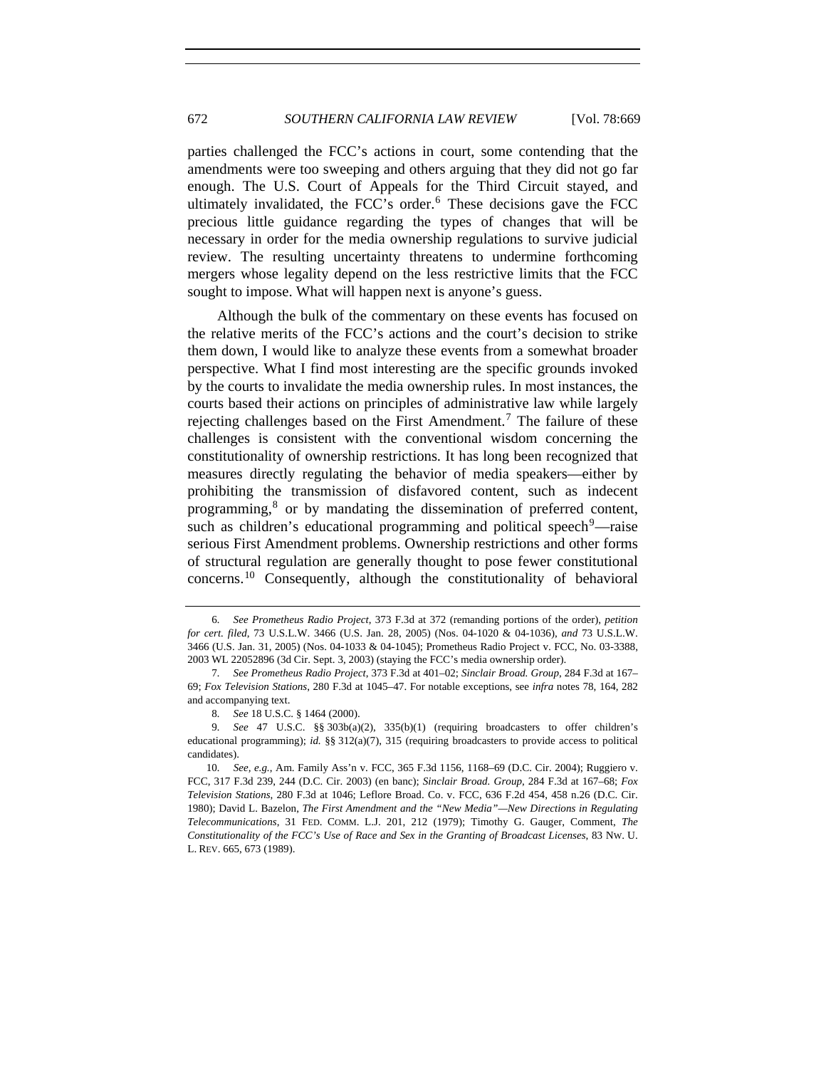parties challenged the FCC's actions in court, some contending that the amendments were too sweeping and others arguing that they did not go far enough. The U.S. Court of Appeals for the Third Circuit stayed, and ultimately invalidated, the FCC's order.[6] These decisions gave the FCC precious little guidance regarding the types of changes that will be necessary in order for the media ownership regulations to survive judicial review. The resulting uncertainty threatens to undermine forthcoming mergers whose legality depend on the less restrictive limits that the FCC sought to impose. What will happen next is anyone's guess.

Although the bulk of the commentary on these events has focused on the relative merits of the FCC's actions and the court's decision to strike them down, I would like to analyze these events from a somewhat broader perspective. What I find most interesting are the specific grounds invoked by the courts to invalidate the media ownership rules. In most instances, the courts based their actions on principles of administrative law while largely rejecting challenges based on the First Amendment.[7] The failure of these challenges is consistent with the conventional wisdom concerning the constitutionality of ownership restrictions. It has long been recognized that measures directly regulating the behavior of media speakers—either by prohibiting the transmission of disfavored content, such as indecent programming,[8] or by mandating the dissemination of preferred content, such as children's educational programming and political speech[9]—raise serious First Amendment problems. Ownership restrictions and other forms of structural regulation are generally thought to pose fewer constitutional concerns.[10] Consequently, although the constitutionality of behavioral

6. *See Prometheus Radio Project*, 373 F.3d at 372 (remanding portions of the order), *petition for cert. filed*, 73 U.S.L.W. 3466 (U.S. Jan. 28, 2005) (Nos. 04-1020 & 04-1036), *and* 73 U.S.L.W. 3466 (U.S. Jan. 31, 2005) (Nos. 04-1033 & 04-1045); Prometheus Radio Project v. FCC, No. 03-3388, 2003 WL 22052896 (3d Cir. Sept. 3, 2003) (staying the FCC's media ownership order).

7. *See Prometheus Radio Project*, 373 F.3d at 401–02; *Sinclair Broad. Group*, 284 F.3d at 167–69; *Fox Television Stations*, 280 F.3d at 1045–47. For notable exceptions, see *infra* notes 78, 164, 282 and accompanying text.

8. *See* 18 U.S.C. § 1464 (2000).

9. *See* 47 U.S.C. §§ 303b(a)(2), 335(b)(1) (requiring broadcasters to offer children's educational programming); *id.* §§ 312(a)(7), 315 (requiring broadcasters to provide access to political candidates).

10. *See, e.g.*, Am. Family Ass'n v. FCC, 365 F.3d 1156, 1168–69 (D.C. Cir. 2004); Ruggiero v. FCC, 317 F.3d 239, 244 (D.C. Cir. 2003) (en banc); *Sinclair Broad. Group*, 284 F.3d at 167–68; *Fox Television Stations*, 280 F.3d at 1046; Leflore Broad. Co. v. FCC, 636 F.2d 454, 458 n.26 (D.C. Cir. 1980); David L. Bazelon, *The First Amendment and the "New Media"—New Directions in Regulating Telecommunications*, 31 FED. COMM. L.J. 201, 212 (1979); Timothy G. Gauger, Comment, *The Constitutionality of the FCC's Use of Race and Sex in the Granting of Broadcast Licenses*, 83 NW. U. L. REV. 665, 673 (1989).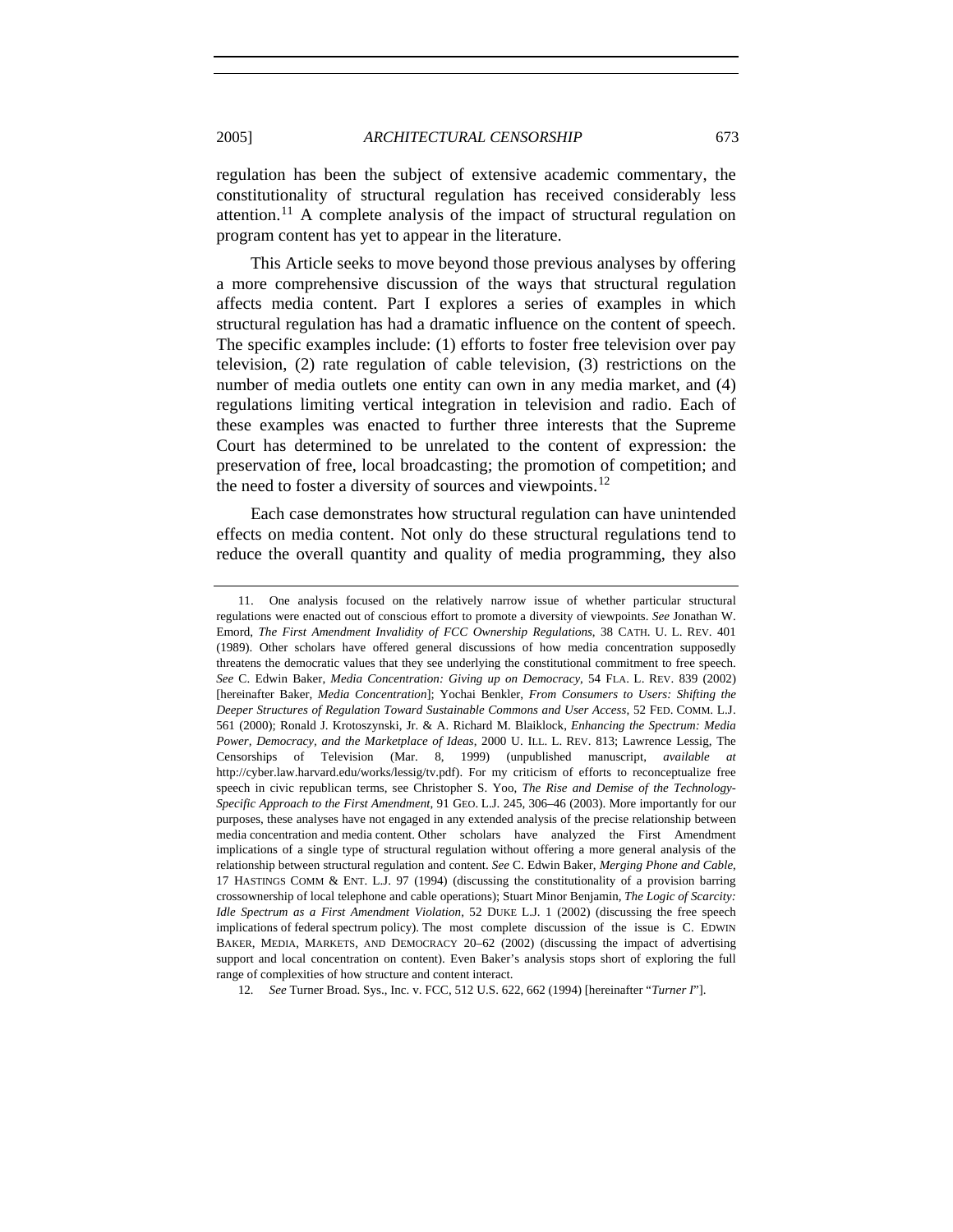regulation has been the subject of extensive academic commentary, the constitutionality of structural regulation has received considerably less attention.[11] A complete analysis of the impact of structural regulation on program content has yet to appear in the literature.

This Article seeks to move beyond those previous analyses by offering a more comprehensive discussion of the ways that structural regulation affects media content. Part I explores a series of examples in which structural regulation has had a dramatic influence on the content of speech. The specific examples include: (1) efforts to foster free television over pay television, (2) rate regulation of cable television, (3) restrictions on the number of media outlets one entity can own in any media market, and (4) regulations limiting vertical integration in television and radio. Each of these examples was enacted to further three interests that the Supreme Court has determined to be unrelated to the content of expression: the preservation of free, local broadcasting; the promotion of competition; and the need to foster a diversity of sources and viewpoints.[12]

Each case demonstrates how structural regulation can have unintended effects on media content. Not only do these structural regulations tend to reduce the overall quantity and quality of media programming, they also

---

11. One analysis focused on the relatively narrow issue of whether particular structural regulations were enacted out of conscious effort to promote a diversity of viewpoints. *See* Jonathan W. Emord, *The First Amendment Invalidity of FCC Ownership Regulations*, 38 CATH. U. L. REV. 401 (1989). Other scholars have offered general discussions of how media concentration supposedly threatens the democratic values that they see underlying the constitutional commitment to free speech. *See* C. Edwin Baker, *Media Concentration: Giving up on Democracy*, 54 FLA. L. REV. 839 (2002) [hereinafter Baker, *Media Concentration*]; Yochai Benkler, *From Consumers to Users: Shifting the Deeper Structures of Regulation Toward Sustainable Commons and User Access*, 52 FED. COMM. L.J. 561 (2000); Ronald J. Krotoszynski, Jr. & A. Richard M. Blaiklock, *Enhancing the Spectrum: Media Power, Democracy, and the Marketplace of Ideas*, 2000 U. ILL. L. REV. 813; Lawrence Lessig, The Censorships of Television (Mar. 8, 1999) (unpublished manuscript, *available at* http://cyber.law.harvard.edu/works/lessig/tv.pdf). For my criticism of efforts to reconceptualize free speech in civic republican terms, see Christopher S. Yoo, *The Rise and Demise of the Technology-Specific Approach to the First Amendment*, 91 GEO. L.J. 245, 306–46 (2003). More importantly for our purposes, these analyses have not engaged in any extended analysis of the precise relationship between media concentration and media content. Other scholars have analyzed the First Amendment implications of a single type of structural regulation without offering a more general analysis of the relationship between structural regulation and content. *See* C. Edwin Baker, *Merging Phone and Cable*, 17 HASTINGS COMM & ENT. L.J. 97 (1994) (discussing the constitutionality of a provision barring crossownership of local telephone and cable operations); Stuart Minor Benjamin, *The Logic of Scarcity: Idle Spectrum as a First Amendment Violation*, 52 DUKE L.J. 1 (2002) (discussing the free speech implications of federal spectrum policy). The most complete discussion of the issue is C. EDWIN BAKER, MEDIA, MARKETS, AND DEMOCRACY 20–62 (2002) (discussing the impact of advertising support and local concentration on content). Even Baker's analysis stops short of exploring the full range of complexities of how structure and content interact.

12. *See* Turner Broad. Sys., Inc. v. FCC, 512 U.S. 622, 662 (1994) [hereinafter "*Turner I*"].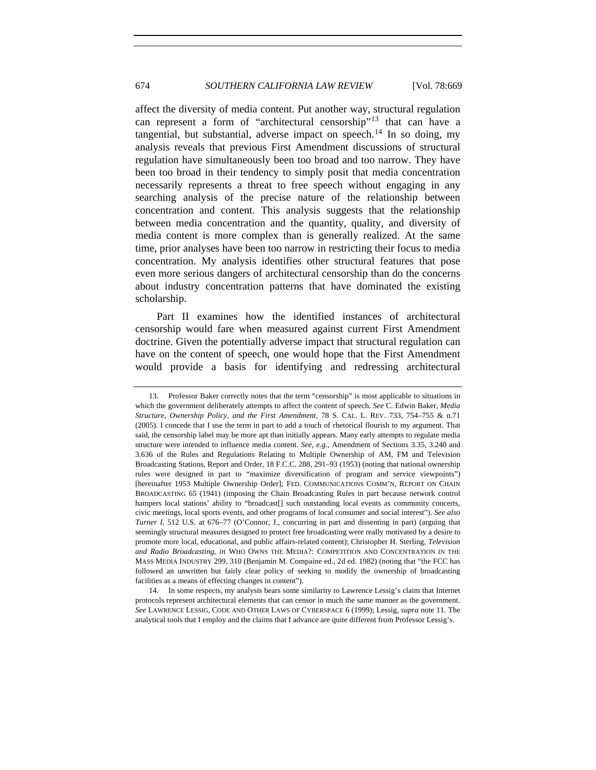affect the diversity of media content. Put another way, structural regulation can represent a form of "architectural censorship"[13] that can have a tangential, but substantial, adverse impact on speech.[14] In so doing, my analysis reveals that previous First Amendment discussions of structural regulation have simultaneously been too broad and too narrow. They have been too broad in their tendency to simply posit that media concentration necessarily represents a threat to free speech without engaging in any searching analysis of the precise nature of the relationship between concentration and content. This analysis suggests that the relationship between media concentration and the quantity, quality, and diversity of media content is more complex than is generally realized. At the same time, prior analyses have been too narrow in restricting their focus to media concentration. My analysis identifies other structural features that pose even more serious dangers of architectural censorship than do the concerns about industry concentration patterns that have dominated the existing scholarship.

Part II examines how the identified instances of architectural censorship would fare when measured against current First Amendment doctrine. Given the potentially adverse impact that structural regulation can have on the content of speech, one would hope that the First Amendment would provide a basis for identifying and redressing architectural

---

13. Professor Baker correctly notes that the term "censorship" is most applicable to situations in which the government deliberately attempts to affect the content of speech. *See* C. Edwin Baker, *Media Structure, Ownership Policy, and the First Amendment*, 78 S. CAL. L. REV. 733, 754–755 & n.71 (2005). I concede that I use the term in part to add a touch of rhetorical flourish to my argument. That said, the censorship label may be more apt than initially appears. Many early attempts to regulate media structure were intended to influence media content. *See, e.g.*, Amendment of Sections 3.35, 3.240 and 3.636 of the Rules and Regulations Relating to Multiple Ownership of AM, FM and Television Broadcasting Stations, Report and Order, 18 F.C.C. 288, 291–93 (1953) (noting that national ownership rules were designed in part to "maximize diversification of program and service viewpoints") [hereinafter 1953 Multiple Ownership Order]; FED. COMMUNICATIONS COMM'N, REPORT ON CHAIN BROADCASTING 65 (1941) (imposing the Chain Broadcasting Rules in part because network control hampers local stations' ability to "broadcast[] such outstanding local events as community concerts, civic meetings, local sports events, and other programs of local consumer and social interest"). *See also Turner I*, 512 U.S. at 676–77 (O'Connor, J., concurring in part and dissenting in part) (arguing that seemingly structural measures designed to protect free broadcasting were really motivated by a desire to promote more local, educational, and public affairs-related content); Christopher H. Sterling, *Television and Radio Broadcasting*, *in* WHO OWNS THE MEDIA?: COMPETITION AND CONCENTRATION IN THE MASS MEDIA INDUSTRY 299, 310 (Benjamin M. Compaine ed., 2d ed. 1982) (noting that "the FCC has followed an unwritten but fairly clear policy of seeking to modify the ownership of broadcasting facilities as a means of effecting changes in content").

14. In some respects, my analysis bears some similarity to Lawrence Lessig's claim that Internet protocols represent architectural elements that can censor in much the same manner as the government. *See* LAWRENCE LESSIG, CODE AND OTHER LAWS OF CYBERSPACE 6 (1999); Lessig, *supra* note 11. The analytical tools that I employ and the claims that I advance are quite different from Professor Lessig's.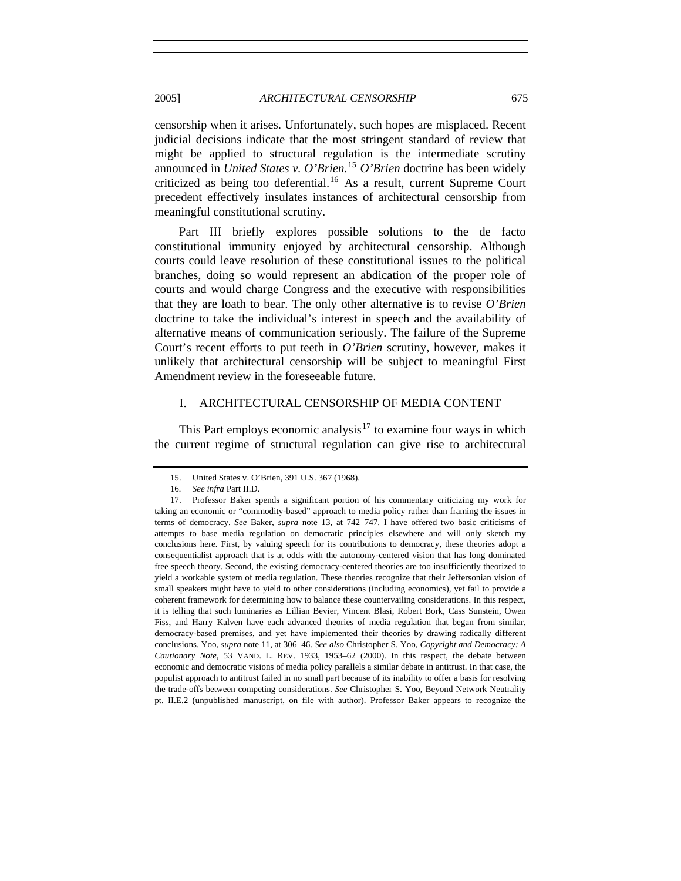censorship when it arises. Unfortunately, such hopes are misplaced. Recent judicial decisions indicate that the most stringent standard of review that might be applied to structural regulation is the intermediate scrutiny announced in *United States v. O'Brien*.[15] *O'Brien* doctrine has been widely criticized as being too deferential.[16] As a result, current Supreme Court precedent effectively insulates instances of architectural censorship from meaningful constitutional scrutiny.

Part III briefly explores possible solutions to the de facto constitutional immunity enjoyed by architectural censorship. Although courts could leave resolution of these constitutional issues to the political branches, doing so would represent an abdication of the proper role of courts and would charge Congress and the executive with responsibilities that they are loath to bear. The only other alternative is to revise *O'Brien* doctrine to take the individual's interest in speech and the availability of alternative means of communication seriously. The failure of the Supreme Court's recent efforts to put teeth in *O'Brien* scrutiny, however, makes it unlikely that architectural censorship will be subject to meaningful First Amendment review in the foreseeable future.

## I. ARCHITECTURAL CENSORSHIP OF MEDIA CONTENT

This Part employs economic analysis[17] to examine four ways in which the current regime of structural regulation can give rise to architectural

---

15. United States v. O'Brien, 391 U.S. 367 (1968).

16. *See infra* Part II.D.

17. Professor Baker spends a significant portion of his commentary criticizing my work for taking an economic or "commodity-based" approach to media policy rather than framing the issues in terms of democracy. *See* Baker, *supra* note 13, at 742–747. I have offered two basic criticisms of attempts to base media regulation on democratic principles elsewhere and will only sketch my conclusions here. First, by valuing speech for its contributions to democracy, these theories adopt a consequentialist approach that is at odds with the autonomy-centered vision that has long dominated free speech theory. Second, the existing democracy-centered theories are too insufficiently theorized to yield a workable system of media regulation. These theories recognize that their Jeffersonian vision of small speakers might have to yield to other considerations (including economics), yet fail to provide a coherent framework for determining how to balance these countervailing considerations. In this respect, it is telling that such luminaries as Lillian Bevier, Vincent Blasi, Robert Bork, Cass Sunstein, Owen Fiss, and Harry Kalven have each advanced theories of media regulation that began from similar, democracy-based premises, and yet have implemented their theories by drawing radically different conclusions. Yoo, *supra* note 11, at 306–46. *See also* Christopher S. Yoo, *Copyright and Democracy: A Cautionary Note*, 53 VAND. L. REV. 1933, 1953–62 (2000). In this respect, the debate between economic and democratic visions of media policy parallels a similar debate in antitrust. In that case, the populist approach to antitrust failed in no small part because of its inability to offer a basis for resolving the trade-offs between competing considerations. *See* Christopher S. Yoo, Beyond Network Neutrality pt. II.E.2 (unpublished manuscript, on file with author). Professor Baker appears to recognize the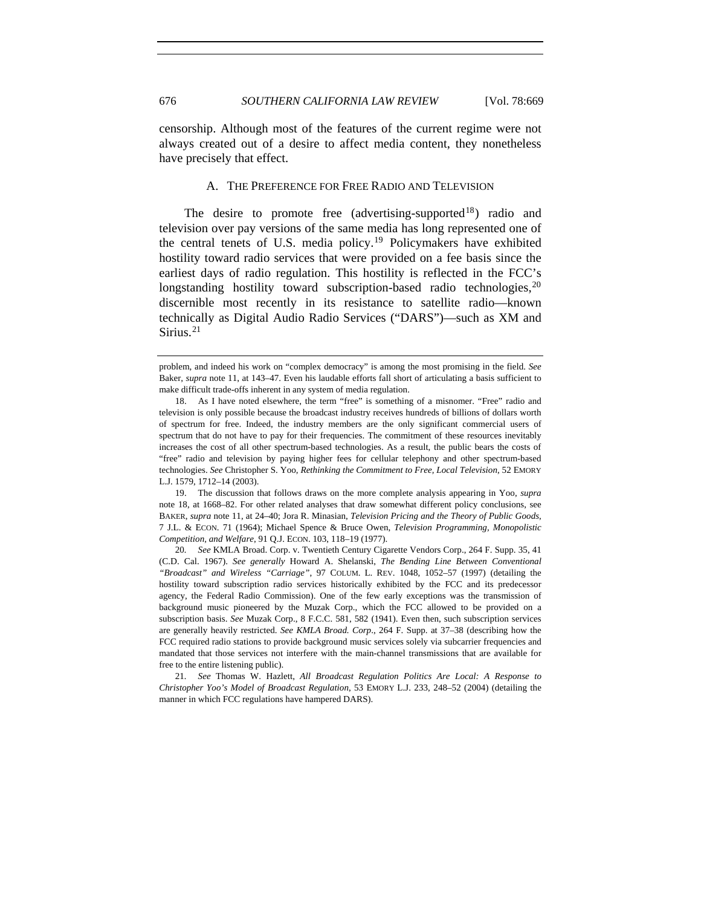censorship. Although most of the features of the current regime were not always created out of a desire to affect media content, they nonetheless have precisely that effect.

### A. THE PREFERENCE FOR FREE RADIO AND TELEVISION

The desire to promote free (advertising-supported[18]) radio and television over pay versions of the same media has long represented one of the central tenets of U.S. media policy.[19] Policymakers have exhibited hostility toward radio services that were provided on a fee basis since the earliest days of radio regulation. This hostility is reflected in the FCC's longstanding hostility toward subscription-based radio technologies,[20] discernible most recently in its resistance to satellite radio—known technically as Digital Audio Radio Services ("DARS")—such as XM and Sirius.[21]

---

problem, and indeed his work on "complex democracy" is among the most promising in the field. *See* Baker, *supra* note 11, at 143–47. Even his laudable efforts fall short of articulating a basis sufficient to make difficult trade-offs inherent in any system of media regulation.

18. As I have noted elsewhere, the term "free" is something of a misnomer. "Free" radio and television is only possible because the broadcast industry receives hundreds of billions of dollars worth of spectrum for free. Indeed, the industry members are the only significant commercial users of spectrum that do not have to pay for their frequencies. The commitment of these resources inevitably increases the cost of all other spectrum-based technologies. As a result, the public bears the costs of "free" radio and television by paying higher fees for cellular telephony and other spectrum-based technologies. *See* Christopher S. Yoo, *Rethinking the Commitment to Free, Local Television*, 52 EMORY L.J. 1579, 1712–14 (2003).

19. The discussion that follows draws on the more complete analysis appearing in Yoo, *supra* note 18, at 1668–82. For other related analyses that draw somewhat different policy conclusions, see BAKER, *supra* note 11, at 24–40; Jora R. Minasian, *Television Pricing and the Theory of Public Goods*, 7 J.L. & ECON. 71 (1964); Michael Spence & Bruce Owen, *Television Programming, Monopolistic Competition, and Welfare*, 91 Q.J. ECON. 103, 118–19 (1977).

20. *See* KMLA Broad. Corp. v. Twentieth Century Cigarette Vendors Corp., 264 F. Supp. 35, 41 (C.D. Cal. 1967). *See generally* Howard A. Shelanski, *The Bending Line Between Conventional "Broadcast" and Wireless "Carriage"*, 97 COLUM. L. REV. 1048, 1052–57 (1997) (detailing the hostility toward subscription radio services historically exhibited by the FCC and its predecessor agency, the Federal Radio Commission). One of the few early exceptions was the transmission of background music pioneered by the Muzak Corp., which the FCC allowed to be provided on a subscription basis. *See* Muzak Corp., 8 F.C.C. 581, 582 (1941). Even then, such subscription services are generally heavily restricted. *See KMLA Broad. Corp*., 264 F. Supp. at 37–38 (describing how the FCC required radio stations to provide background music services solely via subcarrier frequencies and mandated that those services not interfere with the main-channel transmissions that are available for free to the entire listening public).

21. *See* Thomas W. Hazlett, *All Broadcast Regulation Politics Are Local: A Response to Christopher Yoo's Model of Broadcast Regulation*, 53 EMORY L.J. 233, 248–52 (2004) (detailing the manner in which FCC regulations have hampered DARS).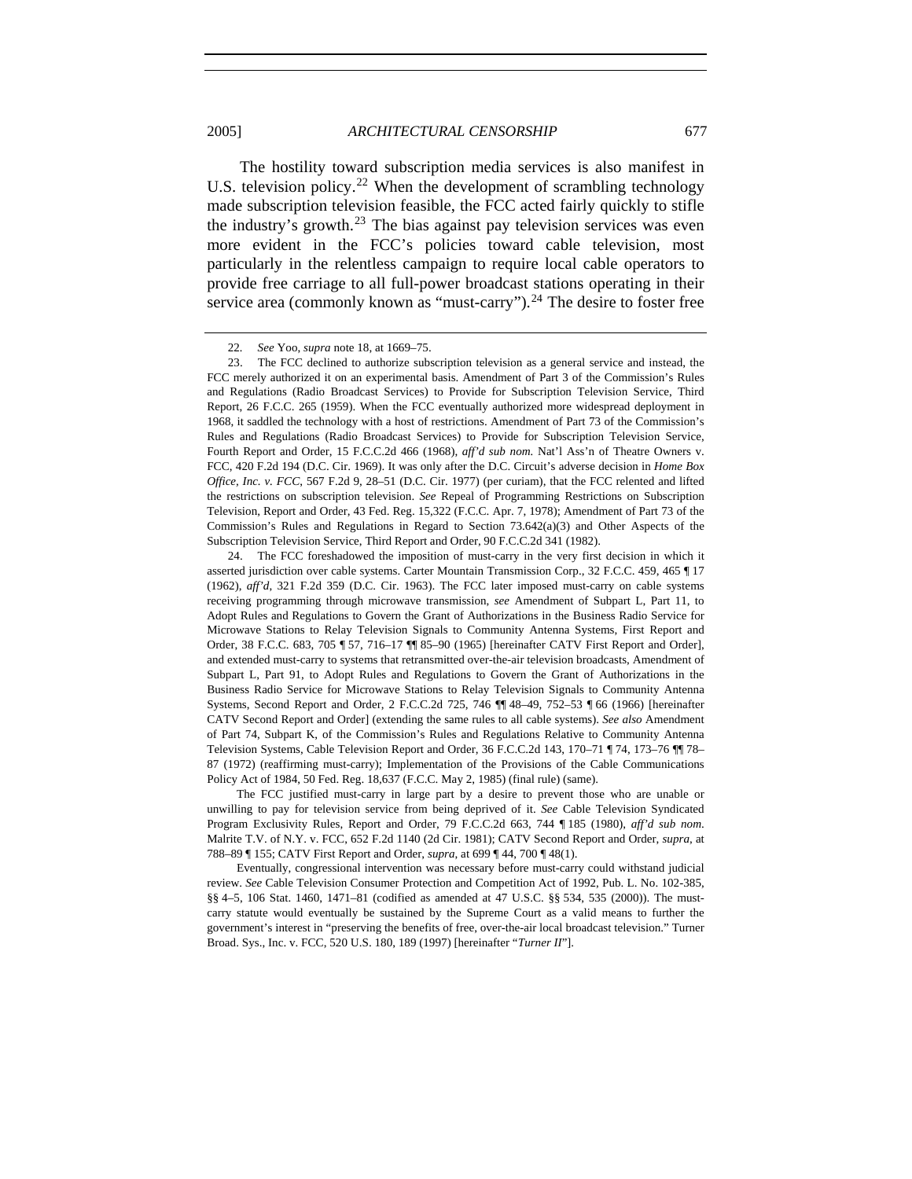The hostility toward subscription media services is also manifest in U.S. television policy.[22] When the development of scrambling technology made subscription television feasible, the FCC acted fairly quickly to stifle the industry's growth.[23] The bias against pay television services was even more evident in the FCC's policies toward cable television, most particularly in the relentless campaign to require local cable operators to provide free carriage to all full-power broadcast stations operating in their service area (commonly known as "must-carry").[24] The desire to foster free

---

22. *See* Yoo, *supra* note 18, at 1669–75.

23. The FCC declined to authorize subscription television as a general service and instead, the FCC merely authorized it on an experimental basis. Amendment of Part 3 of the Commission's Rules and Regulations (Radio Broadcast Services) to Provide for Subscription Television Service, Third Report, 26 F.C.C. 265 (1959). When the FCC eventually authorized more widespread deployment in 1968, it saddled the technology with a host of restrictions. Amendment of Part 73 of the Commission's Rules and Regulations (Radio Broadcast Services) to Provide for Subscription Television Service, Fourth Report and Order, 15 F.C.C.2d 466 (1968), *aff'd sub nom.* Nat'l Ass'n of Theatre Owners v. FCC, 420 F.2d 194 (D.C. Cir. 1969). It was only after the D.C. Circuit's adverse decision in *Home Box Office, Inc. v. FCC*, 567 F.2d 9, 28–51 (D.C. Cir. 1977) (per curiam), that the FCC relented and lifted the restrictions on subscription television. *See* Repeal of Programming Restrictions on Subscription Television, Report and Order, 43 Fed. Reg. 15,322 (F.C.C. Apr. 7, 1978); Amendment of Part 73 of the Commission's Rules and Regulations in Regard to Section 73.642(a)(3) and Other Aspects of the Subscription Television Service, Third Report and Order, 90 F.C.C.2d 341 (1982).

24. The FCC foreshadowed the imposition of must-carry in the very first decision in which it asserted jurisdiction over cable systems. Carter Mountain Transmission Corp., 32 F.C.C. 459, 465 ¶ 17 (1962), *aff'd*, 321 F.2d 359 (D.C. Cir. 1963). The FCC later imposed must-carry on cable systems receiving programming through microwave transmission, *see* Amendment of Subpart L, Part 11, to Adopt Rules and Regulations to Govern the Grant of Authorizations in the Business Radio Service for Microwave Stations to Relay Television Signals to Community Antenna Systems, First Report and Order, 38 F.C.C. 683, 705 ¶ 57, 716–17 ¶¶ 85–90 (1965) [hereinafter CATV First Report and Order], and extended must-carry to systems that retransmitted over-the-air television broadcasts, Amendment of Subpart L, Part 91, to Adopt Rules and Regulations to Govern the Grant of Authorizations in the Business Radio Service for Microwave Stations to Relay Television Signals to Community Antenna Systems, Second Report and Order, 2 F.C.C.2d 725, 746 ¶¶ 48–49, 752–53 ¶ 66 (1966) [hereinafter CATV Second Report and Order] (extending the same rules to all cable systems). *See also* Amendment of Part 74, Subpart K, of the Commission's Rules and Regulations Relative to Community Antenna Television Systems, Cable Television Report and Order, 36 F.C.C.2d 143, 170–71 ¶ 74, 173–76 ¶¶ 78–87 (1972) (reaffirming must-carry); Implementation of the Provisions of the Cable Communications Policy Act of 1984, 50 Fed. Reg. 18,637 (F.C.C. May 2, 1985) (final rule) (same).

The FCC justified must-carry in large part by a desire to prevent those who are unable or unwilling to pay for television service from being deprived of it. *See* Cable Television Syndicated Program Exclusivity Rules, Report and Order, 79 F.C.C.2d 663, 744 ¶ 185 (1980), *aff'd sub nom.* Malrite T.V. of N.Y. v. FCC, 652 F.2d 1140 (2d Cir. 1981); CATV Second Report and Order, *supra*, at 788–89 ¶ 155; CATV First Report and Order, *supra*, at 699 ¶ 44, 700 ¶ 48(1).

Eventually, congressional intervention was necessary before must-carry could withstand judicial review. *See* Cable Television Consumer Protection and Competition Act of 1992, Pub. L. No. 102-385, §§ 4–5, 106 Stat. 1460, 1471–81 (codified as amended at 47 U.S.C. §§ 534, 535 (2000)). The must-carry statute would eventually be sustained by the Supreme Court as a valid means to further the government's interest in "preserving the benefits of free, over-the-air local broadcast television." Turner Broad. Sys., Inc. v. FCC, 520 U.S. 180, 189 (1997) [hereinafter "*Turner II*"].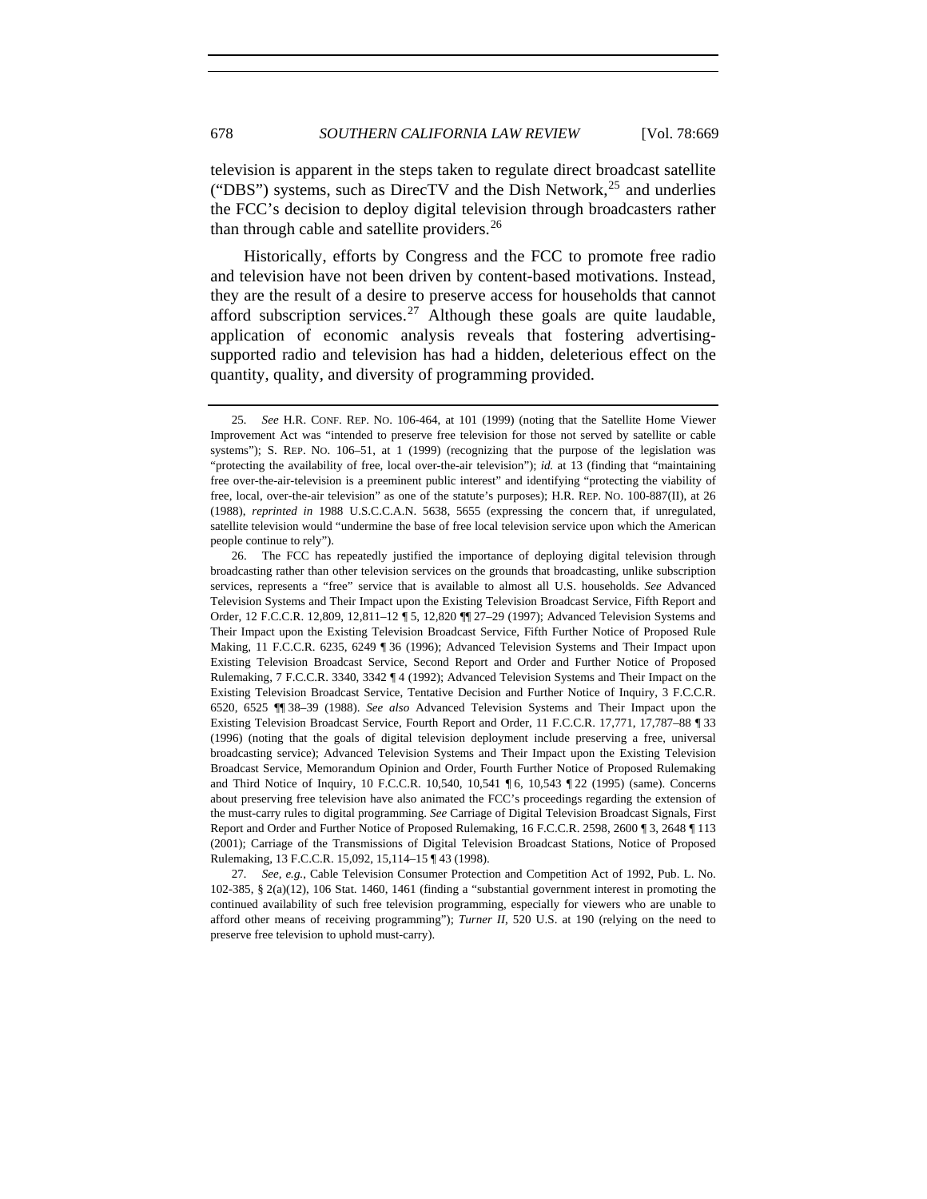television is apparent in the steps taken to regulate direct broadcast satellite ("DBS") systems, such as DirecTV and the Dish Network,[25] and underlies the FCC's decision to deploy digital television through broadcasters rather than through cable and satellite providers.[26]

Historically, efforts by Congress and the FCC to promote free radio and television have not been driven by content-based motivations. Instead, they are the result of a desire to preserve access for households that cannot afford subscription services.[27] Although these goals are quite laudable, application of economic analysis reveals that fostering advertising-supported radio and television has had a hidden, deleterious effect on the quantity, quality, and diversity of programming provided.

---

25. *See* H.R. CONF. REP. NO. 106-464, at 101 (1999) (noting that the Satellite Home Viewer Improvement Act was "intended to preserve free television for those not served by satellite or cable systems"); S. REP. NO. 106–51, at 1 (1999) (recognizing that the purpose of the legislation was "protecting the availability of free, local over-the-air television"); *id.* at 13 (finding that "maintaining free over-the-air-television is a preeminent public interest" and identifying "protecting the viability of free, local, over-the-air television" as one of the statute's purposes); H.R. REP. NO. 100-887(II), at 26 (1988), *reprinted in* 1988 U.S.C.C.A.N. 5638, 5655 (expressing the concern that, if unregulated, satellite television would "undermine the base of free local television service upon which the American people continue to rely").

26. The FCC has repeatedly justified the importance of deploying digital television through broadcasting rather than other television services on the grounds that broadcasting, unlike subscription services, represents a "free" service that is available to almost all U.S. households. *See* Advanced Television Systems and Their Impact upon the Existing Television Broadcast Service, Fifth Report and Order, 12 F.C.C.R. 12,809, 12,811–12 ¶ 5, 12,820 ¶¶ 27–29 (1997); Advanced Television Systems and Their Impact upon the Existing Television Broadcast Service, Fifth Further Notice of Proposed Rule Making, 11 F.C.C.R. 6235, 6249 ¶ 36 (1996); Advanced Television Systems and Their Impact upon Existing Television Broadcast Service, Second Report and Order and Further Notice of Proposed Rulemaking, 7 F.C.C.R. 3340, 3342 ¶ 4 (1992); Advanced Television Systems and Their Impact on the Existing Television Broadcast Service, Tentative Decision and Further Notice of Inquiry, 3 F.C.C.R. 6520, 6525 ¶¶ 38–39 (1988). *See also* Advanced Television Systems and Their Impact upon the Existing Television Broadcast Service, Fourth Report and Order, 11 F.C.C.R. 17,771, 17,787–88 ¶ 33 (1996) (noting that the goals of digital television deployment include preserving a free, universal broadcasting service); Advanced Television Systems and Their Impact upon the Existing Television Broadcast Service, Memorandum Opinion and Order, Fourth Further Notice of Proposed Rulemaking and Third Notice of Inquiry, 10 F.C.C.R. 10,540, 10,541 ¶ 6, 10,543 ¶ 22 (1995) (same). Concerns about preserving free television have also animated the FCC's proceedings regarding the extension of the must-carry rules to digital programming. *See* Carriage of Digital Television Broadcast Signals, First Report and Order and Further Notice of Proposed Rulemaking, 16 F.C.C.R. 2598, 2600 ¶ 3, 2648 ¶ 113 (2001); Carriage of the Transmissions of Digital Television Broadcast Stations, Notice of Proposed Rulemaking, 13 F.C.C.R. 15,092, 15,114–15 ¶ 43 (1998).

27. *See, e.g.*, Cable Television Consumer Protection and Competition Act of 1992, Pub. L. No. 102-385, § 2(a)(12), 106 Stat. 1460, 1461 (finding a "substantial government interest in promoting the continued availability of such free television programming, especially for viewers who are unable to afford other means of receiving programming"); *Turner II*, 520 U.S. at 190 (relying on the need to preserve free television to uphold must-carry).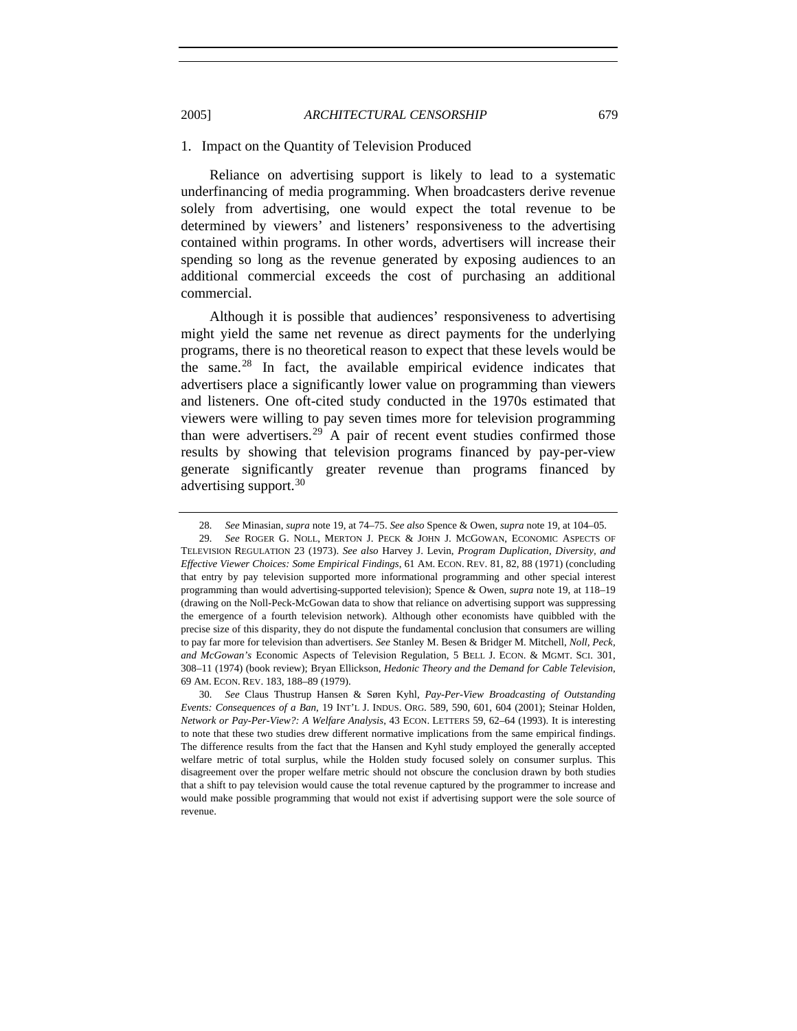### 1. Impact on the Quantity of Television Produced

Reliance on advertising support is likely to lead to a systematic underfinancing of media programming. When broadcasters derive revenue solely from advertising, one would expect the total revenue to be determined by viewers' and listeners' responsiveness to the advertising contained within programs. In other words, advertisers will increase their spending so long as the revenue generated by exposing audiences to an additional commercial exceeds the cost of purchasing an additional commercial.

Although it is possible that audiences' responsiveness to advertising might yield the same net revenue as direct payments for the underlying programs, there is no theoretical reason to expect that these levels would be the same.[28] In fact, the available empirical evidence indicates that advertisers place a significantly lower value on programming than viewers and listeners. One oft-cited study conducted in the 1970s estimated that viewers were willing to pay seven times more for television programming than were advertisers.[29] A pair of recent event studies confirmed those results by showing that television programs financed by pay-per-view generate significantly greater revenue than programs financed by advertising support.[30]

---

28. *See* Minasian, *supra* note 19, at 74–75. *See also* Spence & Owen, *supra* note 19, at 104–05.

29. *See* ROGER G. NOLL, MERTON J. PECK & JOHN J. MCGOWAN, ECONOMIC ASPECTS OF TELEVISION REGULATION 23 (1973). *See also* Harvey J. Levin, *Program Duplication, Diversity, and Effective Viewer Choices: Some Empirical Findings*, 61 AM. ECON. REV. 81, 82, 88 (1971) (concluding that entry by pay television supported more informational programming and other special interest programming than would advertising-supported television); Spence & Owen, *supra* note 19, at 118–19 (drawing on the Noll-Peck-McGowan data to show that reliance on advertising support was suppressing the emergence of a fourth television network). Although other economists have quibbled with the precise size of this disparity, they do not dispute the fundamental conclusion that consumers are willing to pay far more for television than advertisers. *See* Stanley M. Besen & Bridger M. Mitchell, *Noll, Peck, and McGowan's* Economic Aspects of Television Regulation, 5 BELL J. ECON. & MGMT. SCI. 301, 308–11 (1974) (book review); Bryan Ellickson, *Hedonic Theory and the Demand for Cable Television*, 69 AM. ECON. REV. 183, 188–89 (1979).

30. *See* Claus Thustrup Hansen & Søren Kyhl, *Pay-Per-View Broadcasting of Outstanding Events: Consequences of a Ban*, 19 INT'L J. INDUS. ORG. 589, 590, 601, 604 (2001); Steinar Holden, *Network or Pay-Per-View?: A Welfare Analysis*, 43 ECON. LETTERS 59, 62–64 (1993). It is interesting to note that these two studies drew different normative implications from the same empirical findings. The difference results from the fact that the Hansen and Kyhl study employed the generally accepted welfare metric of total surplus, while the Holden study focused solely on consumer surplus. This disagreement over the proper welfare metric should not obscure the conclusion drawn by both studies that a shift to pay television would cause the total revenue captured by the programmer to increase and would make possible programming that would not exist if advertising support were the sole source of revenue.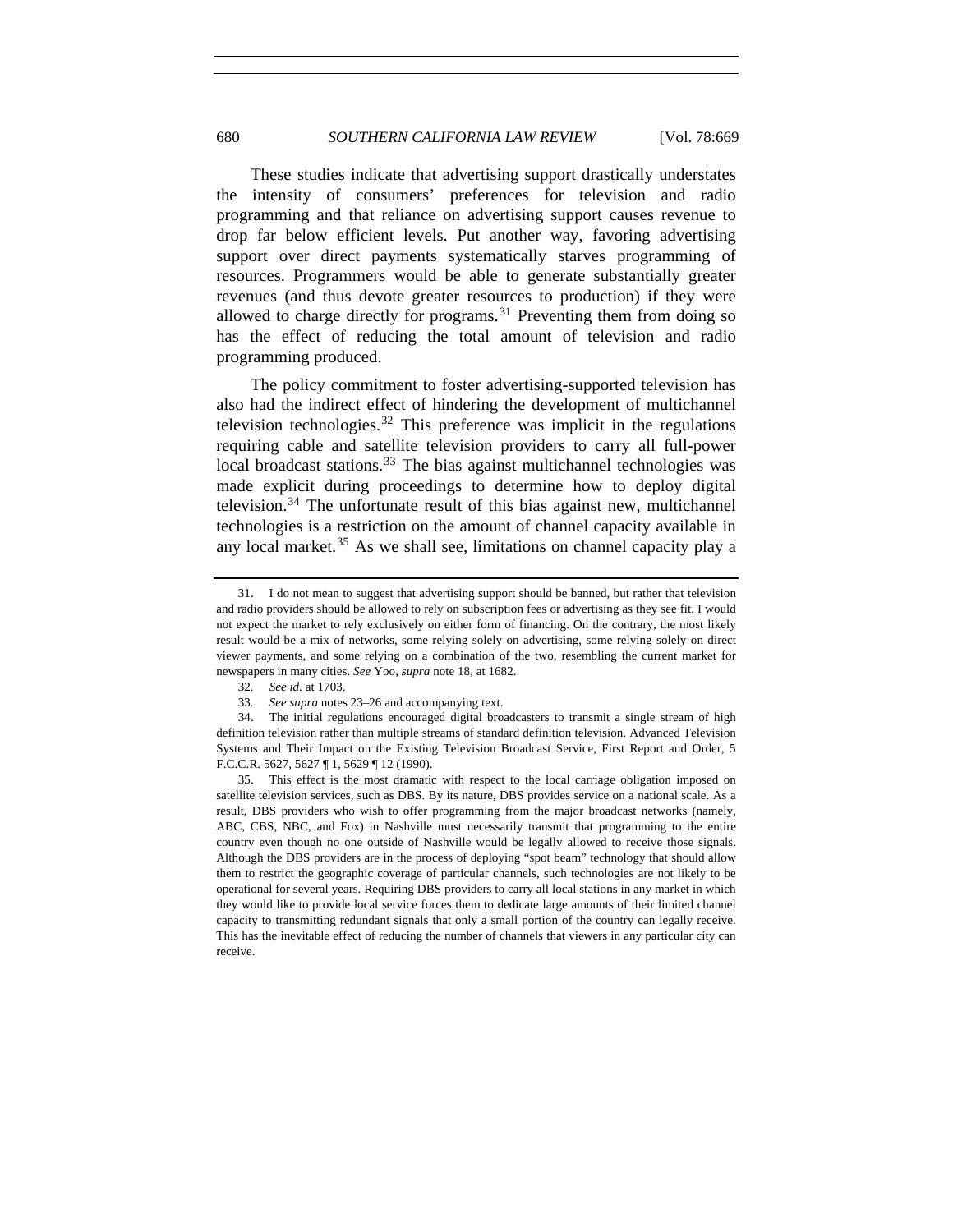These studies indicate that advertising support drastically understates the intensity of consumers' preferences for television and radio programming and that reliance on advertising support causes revenue to drop far below efficient levels. Put another way, favoring advertising support over direct payments systematically starves programming of resources. Programmers would be able to generate substantially greater revenues (and thus devote greater resources to production) if they were allowed to charge directly for programs.[31] Preventing them from doing so has the effect of reducing the total amount of television and radio programming produced.

The policy commitment to foster advertising-supported television has also had the indirect effect of hindering the development of multichannel television technologies.[32] This preference was implicit in the regulations requiring cable and satellite television providers to carry all full-power local broadcast stations.[33] The bias against multichannel technologies was made explicit during proceedings to determine how to deploy digital television.[34] The unfortunate result of this bias against new, multichannel technologies is a restriction on the amount of channel capacity available in any local market.[35] As we shall see, limitations on channel capacity play a

---

31. I do not mean to suggest that advertising support should be banned, but rather that television and radio providers should be allowed to rely on subscription fees or advertising as they see fit. I would not expect the market to rely exclusively on either form of financing. On the contrary, the most likely result would be a mix of networks, some relying solely on advertising, some relying solely on direct viewer payments, and some relying on a combination of the two, resembling the current market for newspapers in many cities. *See* Yoo, *supra* note 18, at 1682.

32. *See id.* at 1703.

33. *See supra* notes 23–26 and accompanying text.

34. The initial regulations encouraged digital broadcasters to transmit a single stream of high definition television rather than multiple streams of standard definition television. Advanced Television Systems and Their Impact on the Existing Television Broadcast Service, First Report and Order, 5 F.C.C.R. 5627, 5627 ¶ 1, 5629 ¶ 12 (1990).

35. This effect is the most dramatic with respect to the local carriage obligation imposed on satellite television services, such as DBS. By its nature, DBS provides service on a national scale. As a result, DBS providers who wish to offer programming from the major broadcast networks (namely, ABC, CBS, NBC, and Fox) in Nashville must necessarily transmit that programming to the entire country even though no one outside of Nashville would be legally allowed to receive those signals. Although the DBS providers are in the process of deploying "spot beam" technology that should allow them to restrict the geographic coverage of particular channels, such technologies are not likely to be operational for several years. Requiring DBS providers to carry all local stations in any market in which they would like to provide local service forces them to dedicate large amounts of their limited channel capacity to transmitting redundant signals that only a small portion of the country can legally receive. This has the inevitable effect of reducing the number of channels that viewers in any particular city can receive.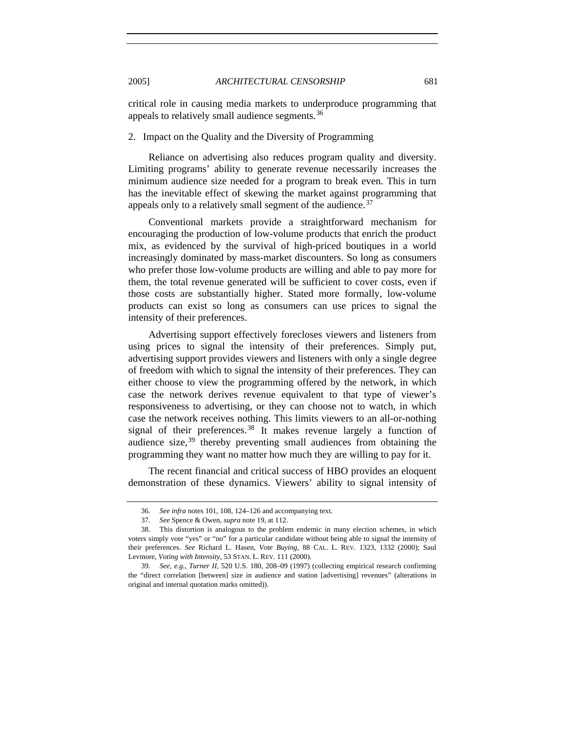critical role in causing media markets to underproduce programming that appeals to relatively small audience segments.[36]

### 2. Impact on the Quality and the Diversity of Programming

Reliance on advertising also reduces program quality and diversity. Limiting programs' ability to generate revenue necessarily increases the minimum audience size needed for a program to break even. This in turn has the inevitable effect of skewing the market against programming that appeals only to a relatively small segment of the audience.[37]

Conventional markets provide a straightforward mechanism for encouraging the production of low-volume products that enrich the product mix, as evidenced by the survival of high-priced boutiques in a world increasingly dominated by mass-market discounters. So long as consumers who prefer those low-volume products are willing and able to pay more for them, the total revenue generated will be sufficient to cover costs, even if those costs are substantially higher. Stated more formally, low-volume products can exist so long as consumers can use prices to signal the intensity of their preferences.

Advertising support effectively forecloses viewers and listeners from using prices to signal the intensity of their preferences. Simply put, advertising support provides viewers and listeners with only a single degree of freedom with which to signal the intensity of their preferences. They can either choose to view the programming offered by the network, in which case the network derives revenue equivalent to that type of viewer's responsiveness to advertising, or they can choose not to watch, in which case the network receives nothing. This limits viewers to an all-or-nothing signal of their preferences.[38] It makes revenue largely a function of audience size,[39] thereby preventing small audiences from obtaining the programming they want no matter how much they are willing to pay for it.

The recent financial and critical success of HBO provides an eloquent demonstration of these dynamics. Viewers' ability to signal intensity of

---

36. *See infra* notes 101, 108, 124–126 and accompanying text.

37. *See* Spence & Owen, *supra* note 19, at 112.

38. This distortion is analogous to the problem endemic in many election schemes, in which voters simply vote "yes" or "no" for a particular candidate without being able to signal the intensity of their preferences. *See* Richard L. Hasen, *Vote Buying*, 88 CAL. L. REV. 1323, 1332 (2000); Saul Levmore, *Voting with Intensity*, 53 STAN. L. REV. 111 (2000).

39. *See, e.g.*, *Turner II*, 520 U.S. 180, 208–09 (1997) (collecting empirical research confirming the "direct correlation [between] size in audience and station [advertising] revenues" (alterations in original and internal quotation marks omitted)).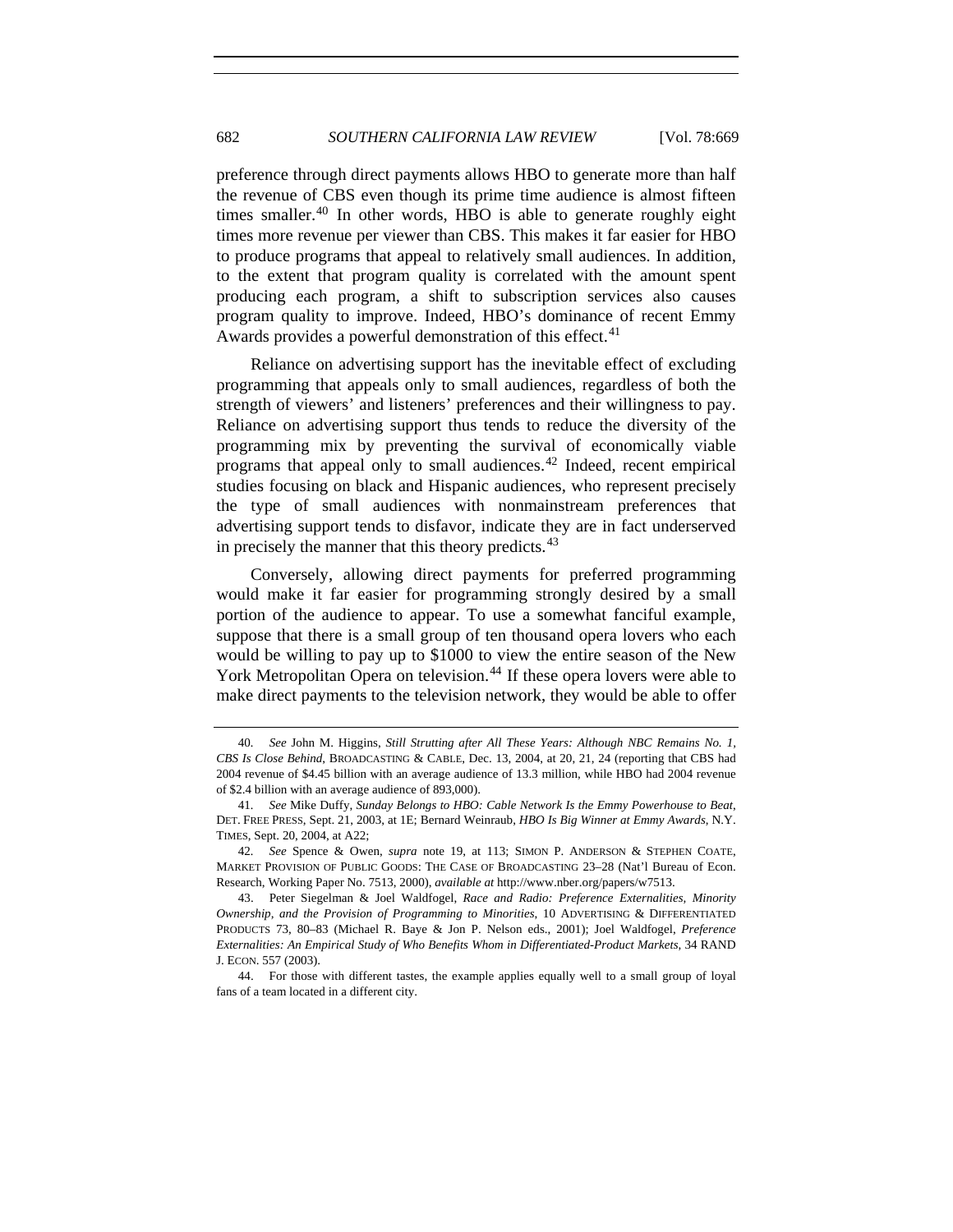preference through direct payments allows HBO to generate more than half the revenue of CBS even though its prime time audience is almost fifteen times smaller.[40] In other words, HBO is able to generate roughly eight times more revenue per viewer than CBS. This makes it far easier for HBO to produce programs that appeal to relatively small audiences. In addition, to the extent that program quality is correlated with the amount spent producing each program, a shift to subscription services also causes program quality to improve. Indeed, HBO's dominance of recent Emmy Awards provides a powerful demonstration of this effect.[41]

Reliance on advertising support has the inevitable effect of excluding programming that appeals only to small audiences, regardless of both the strength of viewers' and listeners' preferences and their willingness to pay. Reliance on advertising support thus tends to reduce the diversity of the programming mix by preventing the survival of economically viable programs that appeal only to small audiences.[42] Indeed, recent empirical studies focusing on black and Hispanic audiences, who represent precisely the type of small audiences with nonmainstream preferences that advertising support tends to disfavor, indicate they are in fact underserved in precisely the manner that this theory predicts.[43]

Conversely, allowing direct payments for preferred programming would make it far easier for programming strongly desired by a small portion of the audience to appear. To use a somewhat fanciful example, suppose that there is a small group of ten thousand opera lovers who each would be willing to pay up to $1000 to view the entire season of the New York Metropolitan Opera on television.[44] If these opera lovers were able to make direct payments to the television network, they would be able to offer

---

40. *See* John M. Higgins, *Still Strutting after All These Years: Although NBC Remains No. 1, CBS Is Close Behind*, BROADCASTING & CABLE, Dec. 13, 2004, at 20, 21, 24 (reporting that CBS had 2004 revenue of $4.45 billion with an average audience of 13.3 million, while HBO had 2004 revenue of $2.4 billion with an average audience of 893,000).

41. *See* Mike Duffy, *Sunday Belongs to HBO: Cable Network Is the Emmy Powerhouse to Beat*, DET. FREE PRESS, Sept. 21, 2003, at 1E; Bernard Weinraub, *HBO Is Big Winner at Emmy Awards*, N.Y. TIMES, Sept. 20, 2004, at A22;

42. *See* Spence & Owen, *supra* note 19, at 113; SIMON P. ANDERSON & STEPHEN COATE, MARKET PROVISION OF PUBLIC GOODS: THE CASE OF BROADCASTING 23–28 (Nat'l Bureau of Econ. Research, Working Paper No. 7513, 2000), *available at* http://www.nber.org/papers/w7513.

43. Peter Siegelman & Joel Waldfogel, *Race and Radio: Preference Externalities, Minority Ownership, and the Provision of Programming to Minorities*, 10 ADVERTISING & DIFFERENTIATED PRODUCTS 73, 80–83 (Michael R. Baye & Jon P. Nelson eds., 2001); Joel Waldfogel, *Preference Externalities: An Empirical Study of Who Benefits Whom in Differentiated-Product Markets*, 34 RAND J. ECON. 557 (2003).

44. For those with different tastes, the example applies equally well to a small group of loyal fans of a team located in a different city.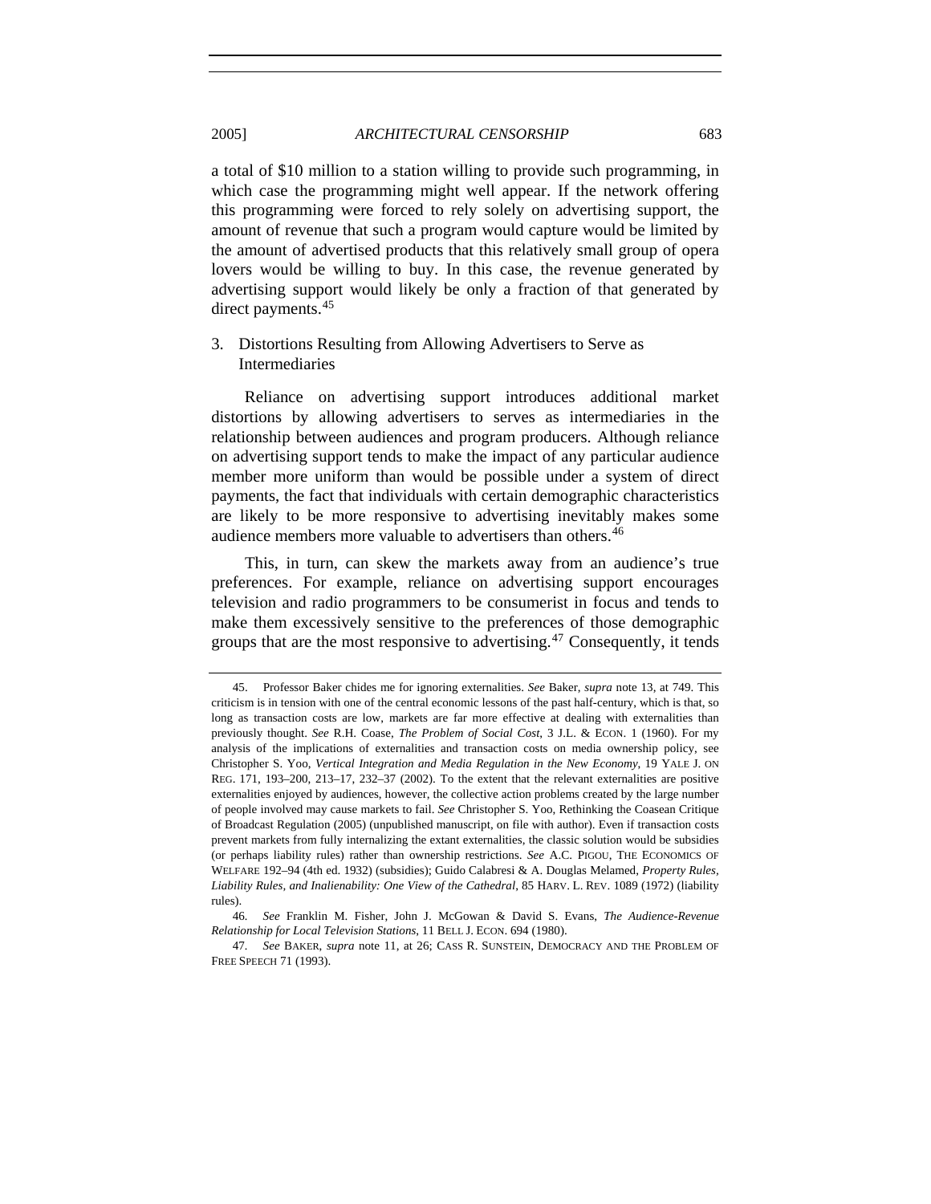a total of $10 million to a station willing to provide such programming, in which case the programming might well appear. If the network offering this programming were forced to rely solely on advertising support, the amount of revenue that such a program would capture would be limited by the amount of advertised products that this relatively small group of opera lovers would be willing to buy. In this case, the revenue generated by advertising support would likely be only a fraction of that generated by direct payments.[45]

### 3. Distortions Resulting from Allowing Advertisers to Serve as Intermediaries

Reliance on advertising support introduces additional market distortions by allowing advertisers to serves as intermediaries in the relationship between audiences and program producers. Although reliance on advertising support tends to make the impact of any particular audience member more uniform than would be possible under a system of direct payments, the fact that individuals with certain demographic characteristics are likely to be more responsive to advertising inevitably makes some audience members more valuable to advertisers than others.[46]

This, in turn, can skew the markets away from an audience's true preferences. For example, reliance on advertising support encourages television and radio programmers to be consumerist in focus and tends to make them excessively sensitive to the preferences of those demographic groups that are the most responsive to advertising.[47] Consequently, it tends

---

45. Professor Baker chides me for ignoring externalities. *See* Baker, *supra* note 13, at 749. This criticism is in tension with one of the central economic lessons of the past half-century, which is that, so long as transaction costs are low, markets are far more effective at dealing with externalities than previously thought. *See* R.H. Coase, *The Problem of Social Cost*, 3 J.L. & ECON. 1 (1960). For my analysis of the implications of externalities and transaction costs on media ownership policy, see Christopher S. Yoo, *Vertical Integration and Media Regulation in the New Economy*, 19 YALE J. ON REG. 171, 193–200, 213–17, 232–37 (2002). To the extent that the relevant externalities are positive externalities enjoyed by audiences, however, the collective action problems created by the large number of people involved may cause markets to fail. *See* Christopher S. Yoo, Rethinking the Coasean Critique of Broadcast Regulation (2005) (unpublished manuscript, on file with author). Even if transaction costs prevent markets from fully internalizing the extant externalities, the classic solution would be subsidies (or perhaps liability rules) rather than ownership restrictions. *See* A.C. PIGOU, THE ECONOMICS OF WELFARE 192–94 (4th ed. 1932) (subsidies); Guido Calabresi & A. Douglas Melamed, *Property Rules, Liability Rules, and Inalienability: One View of the Cathedral*, 85 HARV. L. REV. 1089 (1972) (liability rules).

46. *See* Franklin M. Fisher, John J. McGowan & David S. Evans, *The Audience-Revenue Relationship for Local Television Stations*, 11 BELL J. ECON. 694 (1980).

47. *See* BAKER, *supra* note 11, at 26; CASS R. SUNSTEIN, DEMOCRACY AND THE PROBLEM OF FREE SPEECH 71 (1993).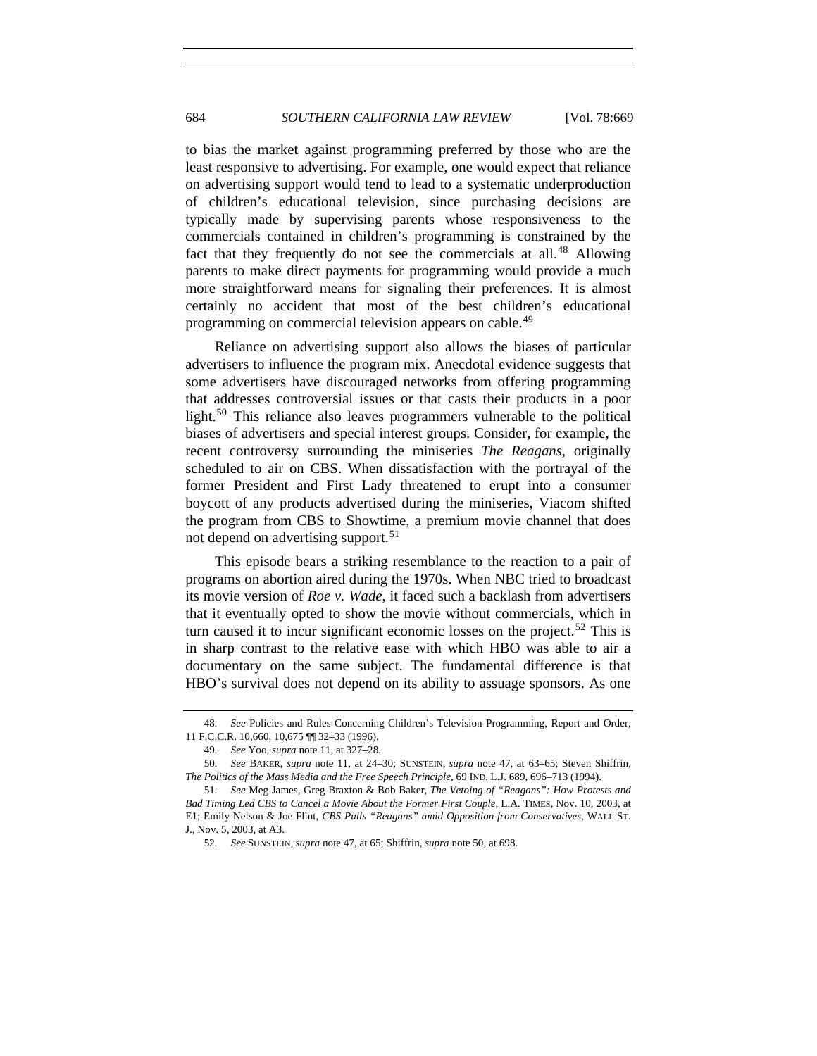to bias the market against programming preferred by those who are the least responsive to advertising. For example, one would expect that reliance on advertising support would tend to lead to a systematic underproduction of children's educational television, since purchasing decisions are typically made by supervising parents whose responsiveness to the commercials contained in children's programming is constrained by the fact that they frequently do not see the commercials at all.[48] Allowing parents to make direct payments for programming would provide a much more straightforward means for signaling their preferences. It is almost certainly no accident that most of the best children's educational programming on commercial television appears on cable.[49]

Reliance on advertising support also allows the biases of particular advertisers to influence the program mix. Anecdotal evidence suggests that some advertisers have discouraged networks from offering programming that addresses controversial issues or that casts their products in a poor light.[50] This reliance also leaves programmers vulnerable to the political biases of advertisers and special interest groups. Consider, for example, the recent controversy surrounding the miniseries *The Reagans*, originally scheduled to air on CBS. When dissatisfaction with the portrayal of the former President and First Lady threatened to erupt into a consumer boycott of any products advertised during the miniseries, Viacom shifted the program from CBS to Showtime, a premium movie channel that does not depend on advertising support.[51]

This episode bears a striking resemblance to the reaction to a pair of programs on abortion aired during the 1970s. When NBC tried to broadcast its movie version of *Roe v. Wade*, it faced such a backlash from advertisers that it eventually opted to show the movie without commercials, which in turn caused it to incur significant economic losses on the project.[52] This is in sharp contrast to the relative ease with which HBO was able to air a documentary on the same subject. The fundamental difference is that HBO's survival does not depend on its ability to assuage sponsors. As one

---

48. *See* Policies and Rules Concerning Children's Television Programming, Report and Order, 11 F.C.C.R. 10,660, 10,675 ¶¶ 32–33 (1996).

49. *See* Yoo, *supra* note 11, at 327–28.

50. *See* BAKER, *supra* note 11, at 24–30; SUNSTEIN, *supra* note 47, at 63–65; Steven Shiffrin, *The Politics of the Mass Media and the Free Speech Principle*, 69 IND. L.J. 689, 696–713 (1994).

51. *See* Meg James, Greg Braxton & Bob Baker, *The Vetoing of "Reagans": How Protests and Bad Timing Led CBS to Cancel a Movie About the Former First Couple*, L.A. TIMES, Nov. 10, 2003, at E1; Emily Nelson & Joe Flint, *CBS Pulls "Reagans" amid Opposition from Conservatives*, WALL ST. J., Nov. 5, 2003, at A3.

52. *See* SUNSTEIN, *supra* note 47, at 65; Shiffrin, *supra* note 50, at 698.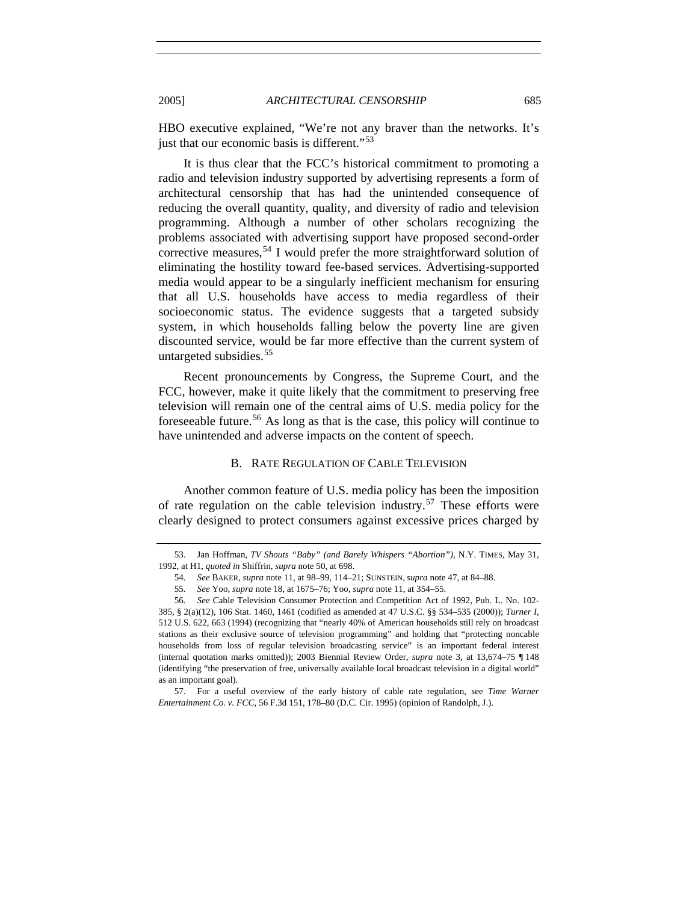HBO executive explained, "We're not any braver than the networks. It's just that our economic basis is different."[53]

It is thus clear that the FCC's historical commitment to promoting a radio and television industry supported by advertising represents a form of architectural censorship that has had the unintended consequence of reducing the overall quantity, quality, and diversity of radio and television programming. Although a number of other scholars recognizing the problems associated with advertising support have proposed second-order corrective measures,[54] I would prefer the more straightforward solution of eliminating the hostility toward fee-based services. Advertising-supported media would appear to be a singularly inefficient mechanism for ensuring that all U.S. households have access to media regardless of their socioeconomic status. The evidence suggests that a targeted subsidy system, in which households falling below the poverty line are given discounted service, would be far more effective than the current system of untargeted subsidies.[55]

Recent pronouncements by Congress, the Supreme Court, and the FCC, however, make it quite likely that the commitment to preserving free television will remain one of the central aims of U.S. media policy for the foreseeable future.[56] As long as that is the case, this policy will continue to have unintended and adverse impacts on the content of speech.

### B. Rate Regulation of Cable Television

Another common feature of U.S. media policy has been the imposition of rate regulation on the cable television industry.[57] These efforts were clearly designed to protect consumers against excessive prices charged by

---

53. Jan Hoffman, *TV Shouts "Baby" (and Barely Whispers "Abortion")*, N.Y. TIMES, May 31, 1992, at H1, *quoted in* Shiffrin, *supra* note 50, at 698.

54. *See* BAKER, *supra* note 11, at 98–99, 114–21; SUNSTEIN, *supra* note 47, at 84–88.

55. *See* Yoo, *supra* note 18, at 1675–76; Yoo, *supra* note 11, at 354–55.

56. *See* Cable Television Consumer Protection and Competition Act of 1992, Pub. L. No. 102-385, § 2(a)(12), 106 Stat. 1460, 1461 (codified as amended at 47 U.S.C. §§ 534–535 (2000)); *Turner I*, 512 U.S. 622, 663 (1994) (recognizing that "nearly 40% of American households still rely on broadcast stations as their exclusive source of television programming" and holding that "protecting noncable households from loss of regular television broadcasting service" is an important federal interest (internal quotation marks omitted)); 2003 Biennial Review Order, *supra* note 3, at 13,674–75 ¶ 148 (identifying "the preservation of free, universally available local broadcast television in a digital world" as an important goal).

57. For a useful overview of the early history of cable rate regulation, see *Time Warner Entertainment Co. v. FCC*, 56 F.3d 151, 178–80 (D.C. Cir. 1995) (opinion of Randolph, J.).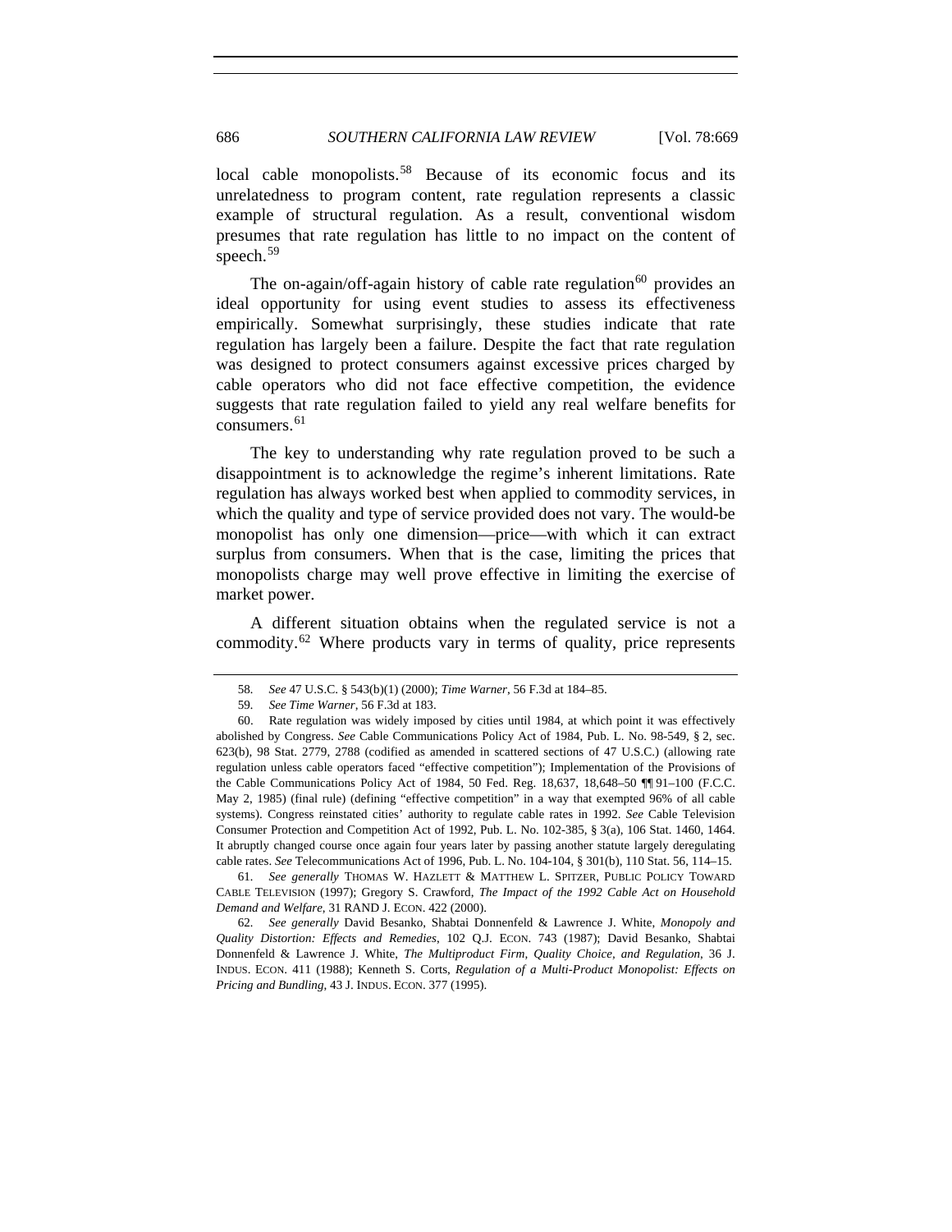local cable monopolists.[58] Because of its economic focus and its unrelatedness to program content, rate regulation represents a classic example of structural regulation. As a result, conventional wisdom presumes that rate regulation has little to no impact on the content of speech.[59]

The on-again/off-again history of cable rate regulation[60] provides an ideal opportunity for using event studies to assess its effectiveness empirically. Somewhat surprisingly, these studies indicate that rate regulation has largely been a failure. Despite the fact that rate regulation was designed to protect consumers against excessive prices charged by cable operators who did not face effective competition, the evidence suggests that rate regulation failed to yield any real welfare benefits for consumers.[61]

The key to understanding why rate regulation proved to be such a disappointment is to acknowledge the regime's inherent limitations. Rate regulation has always worked best when applied to commodity services, in which the quality and type of service provided does not vary. The would-be monopolist has only one dimension—price—with which it can extract surplus from consumers. When that is the case, limiting the prices that monopolists charge may well prove effective in limiting the exercise of market power.

A different situation obtains when the regulated service is not a commodity.[62] Where products vary in terms of quality, price represents

---

58. *See* 47 U.S.C. § 543(b)(1) (2000); *Time Warner*, 56 F.3d at 184–85.

59. *See Time Warner*, 56 F.3d at 183.

60. Rate regulation was widely imposed by cities until 1984, at which point it was effectively abolished by Congress. *See* Cable Communications Policy Act of 1984, Pub. L. No. 98-549, § 2, sec. 623(b), 98 Stat. 2779, 2788 (codified as amended in scattered sections of 47 U.S.C.) (allowing rate regulation unless cable operators faced "effective competition"); Implementation of the Provisions of the Cable Communications Policy Act of 1984, 50 Fed. Reg. 18,637, 18,648–50 ¶¶ 91–100 (F.C.C. May 2, 1985) (final rule) (defining "effective competition" in a way that exempted 96% of all cable systems). Congress reinstated cities' authority to regulate cable rates in 1992. *See* Cable Television Consumer Protection and Competition Act of 1992, Pub. L. No. 102-385, § 3(a), 106 Stat. 1460, 1464. It abruptly changed course once again four years later by passing another statute largely deregulating cable rates. *See* Telecommunications Act of 1996, Pub. L. No. 104-104, § 301(b), 110 Stat. 56, 114–15.

61. *See generally* THOMAS W. HAZLETT & MATTHEW L. SPITZER, PUBLIC POLICY TOWARD CABLE TELEVISION (1997); Gregory S. Crawford, *The Impact of the 1992 Cable Act on Household Demand and Welfare*, 31 RAND J. ECON. 422 (2000).

62. *See generally* David Besanko, Shabtai Donnenfeld & Lawrence J. White, *Monopoly and Quality Distortion: Effects and Remedies*, 102 Q.J. ECON. 743 (1987); David Besanko, Shabtai Donnenfeld & Lawrence J. White, *The Multiproduct Firm, Quality Choice, and Regulation*, 36 J. INDUS. ECON. 411 (1988); Kenneth S. Corts, *Regulation of a Multi-Product Monopolist: Effects on Pricing and Bundling*, 43 J. INDUS. ECON. 377 (1995).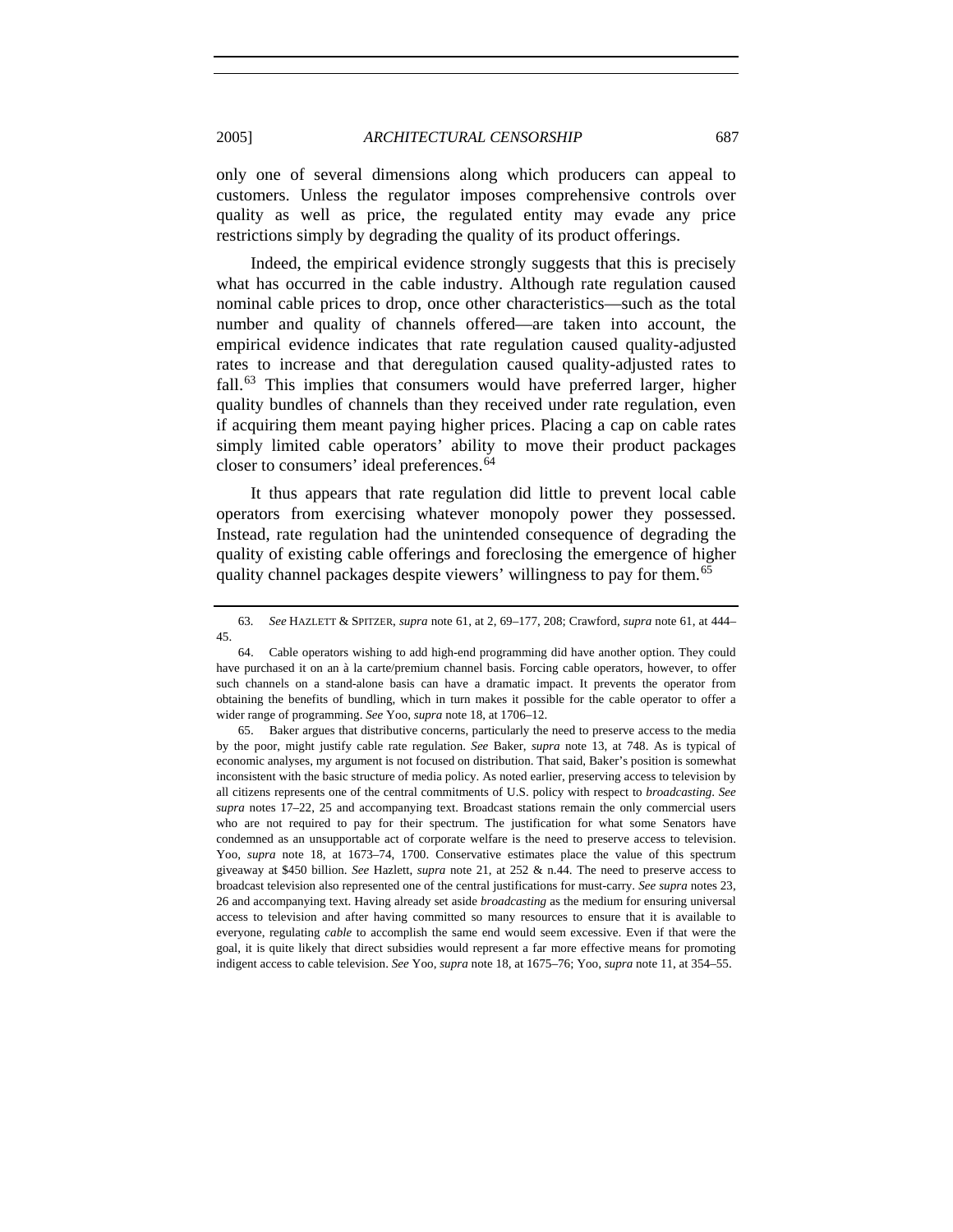only one of several dimensions along which producers can appeal to customers. Unless the regulator imposes comprehensive controls over quality as well as price, the regulated entity may evade any price restrictions simply by degrading the quality of its product offerings.

Indeed, the empirical evidence strongly suggests that this is precisely what has occurred in the cable industry. Although rate regulation caused nominal cable prices to drop, once other characteristics—such as the total number and quality of channels offered—are taken into account, the empirical evidence indicates that rate regulation caused quality-adjusted rates to increase and that deregulation caused quality-adjusted rates to fall.[63] This implies that consumers would have preferred larger, higher quality bundles of channels than they received under rate regulation, even if acquiring them meant paying higher prices. Placing a cap on cable rates simply limited cable operators' ability to move their product packages closer to consumers' ideal preferences.[64]

It thus appears that rate regulation did little to prevent local cable operators from exercising whatever monopoly power they possessed. Instead, rate regulation had the unintended consequence of degrading the quality of existing cable offerings and foreclosing the emergence of higher quality channel packages despite viewers' willingness to pay for them.[65]

---

63. *See* HAZLETT & SPITZER, *supra* note 61, at 2, 69–177, 208; Crawford, *supra* note 61, at 444–45.

64. Cable operators wishing to add high-end programming did have another option. They could have purchased it on an à la carte/premium channel basis. Forcing cable operators, however, to offer such channels on a stand-alone basis can have a dramatic impact. It prevents the operator from obtaining the benefits of bundling, which in turn makes it possible for the cable operator to offer a wider range of programming. *See* Yoo, *supra* note 18, at 1706–12.

65. Baker argues that distributive concerns, particularly the need to preserve access to the media by the poor, might justify cable rate regulation. *See* Baker, *supra* note 13, at 748. As is typical of economic analyses, my argument is not focused on distribution. That said, Baker's position is somewhat inconsistent with the basic structure of media policy. As noted earlier, preserving access to television by all citizens represents one of the central commitments of U.S. policy with respect to *broadcasting*. *See supra* notes 17–22, 25 and accompanying text. Broadcast stations remain the only commercial users who are not required to pay for their spectrum. The justification for what some Senators have condemned as an unsupportable act of corporate welfare is the need to preserve access to television. Yoo, *supra* note 18, at 1673–74, 1700. Conservative estimates place the value of this spectrum giveaway at $450 billion. *See* Hazlett, *supra* note 21, at 252 & n.44. The need to preserve access to broadcast television also represented one of the central justifications for must-carry. *See supra* notes 23, 26 and accompanying text. Having already set aside *broadcasting* as the medium for ensuring universal access to television and after having committed so many resources to ensure that it is available to everyone, regulating *cable* to accomplish the same end would seem excessive. Even if that were the goal, it is quite likely that direct subsidies would represent a far more effective means for promoting indigent access to cable television. *See* Yoo, *supra* note 18, at 1675–76; Yoo, *supra* note 11, at 354–55.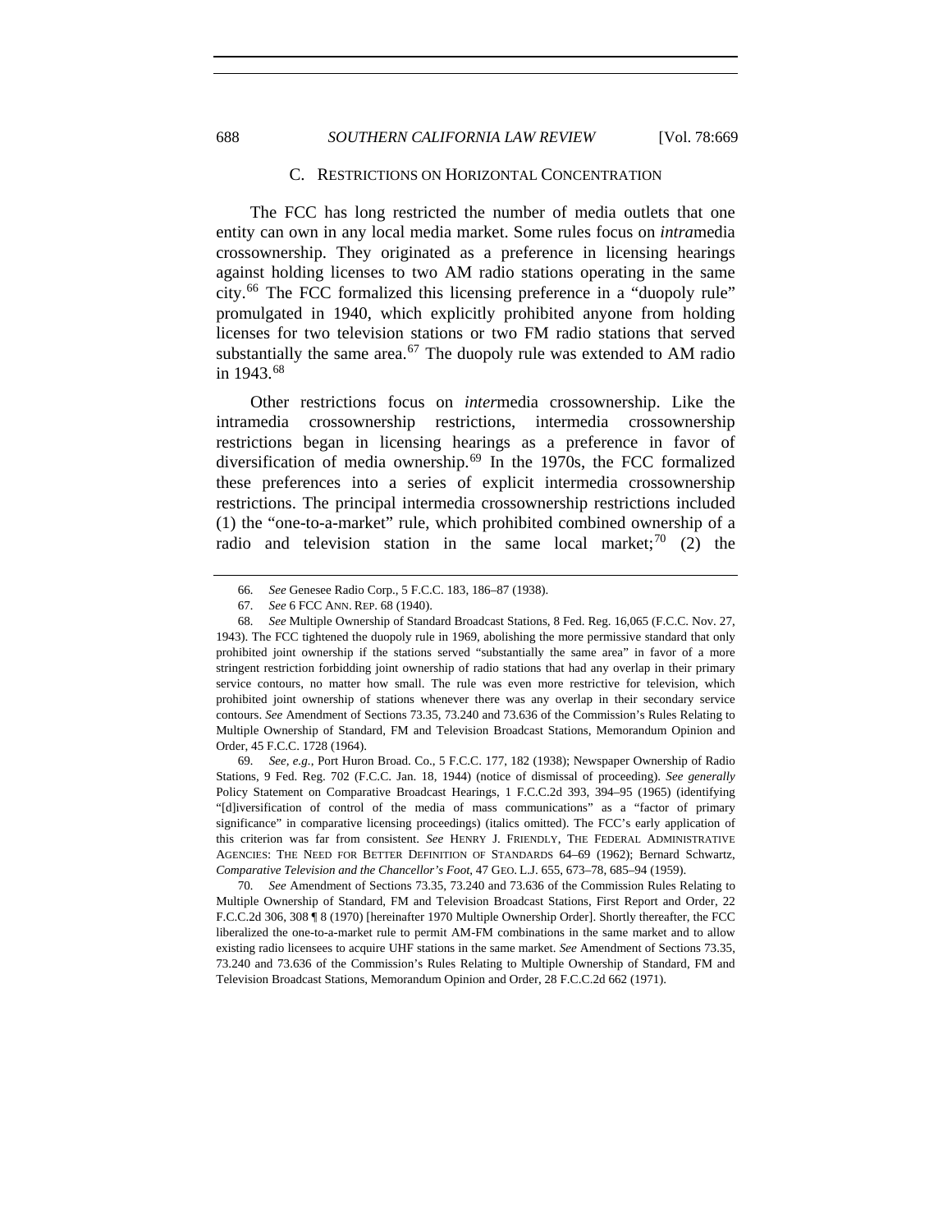### C. RESTRICTIONS ON HORIZONTAL CONCENTRATION

The FCC has long restricted the number of media outlets that one entity can own in any local media market. Some rules focus on *intra*media crossownership. They originated as a preference in licensing hearings against holding licenses to two AM radio stations operating in the same city.[66] The FCC formalized this licensing preference in a "duopoly rule" promulgated in 1940, which explicitly prohibited anyone from holding licenses for two television stations or two FM radio stations that served substantially the same area.[67] The duopoly rule was extended to AM radio in 1943.[68]

Other restrictions focus on *inter*media crossownership. Like the intramedia crossownership restrictions, intermedia crossownership restrictions began in licensing hearings as a preference in favor of diversification of media ownership.[69] In the 1970s, the FCC formalized these preferences into a series of explicit intermedia crossownership restrictions. The principal intermedia crossownership restrictions included (1) the "one-to-a-market" rule, which prohibited combined ownership of a radio and television station in the same local market;[70] (2) the

---

66. *See* Genesee Radio Corp., 5 F.C.C. 183, 186–87 (1938).

67. *See* 6 FCC ANN. REP. 68 (1940).

68. *See* Multiple Ownership of Standard Broadcast Stations, 8 Fed. Reg. 16,065 (F.C.C. Nov. 27, 1943). The FCC tightened the duopoly rule in 1969, abolishing the more permissive standard that only prohibited joint ownership if the stations served "substantially the same area" in favor of a more stringent restriction forbidding joint ownership of radio stations that had any overlap in their primary service contours, no matter how small. The rule was even more restrictive for television, which prohibited joint ownership of stations whenever there was any overlap in their secondary service contours. *See* Amendment of Sections 73.35, 73.240 and 73.636 of the Commission's Rules Relating to Multiple Ownership of Standard, FM and Television Broadcast Stations, Memorandum Opinion and Order, 45 F.C.C. 1728 (1964).

69. *See, e.g.*, Port Huron Broad. Co., 5 F.C.C. 177, 182 (1938); Newspaper Ownership of Radio Stations, 9 Fed. Reg. 702 (F.C.C. Jan. 18, 1944) (notice of dismissal of proceeding). *See generally* Policy Statement on Comparative Broadcast Hearings, 1 F.C.C.2d 393, 394–95 (1965) (identifying "[d]iversification of control of the media of mass communications" as a "factor of primary significance" in comparative licensing proceedings) (italics omitted). The FCC's early application of this criterion was far from consistent. *See* HENRY J. FRIENDLY, THE FEDERAL ADMINISTRATIVE AGENCIES: THE NEED FOR BETTER DEFINITION OF STANDARDS 64–69 (1962); Bernard Schwartz, *Comparative Television and the Chancellor's Foot*, 47 GEO. L.J. 655, 673–78, 685–94 (1959).

70. *See* Amendment of Sections 73.35, 73.240 and 73.636 of the Commission Rules Relating to Multiple Ownership of Standard, FM and Television Broadcast Stations, First Report and Order, 22 F.C.C.2d 306, 308 ¶ 8 (1970) [hereinafter 1970 Multiple Ownership Order]. Shortly thereafter, the FCC liberalized the one-to-a-market rule to permit AM-FM combinations in the same market and to allow existing radio licensees to acquire UHF stations in the same market. *See* Amendment of Sections 73.35, 73.240 and 73.636 of the Commission's Rules Relating to Multiple Ownership of Standard, FM and Television Broadcast Stations, Memorandum Opinion and Order, 28 F.C.C.2d 662 (1971).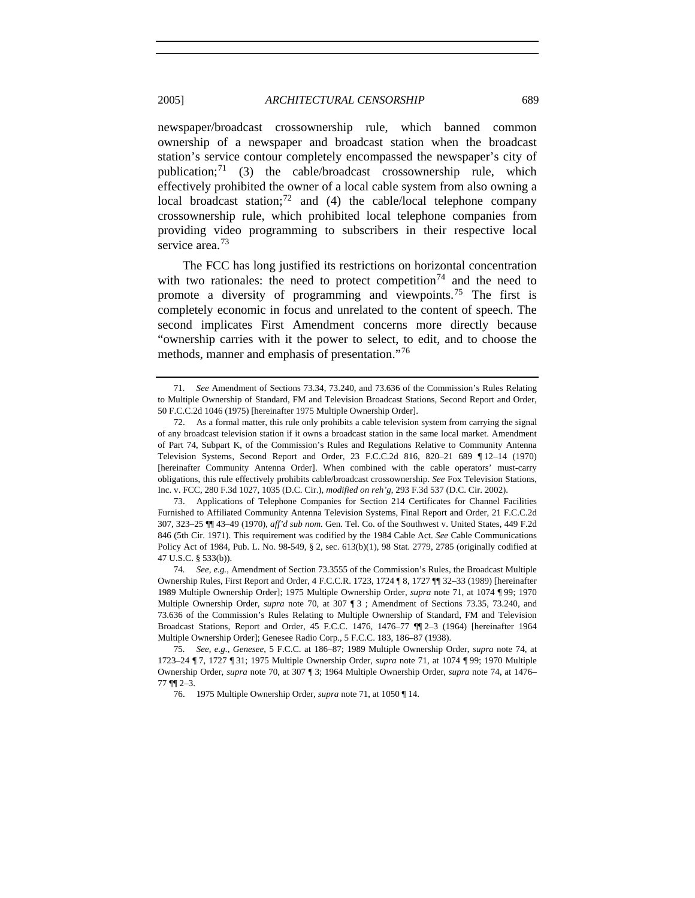newspaper/broadcast crossownership rule, which banned common ownership of a newspaper and broadcast station when the broadcast station's service contour completely encompassed the newspaper's city of publication;[71] (3) the cable/broadcast crossownership rule, which effectively prohibited the owner of a local cable system from also owning a local broadcast station;[72] and (4) the cable/local telephone company crossownership rule, which prohibited local telephone companies from providing video programming to subscribers in their respective local service area.[73]

The FCC has long justified its restrictions on horizontal concentration with two rationales: the need to protect competition[74] and the need to promote a diversity of programming and viewpoints.[75] The first is completely economic in focus and unrelated to the content of speech. The second implicates First Amendment concerns more directly because "ownership carries with it the power to select, to edit, and to choose the methods, manner and emphasis of presentation."[76]

---

71. *See* Amendment of Sections 73.34, 73.240, and 73.636 of the Commission's Rules Relating to Multiple Ownership of Standard, FM and Television Broadcast Stations, Second Report and Order, 50 F.C.C.2d 1046 (1975) [hereinafter 1975 Multiple Ownership Order].

72. As a formal matter, this rule only prohibits a cable television system from carrying the signal of any broadcast television station if it owns a broadcast station in the same local market. Amendment of Part 74, Subpart K, of the Commission's Rules and Regulations Relative to Community Antenna Television Systems, Second Report and Order, 23 F.C.C.2d 816, 820–21 689 ¶ 12–14 (1970) [hereinafter Community Antenna Order]. When combined with the cable operators' must-carry obligations, this rule effectively prohibits cable/broadcast crossownership. *See* Fox Television Stations, Inc. v. FCC, 280 F.3d 1027, 1035 (D.C. Cir.), *modified on reh'g*, 293 F.3d 537 (D.C. Cir. 2002).

73. Applications of Telephone Companies for Section 214 Certificates for Channel Facilities Furnished to Affiliated Community Antenna Television Systems, Final Report and Order, 21 F.C.C.2d 307, 323–25 ¶¶ 43–49 (1970), *aff'd sub nom.* Gen. Tel. Co. of the Southwest v. United States, 449 F.2d 846 (5th Cir. 1971). This requirement was codified by the 1984 Cable Act. *See* Cable Communications Policy Act of 1984, Pub. L. No. 98-549, § 2, sec. 613(b)(1), 98 Stat. 2779, 2785 (originally codified at 47 U.S.C. § 533(b)).

74. *See, e.g.*, Amendment of Section 73.3555 of the Commission's Rules, the Broadcast Multiple Ownership Rules, First Report and Order, 4 F.C.C.R. 1723, 1724 ¶ 8, 1727 ¶¶ 32–33 (1989) [hereinafter 1989 Multiple Ownership Order]; 1975 Multiple Ownership Order, *supra* note 71, at 1074 ¶ 99; 1970 Multiple Ownership Order, *supra* note 70, at 307 ¶ 3 ; Amendment of Sections 73.35, 73.240, and 73.636 of the Commission's Rules Relating to Multiple Ownership of Standard, FM and Television Broadcast Stations, Report and Order, 45 F.C.C. 1476, 1476–77 ¶¶ 2–3 (1964) [hereinafter 1964 Multiple Ownership Order]; Genesee Radio Corp., 5 F.C.C. 183, 186–87 (1938).

75. *See, e.g.*, *Genesee*, 5 F.C.C. at 186–87; 1989 Multiple Ownership Order, *supra* note 74, at 1723–24 ¶ 7, 1727 ¶ 31; 1975 Multiple Ownership Order, *supra* note 71, at 1074 ¶ 99; 1970 Multiple Ownership Order, *supra* note 70, at 307 ¶ 3; 1964 Multiple Ownership Order, *supra* note 74, at 1476–77 ¶¶ 2–3.

76. 1975 Multiple Ownership Order, *supra* note 71, at 1050 ¶ 14.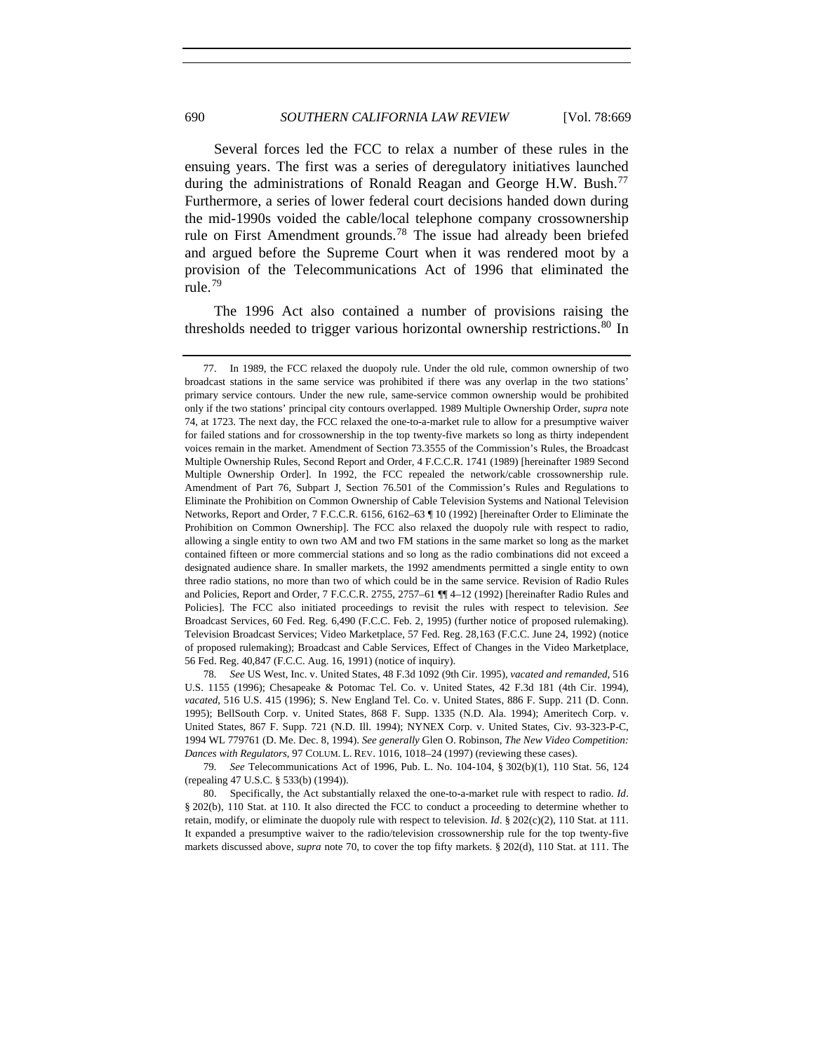Several forces led the FCC to relax a number of these rules in the ensuing years. The first was a series of deregulatory initiatives launched during the administrations of Ronald Reagan and George H.W. Bush.[77] Furthermore, a series of lower federal court decisions handed down during the mid-1990s voided the cable/local telephone company crossownership rule on First Amendment grounds.[78] The issue had already been briefed and argued before the Supreme Court when it was rendered moot by a provision of the Telecommunications Act of 1996 that eliminated the rule.[79]

The 1996 Act also contained a number of provisions raising the thresholds needed to trigger various horizontal ownership restrictions.[80] In

---

77. In 1989, the FCC relaxed the duopoly rule. Under the old rule, common ownership of two broadcast stations in the same service was prohibited if there was any overlap in the two stations' primary service contours. Under the new rule, same-service common ownership would be prohibited only if the two stations' principal city contours overlapped. 1989 Multiple Ownership Order, *supra* note 74, at 1723. The next day, the FCC relaxed the one-to-a-market rule to allow for a presumptive waiver for failed stations and for crossownership in the top twenty-five markets so long as thirty independent voices remain in the market. Amendment of Section 73.3555 of the Commission's Rules, the Broadcast Multiple Ownership Rules, Second Report and Order, 4 F.C.C.R. 1741 (1989) [hereinafter 1989 Second Multiple Ownership Order]. In 1992, the FCC repealed the network/cable crossownership rule. Amendment of Part 76, Subpart J, Section 76.501 of the Commission's Rules and Regulations to Eliminate the Prohibition on Common Ownership of Cable Television Systems and National Television Networks, Report and Order, 7 F.C.C.R. 6156, 6162–63 ¶ 10 (1992) [hereinafter Order to Eliminate the Prohibition on Common Ownership]. The FCC also relaxed the duopoly rule with respect to radio, allowing a single entity to own two AM and two FM stations in the same market so long as the market contained fifteen or more commercial stations and so long as the radio combinations did not exceed a designated audience share. In smaller markets, the 1992 amendments permitted a single entity to own three radio stations, no more than two of which could be in the same service. Revision of Radio Rules and Policies, Report and Order, 7 F.C.C.R. 2755, 2757–61 ¶¶ 4–12 (1992) [hereinafter Radio Rules and Policies]. The FCC also initiated proceedings to revisit the rules with respect to television. *See* Broadcast Services, 60 Fed. Reg. 6,490 (F.C.C. Feb. 2, 1995) (further notice of proposed rulemaking). Television Broadcast Services; Video Marketplace, 57 Fed. Reg. 28,163 (F.C.C. June 24, 1992) (notice of proposed rulemaking); Broadcast and Cable Services, Effect of Changes in the Video Marketplace, 56 Fed. Reg. 40,847 (F.C.C. Aug. 16, 1991) (notice of inquiry).

78. *See* US West, Inc. v. United States, 48 F.3d 1092 (9th Cir. 1995), *vacated and remanded*, 516 U.S. 1155 (1996); Chesapeake & Potomac Tel. Co. v. United States, 42 F.3d 181 (4th Cir. 1994), *vacated*, 516 U.S. 415 (1996); S. New England Tel. Co. v. United States, 886 F. Supp. 211 (D. Conn. 1995); BellSouth Corp. v. United States, 868 F. Supp. 1335 (N.D. Ala. 1994); Ameritech Corp. v. United States, 867 F. Supp. 721 (N.D. Ill. 1994); NYNEX Corp. v. United States, Civ. 93-323-P-C, 1994 WL 779761 (D. Me. Dec. 8, 1994). *See generally* Glen O. Robinson, *The New Video Competition: Dances with Regulators*, 97 COLUM. L. REV. 1016, 1018–24 (1997) (reviewing these cases).

79. *See* Telecommunications Act of 1996, Pub. L. No. 104-104, § 302(b)(1), 110 Stat. 56, 124 (repealing 47 U.S.C. § 533(b) (1994)).

80. Specifically, the Act substantially relaxed the one-to-a-market rule with respect to radio. *Id*. § 202(b), 110 Stat. at 110. It also directed the FCC to conduct a proceeding to determine whether to retain, modify, or eliminate the duopoly rule with respect to television. *Id*. § 202(c)(2), 110 Stat. at 111. It expanded a presumptive waiver to the radio/television crossownership rule for the top twenty-five markets discussed above, *supra* note 70, to cover the top fifty markets. § 202(d), 110 Stat. at 111. The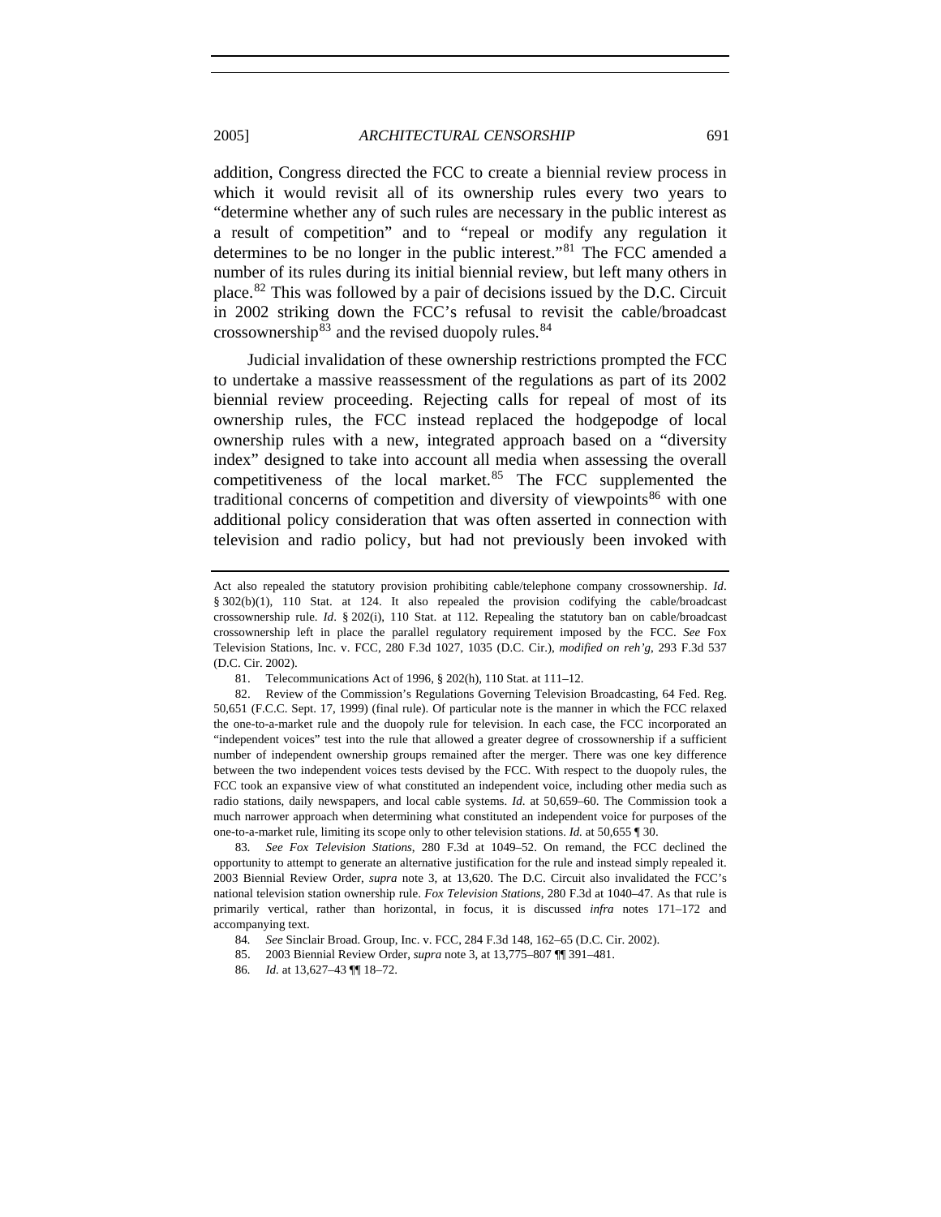addition, Congress directed the FCC to create a biennial review process in which it would revisit all of its ownership rules every two years to "determine whether any of such rules are necessary in the public interest as a result of competition" and to "repeal or modify any regulation it determines to be no longer in the public interest."[81] The FCC amended a number of its rules during its initial biennial review, but left many others in place.[82] This was followed by a pair of decisions issued by the D.C. Circuit in 2002 striking down the FCC's refusal to revisit the cable/broadcast crossownership[83] and the revised duopoly rules.[84]

Judicial invalidation of these ownership restrictions prompted the FCC to undertake a massive reassessment of the regulations as part of its 2002 biennial review proceeding. Rejecting calls for repeal of most of its ownership rules, the FCC instead replaced the hodgepodge of local ownership rules with a new, integrated approach based on a "diversity index" designed to take into account all media when assessing the overall competitiveness of the local market.[85] The FCC supplemented the traditional concerns of competition and diversity of viewpoints[86] with one additional policy consideration that was often asserted in connection with television and radio policy, but had not previously been invoked with

---

Act also repealed the statutory provision prohibiting cable/telephone company crossownership. *Id*. § 302(b)(1), 110 Stat. at 124. It also repealed the provision codifying the cable/broadcast crossownership rule. *Id*. § 202(i), 110 Stat. at 112. Repealing the statutory ban on cable/broadcast crossownership left in place the parallel regulatory requirement imposed by the FCC. *See* Fox Television Stations, Inc. v. FCC, 280 F.3d 1027, 1035 (D.C. Cir.), *modified on reh'g*, 293 F.3d 537 (D.C. Cir. 2002).

81. Telecommunications Act of 1996, § 202(h), 110 Stat. at 111–12.

82. Review of the Commission's Regulations Governing Television Broadcasting, 64 Fed. Reg. 50,651 (F.C.C. Sept. 17, 1999) (final rule). Of particular note is the manner in which the FCC relaxed the one-to-a-market rule and the duopoly rule for television. In each case, the FCC incorporated an "independent voices" test into the rule that allowed a greater degree of crossownership if a sufficient number of independent ownership groups remained after the merger. There was one key difference between the two independent voices tests devised by the FCC. With respect to the duopoly rules, the FCC took an expansive view of what constituted an independent voice, including other media such as radio stations, daily newspapers, and local cable systems. *Id.* at 50,659–60. The Commission took a much narrower approach when determining what constituted an independent voice for purposes of the one-to-a-market rule, limiting its scope only to other television stations. *Id.* at 50,655 ¶ 30.

83. *See Fox Television Stations*, 280 F.3d at 1049–52. On remand, the FCC declined the opportunity to attempt to generate an alternative justification for the rule and instead simply repealed it. 2003 Biennial Review Order, *supra* note 3, at 13,620. The D.C. Circuit also invalidated the FCC's national television station ownership rule. *Fox Television Stations*, 280 F.3d at 1040–47. As that rule is primarily vertical, rather than horizontal, in focus, it is discussed *infra* notes 171–172 and accompanying text.

84. *See* Sinclair Broad. Group, Inc. v. FCC, 284 F.3d 148, 162–65 (D.C. Cir. 2002).

85. 2003 Biennial Review Order, *supra* note 3, at 13,775–807 ¶¶ 391–481.

86. *Id.* at 13,627–43 ¶¶ 18–72.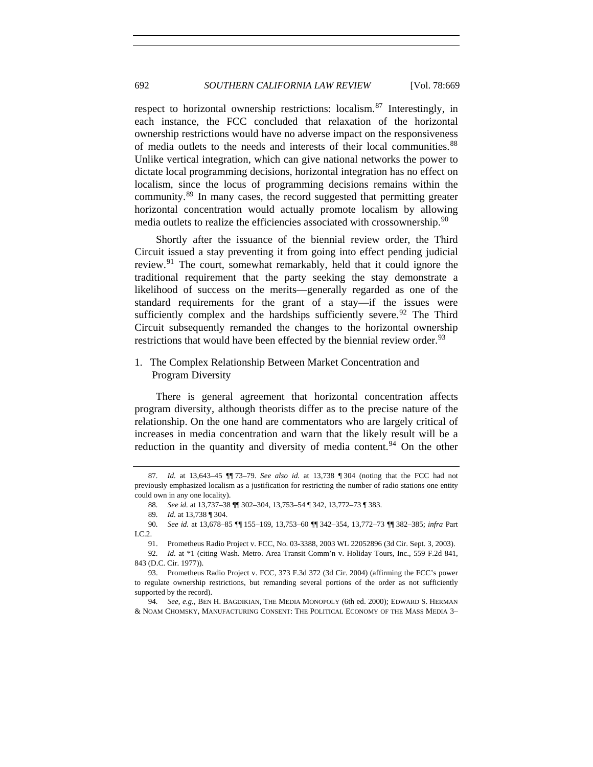respect to horizontal ownership restrictions: localism.[87] Interestingly, in each instance, the FCC concluded that relaxation of the horizontal ownership restrictions would have no adverse impact on the responsiveness of media outlets to the needs and interests of their local communities.[88] Unlike vertical integration, which can give national networks the power to dictate local programming decisions, horizontal integration has no effect on localism, since the locus of programming decisions remains within the community.[89] In many cases, the record suggested that permitting greater horizontal concentration would actually promote localism by allowing media outlets to realize the efficiencies associated with crossownership.[90]

Shortly after the issuance of the biennial review order, the Third Circuit issued a stay preventing it from going into effect pending judicial review.[91] The court, somewhat remarkably, held that it could ignore the traditional requirement that the party seeking the stay demonstrate a likelihood of success on the merits—generally regarded as one of the standard requirements for the grant of a stay—if the issues were sufficiently complex and the hardships sufficiently severe.[92] The Third Circuit subsequently remanded the changes to the horizontal ownership restrictions that would have been effected by the biennial review order.[93]

### 1. The Complex Relationship Between Market Concentration and Program Diversity

There is general agreement that horizontal concentration affects program diversity, although theorists differ as to the precise nature of the relationship. On the one hand are commentators who are largely critical of increases in media concentration and warn that the likely result will be a reduction in the quantity and diversity of media content.[94] On the other

---

87. *Id.* at 13,643–45 ¶¶ 73–79. *See also id.* at 13,738 ¶ 304 (noting that the FCC had not previously emphasized localism as a justification for restricting the number of radio stations one entity could own in any one locality).

88. *See id.* at 13,737–38 ¶¶ 302–304, 13,753–54 ¶ 342, 13,772–73 ¶ 383.

89. *Id.* at 13,738 ¶ 304.

90. *See id.* at 13,678–85 ¶¶ 155–169, 13,753–60 ¶¶ 342–354, 13,772–73 ¶¶ 382–385; *infra* Part I.C.2.

91. Prometheus Radio Project v. FCC, No. 03-3388, 2003 WL 22052896 (3d Cir. Sept. 3, 2003).

92. *Id.* at *1 (citing Wash. Metro. Area Transit Comm'n v. Holiday Tours, Inc., 559 F.2d 841, 843 (D.C. Cir. 1977)).

93. Prometheus Radio Project v. FCC, 373 F.3d 372 (3d Cir. 2004) (affirming the FCC's power to regulate ownership restrictions, but remanding several portions of the order as not sufficiently supported by the record).

94. *See, e.g.*, BEN H. BAGDIKIAN, THE MEDIA MONOPOLY (6th ed. 2000); EDWARD S. HERMAN & NOAM CHOMSKY, MANUFACTURING CONSENT: THE POLITICAL ECONOMY OF THE MASS MEDIA 3–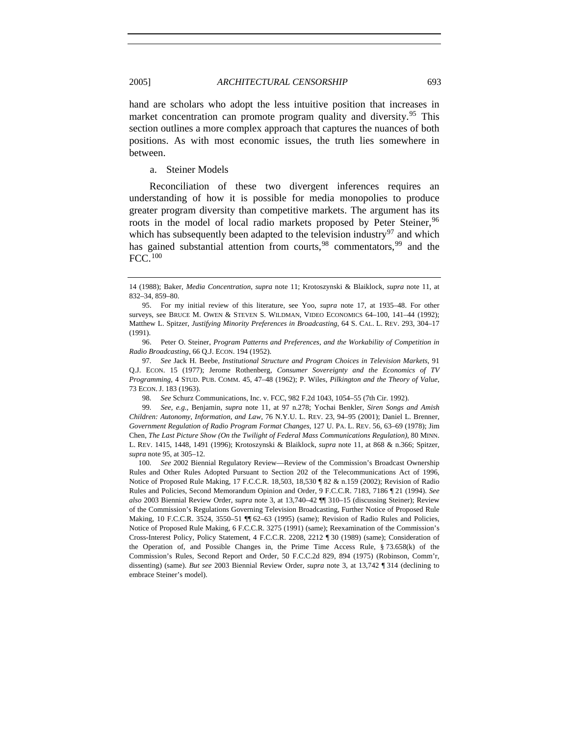hand are scholars who adopt the less intuitive position that increases in market concentration can promote program quality and diversity.[95] This section outlines a more complex approach that captures the nuances of both positions. As with most economic issues, the truth lies somewhere in between.

a. Steiner Models

Reconciliation of these two divergent inferences requires an understanding of how it is possible for media monopolies to produce greater program diversity than competitive markets. The argument has its roots in the model of local radio markets proposed by Peter Steiner,[96] which has subsequently been adapted to the television industry[97] and which has gained substantial attention from courts,[98] commentators,[99] and the FCC.[100]

---

14 (1988); Baker, *Media Concentration*, *supra* note 11; Krotoszynski & Blaiklock, *supra* note 11, at 832–34, 859–80.

95. For my initial review of this literature, see Yoo, *supra* note 17, at 1935–48. For other surveys, see BRUCE M. OWEN & STEVEN S. WILDMAN, VIDEO ECONOMICS 64–100, 141–44 (1992); Matthew L. Spitzer, *Justifying Minority Preferences in Broadcasting*, 64 S. CAL. L. REV. 293, 304–17 (1991).

96. Peter O. Steiner, *Program Patterns and Preferences, and the Workability of Competition in Radio Broadcasting*, 66 Q.J. ECON. 194 (1952).

97. *See* Jack H. Beebe, *Institutional Structure and Program Choices in Television Markets*, 91 Q.J. ECON. 15 (1977); Jerome Rothenberg, *Consumer Sovereignty and the Economics of TV Programming*, 4 STUD. PUB. COMM. 45, 47–48 (1962); P. Wiles, *Pilkington and the Theory of Value*, 73 ECON. J. 183 (1963).

98. *See* Schurz Communications, Inc. v. FCC, 982 F.2d 1043, 1054–55 (7th Cir. 1992).

99. *See, e.g.*, Benjamin, *supra* note 11, at 97 n.278; Yochai Benkler, *Siren Songs and Amish Children: Autonomy, Information, and Law*, 76 N.Y.U. L. REV. 23, 94–95 (2001); Daniel L. Brenner, *Government Regulation of Radio Program Format Changes*, 127 U. PA. L. REV. 56, 63–69 (1978); Jim Chen, *The Last Picture Show (On the Twilight of Federal Mass Communications Regulation)*, 80 MINN. L. REV. 1415, 1448, 1491 (1996); Krotoszynski & Blaiklock, *supra* note 11, at 868 & n.366; Spitzer, *supra* note 95, at 305–12.

100. *See* 2002 Biennial Regulatory Review—Review of the Commission's Broadcast Ownership Rules and Other Rules Adopted Pursuant to Section 202 of the Telecommunications Act of 1996, Notice of Proposed Rule Making, 17 F.C.C.R. 18,503, 18,530 ¶ 82 & n.159 (2002); Revision of Radio Rules and Policies, Second Memorandum Opinion and Order, 9 F.C.C.R. 7183, 7186 ¶ 21 (1994). *See also* 2003 Biennial Review Order, *supra* note 3, at 13,740–42 ¶¶ 310–15 (discussing Steiner); Review of the Commission's Regulations Governing Television Broadcasting, Further Notice of Proposed Rule Making, 10 F.C.C.R. 3524, 3550–51 ¶¶ 62–63 (1995) (same); Revision of Radio Rules and Policies, Notice of Proposed Rule Making, 6 F.C.C.R. 3275 (1991) (same); Reexamination of the Commission's Cross-Interest Policy, Policy Statement, 4 F.C.C.R. 2208, 2212 ¶ 30 (1989) (same); Consideration of the Operation of, and Possible Changes in, the Prime Time Access Rule, § 73.658(k) of the Commission's Rules, Second Report and Order, 50 F.C.C.2d 829, 894 (1975) (Robinson, Comm'r, dissenting) (same). *But see* 2003 Biennial Review Order, *supra* note 3, at 13,742 ¶ 314 (declining to embrace Steiner's model).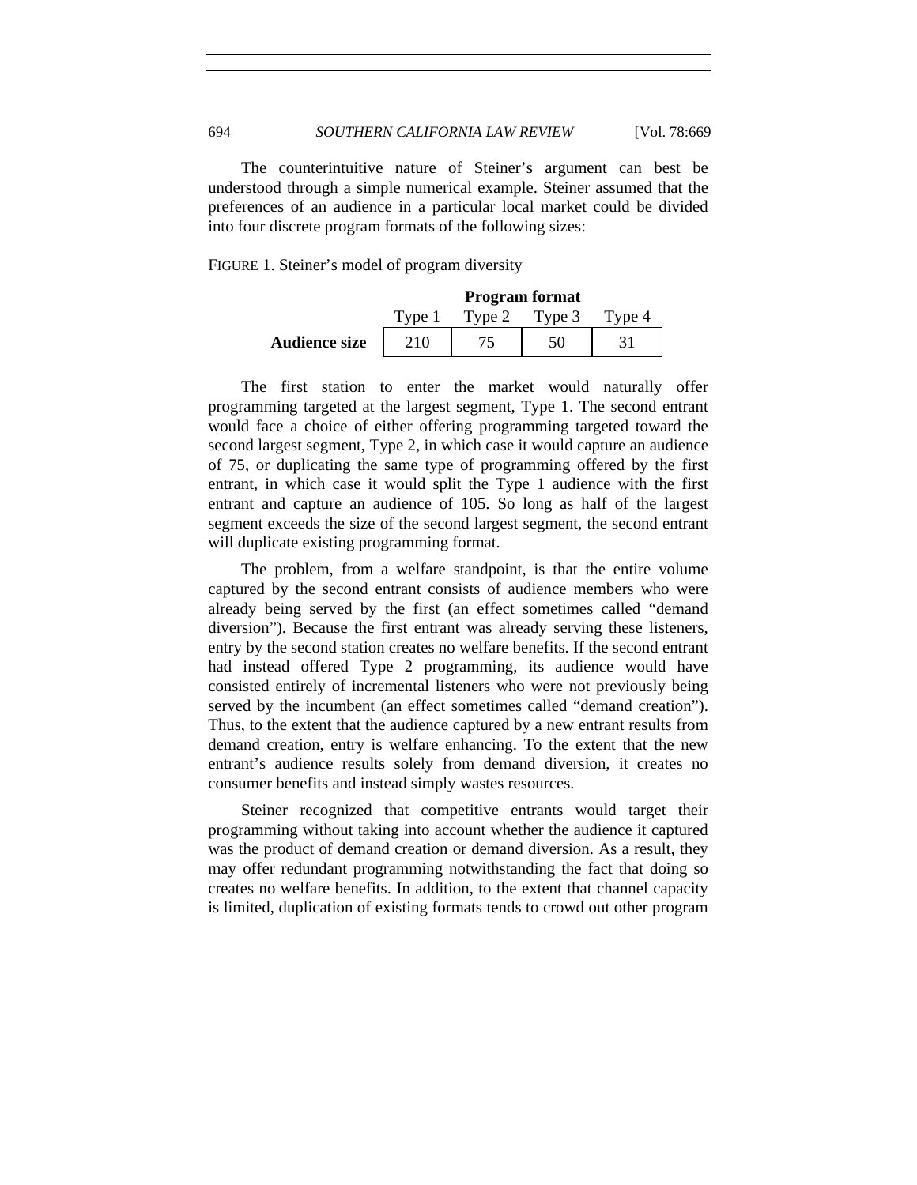The counterintuitive nature of Steiner's argument can best be understood through a simple numerical example. Steiner assumed that the preferences of an audience in a particular local market could be divided into four discrete program formats of the following sizes:

FIGURE 1. Steiner's model of program diversity

| | Program format | | | |
|---|---|---|---|---|
| | Type 1 | Type 2 | Type 3 | Type 4 |
| **Audience size** | 210 | 75 | 50 | 31 |

The first station to enter the market would naturally offer programming targeted at the largest segment, Type 1. The second entrant would face a choice of either offering programming targeted toward the second largest segment, Type 2, in which case it would capture an audience of 75, or duplicating the same type of programming offered by the first entrant, in which case it would split the Type 1 audience with the first entrant and capture an audience of 105. So long as half of the largest segment exceeds the size of the second largest segment, the second entrant will duplicate existing programming format.

The problem, from a welfare standpoint, is that the entire volume captured by the second entrant consists of audience members who were already being served by the first (an effect sometimes called "demand diversion"). Because the first entrant was already serving these listeners, entry by the second station creates no welfare benefits. If the second entrant had instead offered Type 2 programming, its audience would have consisted entirely of incremental listeners who were not previously being served by the incumbent (an effect sometimes called "demand creation"). Thus, to the extent that the audience captured by a new entrant results from demand creation, entry is welfare enhancing. To the extent that the new entrant's audience results solely from demand diversion, it creates no consumer benefits and instead simply wastes resources.

Steiner recognized that competitive entrants would target their programming without taking into account whether the audience it captured was the product of demand creation or demand diversion. As a result, they may offer redundant programming notwithstanding the fact that doing so creates no welfare benefits. In addition, to the extent that channel capacity is limited, duplication of existing formats tends to crowd out other program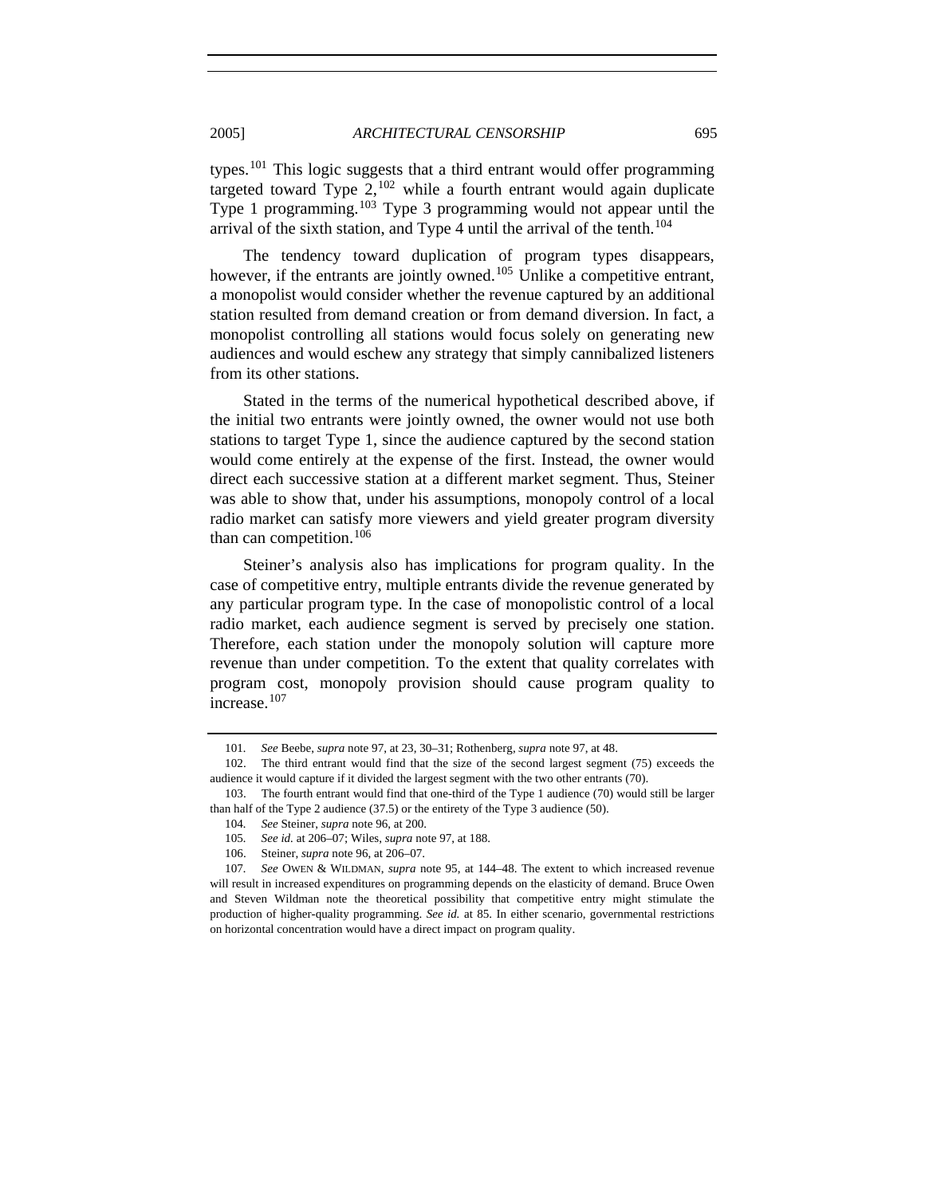types.[101] This logic suggests that a third entrant would offer programming targeted toward Type 2,[102] while a fourth entrant would again duplicate Type 1 programming.[103] Type 3 programming would not appear until the arrival of the sixth station, and Type 4 until the arrival of the tenth.[104]

The tendency toward duplication of program types disappears, however, if the entrants are jointly owned.[105] Unlike a competitive entrant, a monopolist would consider whether the revenue captured by an additional station resulted from demand creation or from demand diversion. In fact, a monopolist controlling all stations would focus solely on generating new audiences and would eschew any strategy that simply cannibalized listeners from its other stations.

Stated in the terms of the numerical hypothetical described above, if the initial two entrants were jointly owned, the owner would not use both stations to target Type 1, since the audience captured by the second station would come entirely at the expense of the first. Instead, the owner would direct each successive station at a different market segment. Thus, Steiner was able to show that, under his assumptions, monopoly control of a local radio market can satisfy more viewers and yield greater program diversity than can competition.[106]

Steiner's analysis also has implications for program quality. In the case of competitive entry, multiple entrants divide the revenue generated by any particular program type. In the case of monopolistic control of a local radio market, each audience segment is served by precisely one station. Therefore, each station under the monopoly solution will capture more revenue than under competition. To the extent that quality correlates with program cost, monopoly provision should cause program quality to increase.[107]

---

101. *See* Beebe, *supra* note 97, at 23, 30–31; Rothenberg, *supra* note 97, at 48.

102. The third entrant would find that the size of the second largest segment (75) exceeds the audience it would capture if it divided the largest segment with the two other entrants (70).

103. The fourth entrant would find that one-third of the Type 1 audience (70) would still be larger than half of the Type 2 audience (37.5) or the entirety of the Type 3 audience (50).

104. *See* Steiner, *supra* note 96, at 200.

105. *See id.* at 206–07; Wiles, *supra* note 97, at 188.

106. Steiner, *supra* note 96, at 206–07.

107. *See* OWEN & WILDMAN, *supra* note 95, at 144–48. The extent to which increased revenue will result in increased expenditures on programming depends on the elasticity of demand. Bruce Owen and Steven Wildman note the theoretical possibility that competitive entry might stimulate the production of higher-quality programming. *See id.* at 85. In either scenario, governmental restrictions on horizontal concentration would have a direct impact on program quality.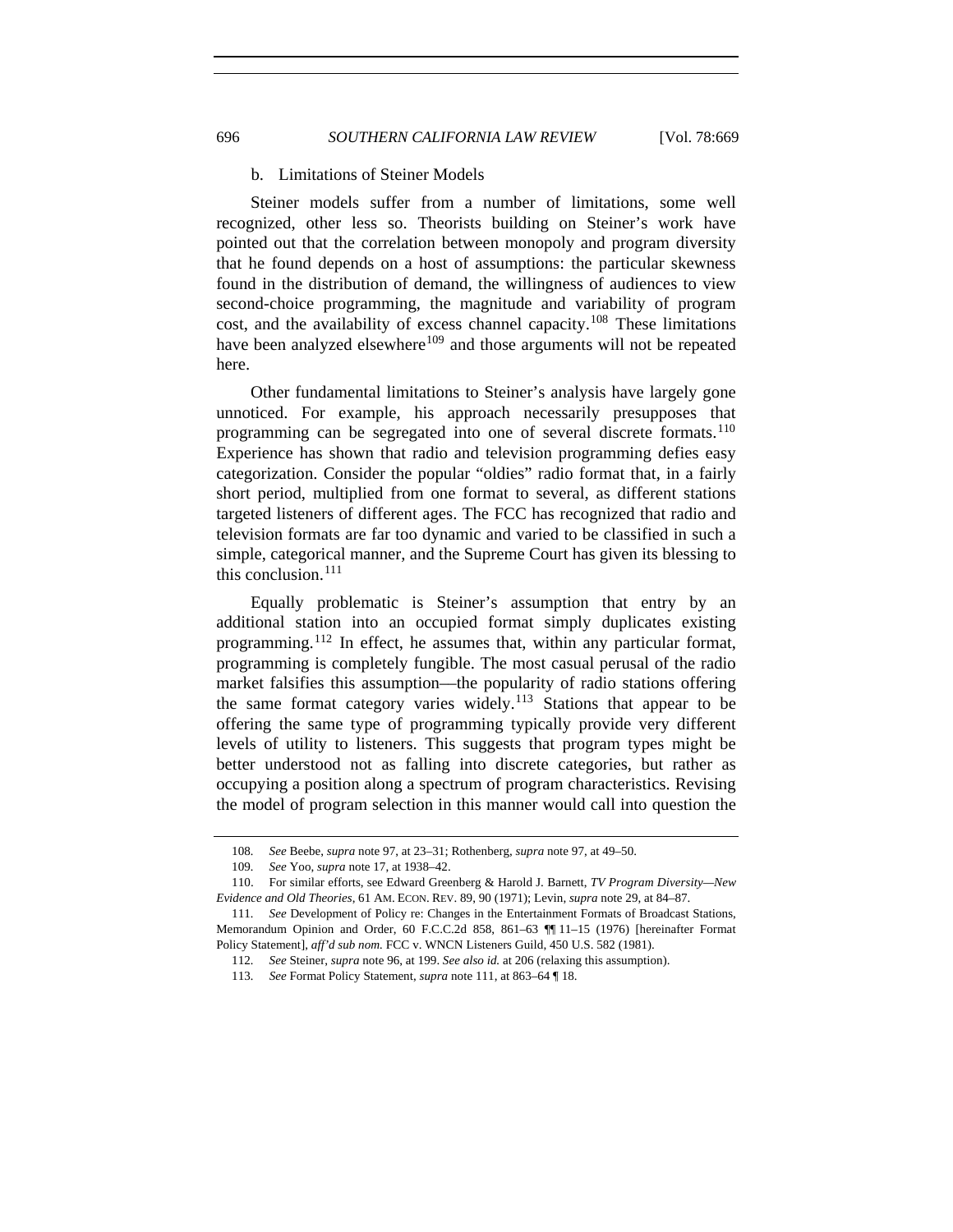### b. Limitations of Steiner Models

Steiner models suffer from a number of limitations, some well recognized, other less so. Theorists building on Steiner's work have pointed out that the correlation between monopoly and program diversity that he found depends on a host of assumptions: the particular skewness found in the distribution of demand, the willingness of audiences to view second-choice programming, the magnitude and variability of program cost, and the availability of excess channel capacity.[108] These limitations have been analyzed elsewhere[109] and those arguments will not be repeated here.

Other fundamental limitations to Steiner's analysis have largely gone unnoticed. For example, his approach necessarily presupposes that programming can be segregated into one of several discrete formats.[110] Experience has shown that radio and television programming defies easy categorization. Consider the popular "oldies" radio format that, in a fairly short period, multiplied from one format to several, as different stations targeted listeners of different ages. The FCC has recognized that radio and television formats are far too dynamic and varied to be classified in such a simple, categorical manner, and the Supreme Court has given its blessing to this conclusion.[111]

Equally problematic is Steiner's assumption that entry by an additional station into an occupied format simply duplicates existing programming.[112] In effect, he assumes that, within any particular format, programming is completely fungible. The most casual perusal of the radio market falsifies this assumption—the popularity of radio stations offering the same format category varies widely.[113] Stations that appear to be offering the same type of programming typically provide very different levels of utility to listeners. This suggests that program types might be better understood not as falling into discrete categories, but rather as occupying a position along a spectrum of program characteristics. Revising the model of program selection in this manner would call into question the

---

108. *See* Beebe, *supra* note 97, at 23–31; Rothenberg, *supra* note 97, at 49–50.

109. *See* Yoo, *supra* note 17, at 1938–42.

110. For similar efforts, see Edward Greenberg & Harold J. Barnett, *TV Program Diversity—New Evidence and Old Theories*, 61 AM. ECON. REV. 89, 90 (1971); Levin, *supra* note 29, at 84–87.

111. *See* Development of Policy re: Changes in the Entertainment Formats of Broadcast Stations, Memorandum Opinion and Order, 60 F.C.C.2d 858, 861–63 ¶¶ 11–15 (1976) [hereinafter Format Policy Statement], *aff'd sub nom.* FCC v. WNCN Listeners Guild, 450 U.S. 582 (1981).

112. *See* Steiner, *supra* note 96, at 199. *See also id.* at 206 (relaxing this assumption).

113. *See* Format Policy Statement, *supra* note 111, at 863–64 ¶ 18.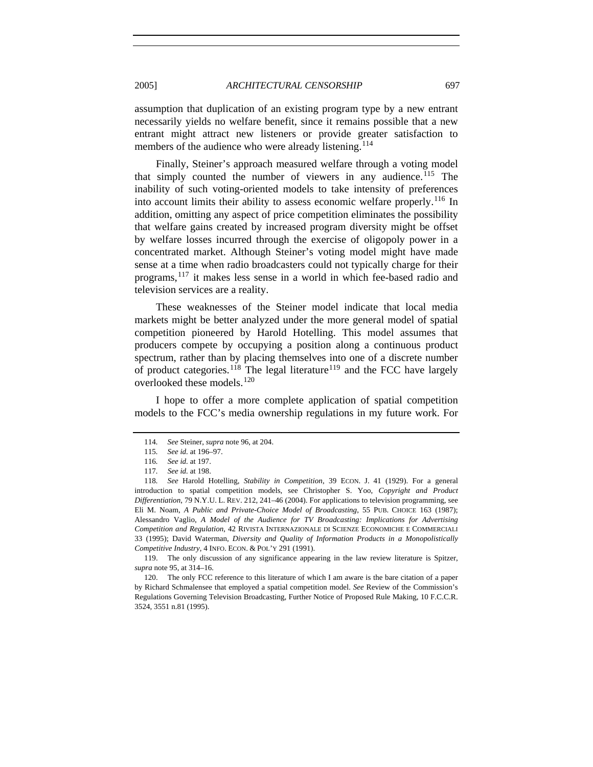assumption that duplication of an existing program type by a new entrant necessarily yields no welfare benefit, since it remains possible that a new entrant might attract new listeners or provide greater satisfaction to members of the audience who were already listening.[114]

Finally, Steiner's approach measured welfare through a voting model that simply counted the number of viewers in any audience.[115] The inability of such voting-oriented models to take intensity of preferences into account limits their ability to assess economic welfare properly.[116] In addition, omitting any aspect of price competition eliminates the possibility that welfare gains created by increased program diversity might be offset by welfare losses incurred through the exercise of oligopoly power in a concentrated market. Although Steiner's voting model might have made sense at a time when radio broadcasters could not typically charge for their programs,[117] it makes less sense in a world in which fee-based radio and television services are a reality.

These weaknesses of the Steiner model indicate that local media markets might be better analyzed under the more general model of spatial competition pioneered by Harold Hotelling. This model assumes that producers compete by occupying a position along a continuous product spectrum, rather than by placing themselves into one of a discrete number of product categories.[118] The legal literature[119] and the FCC have largely overlooked these models.[120]

I hope to offer a more complete application of spatial competition models to the FCC's media ownership regulations in my future work. For

---

114. *See* Steiner, *supra* note 96, at 204.

115. *See id.* at 196–97.

116. *See id.* at 197.

117. *See id.* at 198.

118. *See* Harold Hotelling, *Stability in Competition*, 39 ECON. J. 41 (1929). For a general introduction to spatial competition models, see Christopher S. Yoo, *Copyright and Product Differentiation*, 79 N.Y.U. L. REV. 212, 241–46 (2004). For applications to television programming, see Eli M. Noam, *A Public and Private-Choice Model of Broadcasting*, 55 PUB. CHOICE 163 (1987); Alessandro Vaglio, *A Model of the Audience for TV Broadcasting: Implications for Advertising Competition and Regulation*, 42 RIVISTA INTERNAZIONALE DI SCIENZE ECONOMICHE E COMMERCIALI 33 (1995); David Waterman, *Diversity and Quality of Information Products in a Monopolistically Competitive Industry*, 4 INFO. ECON. & POL'Y 291 (1991).

119. The only discussion of any significance appearing in the law review literature is Spitzer, *supra* note 95, at 314–16.

120. The only FCC reference to this literature of which I am aware is the bare citation of a paper by Richard Schmalensee that employed a spatial competition model. *See* Review of the Commission's Regulations Governing Television Broadcasting, Further Notice of Proposed Rule Making, 10 F.C.C.R. 3524, 3551 n.81 (1995).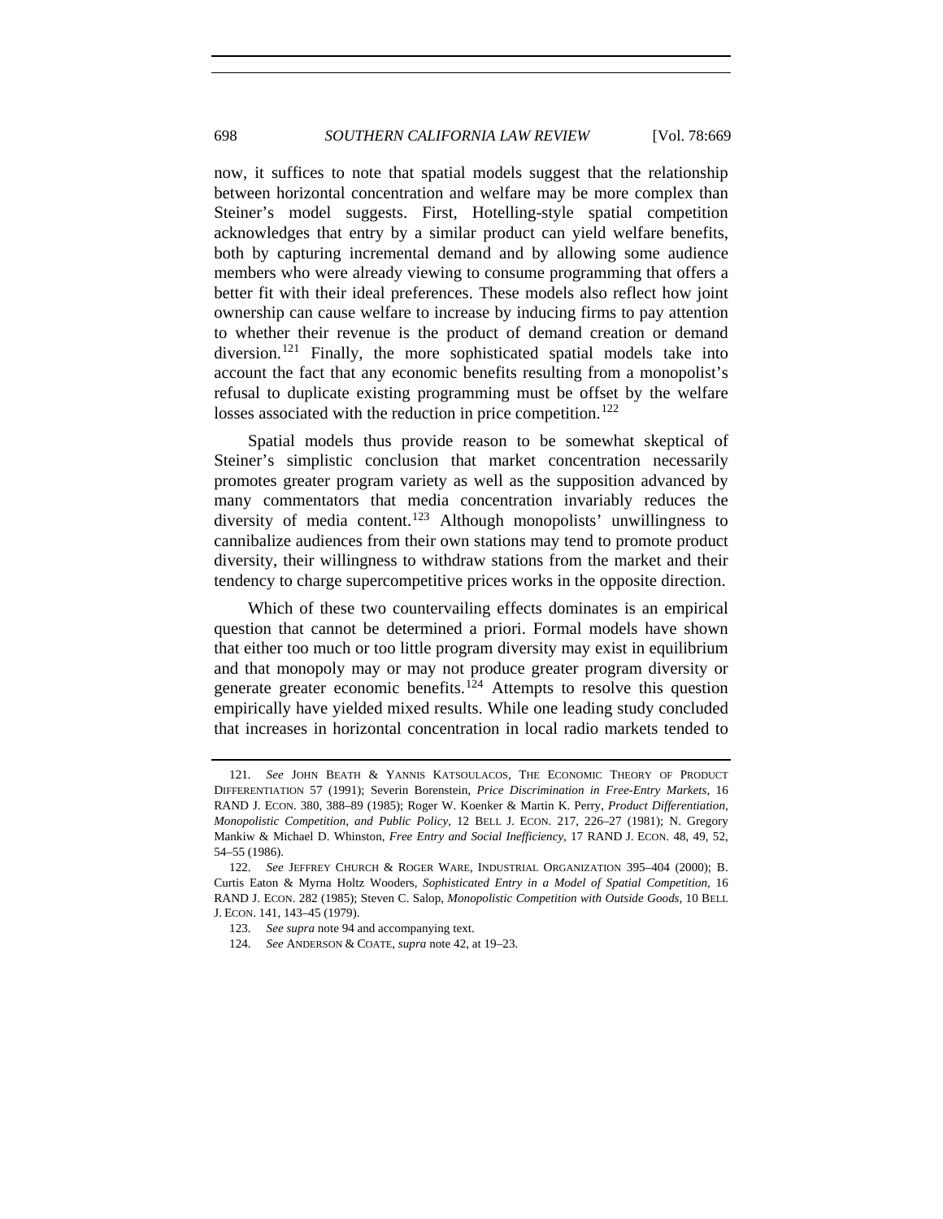now, it suffices to note that spatial models suggest that the relationship between horizontal concentration and welfare may be more complex than Steiner's model suggests. First, Hotelling-style spatial competition acknowledges that entry by a similar product can yield welfare benefits, both by capturing incremental demand and by allowing some audience members who were already viewing to consume programming that offers a better fit with their ideal preferences. These models also reflect how joint ownership can cause welfare to increase by inducing firms to pay attention to whether their revenue is the product of demand creation or demand diversion.[121] Finally, the more sophisticated spatial models take into account the fact that any economic benefits resulting from a monopolist's refusal to duplicate existing programming must be offset by the welfare losses associated with the reduction in price competition.[122]

Spatial models thus provide reason to be somewhat skeptical of Steiner's simplistic conclusion that market concentration necessarily promotes greater program variety as well as the supposition advanced by many commentators that media concentration invariably reduces the diversity of media content.[123] Although monopolists' unwillingness to cannibalize audiences from their own stations may tend to promote product diversity, their willingness to withdraw stations from the market and their tendency to charge supercompetitive prices works in the opposite direction.

Which of these two countervailing effects dominates is an empirical question that cannot be determined a priori. Formal models have shown that either too much or too little program diversity may exist in equilibrium and that monopoly may or may not produce greater program diversity or generate greater economic benefits.[124] Attempts to resolve this question empirically have yielded mixed results. While one leading study concluded that increases in horizontal concentration in local radio markets tended to

---

121. *See* JOHN BEATH & YANNIS KATSOULACOS, THE ECONOMIC THEORY OF PRODUCT DIFFERENTIATION 57 (1991); Severin Borenstein, *Price Discrimination in Free-Entry Markets*, 16 RAND J. ECON. 380, 388–89 (1985); Roger W. Koenker & Martin K. Perry, *Product Differentiation, Monopolistic Competition, and Public Policy*, 12 BELL J. ECON. 217, 226–27 (1981); N. Gregory Mankiw & Michael D. Whinston, *Free Entry and Social Inefficiency*, 17 RAND J. ECON. 48, 49, 52, 54–55 (1986).

122. *See* JEFFREY CHURCH & ROGER WARE, INDUSTRIAL ORGANIZATION 395–404 (2000); B. Curtis Eaton & Myrna Holtz Wooders, *Sophisticated Entry in a Model of Spatial Competition*, 16 RAND J. ECON. 282 (1985); Steven C. Salop, *Monopolistic Competition with Outside Goods*, 10 BELL J. ECON. 141, 143–45 (1979).

123. *See supra* note 94 and accompanying text.

124. *See* ANDERSON & COATE, *supra* note 42, at 19–23.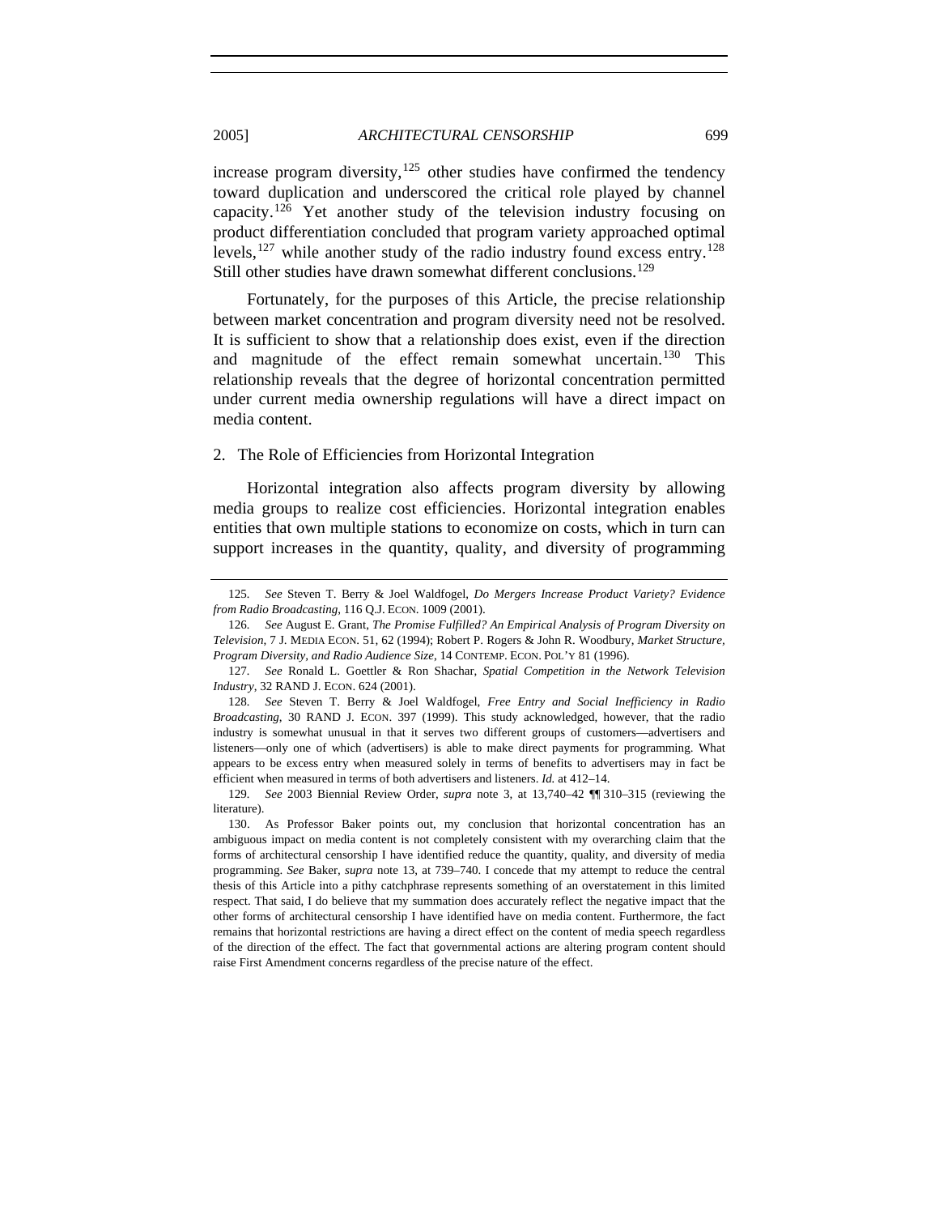increase program diversity,[125] other studies have confirmed the tendency toward duplication and underscored the critical role played by channel capacity.[126] Yet another study of the television industry focusing on product differentiation concluded that program variety approached optimal levels,[127] while another study of the radio industry found excess entry.[128] Still other studies have drawn somewhat different conclusions.[129]

Fortunately, for the purposes of this Article, the precise relationship between market concentration and program diversity need not be resolved. It is sufficient to show that a relationship does exist, even if the direction and magnitude of the effect remain somewhat uncertain.[130] This relationship reveals that the degree of horizontal concentration permitted under current media ownership regulations will have a direct impact on media content.

### 2. The Role of Efficiencies from Horizontal Integration

Horizontal integration also affects program diversity by allowing media groups to realize cost efficiencies. Horizontal integration enables entities that own multiple stations to economize on costs, which in turn can support increases in the quantity, quality, and diversity of programming

---

125. *See* Steven T. Berry & Joel Waldfogel, *Do Mergers Increase Product Variety? Evidence from Radio Broadcasting*, 116 Q.J. ECON. 1009 (2001).

126. *See* August E. Grant, *The Promise Fulfilled? An Empirical Analysis of Program Diversity on Television*, 7 J. MEDIA ECON. 51, 62 (1994); Robert P. Rogers & John R. Woodbury, *Market Structure, Program Diversity, and Radio Audience Size*, 14 CONTEMP. ECON. POL'Y 81 (1996).

127. *See* Ronald L. Goettler & Ron Shachar, *Spatial Competition in the Network Television Industry*, 32 RAND J. ECON. 624 (2001).

128. *See* Steven T. Berry & Joel Waldfogel, *Free Entry and Social Inefficiency in Radio Broadcasting*, 30 RAND J. ECON. 397 (1999). This study acknowledged, however, that the radio industry is somewhat unusual in that it serves two different groups of customers—advertisers and listeners—only one of which (advertisers) is able to make direct payments for programming. What appears to be excess entry when measured solely in terms of benefits to advertisers may in fact be efficient when measured in terms of both advertisers and listeners. *Id.* at 412–14.

129. *See* 2003 Biennial Review Order, *supra* note 3, at 13,740–42 ¶¶ 310–315 (reviewing the literature).

130. As Professor Baker points out, my conclusion that horizontal concentration has an ambiguous impact on media content is not completely consistent with my overarching claim that the forms of architectural censorship I have identified reduce the quantity, quality, and diversity of media programming. *See* Baker, *supra* note 13, at 739–740. I concede that my attempt to reduce the central thesis of this Article into a pithy catchphrase represents something of an overstatement in this limited respect. That said, I do believe that my summation does accurately reflect the negative impact that the other forms of architectural censorship I have identified have on media content. Furthermore, the fact remains that horizontal restrictions are having a direct effect on the content of media speech regardless of the direction of the effect. The fact that governmental actions are altering program content should raise First Amendment concerns regardless of the precise nature of the effect.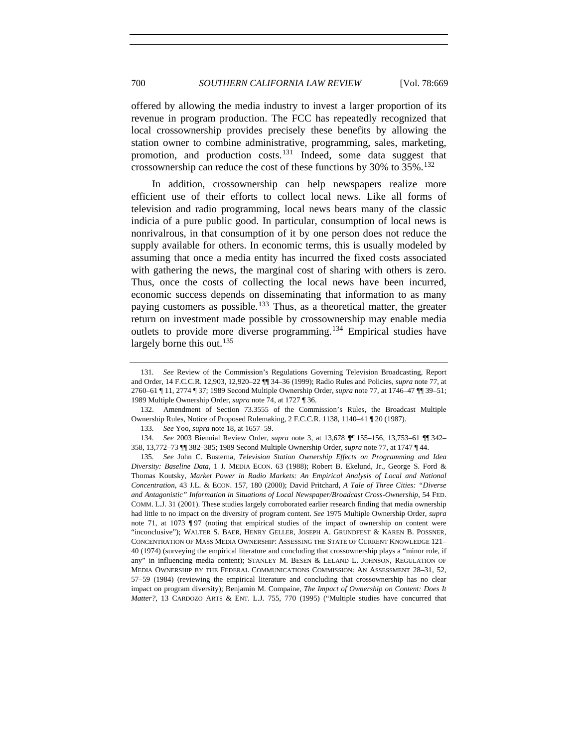offered by allowing the media industry to invest a larger proportion of its revenue in program production. The FCC has repeatedly recognized that local crossownership provides precisely these benefits by allowing the station owner to combine administrative, programming, sales, marketing, promotion, and production costs.[131] Indeed, some data suggest that crossownership can reduce the cost of these functions by 30% to 35%.[132]

In addition, crossownership can help newspapers realize more efficient use of their efforts to collect local news. Like all forms of television and radio programming, local news bears many of the classic indicia of a pure public good. In particular, consumption of local news is nonrivalrous, in that consumption of it by one person does not reduce the supply available for others. In economic terms, this is usually modeled by assuming that once a media entity has incurred the fixed costs associated with gathering the news, the marginal cost of sharing with others is zero. Thus, once the costs of collecting the local news have been incurred, economic success depends on disseminating that information to as many paying customers as possible.[133] Thus, as a theoretical matter, the greater return on investment made possible by crossownership may enable media outlets to provide more diverse programming.[134] Empirical studies have largely borne this out.[135]

---

131. *See* Review of the Commission's Regulations Governing Television Broadcasting, Report and Order, 14 F.C.C.R. 12,903, 12,920–22 ¶¶ 34–36 (1999); Radio Rules and Policies, *supra* note 77, at 2760–61 ¶ 11, 2774 ¶ 37; 1989 Second Multiple Ownership Order, *supra* note 77, at 1746–47 ¶¶ 39–51; 1989 Multiple Ownership Order, *supra* note 74, at 1727 ¶ 36.

132. Amendment of Section 73.3555 of the Commission's Rules, the Broadcast Multiple Ownership Rules, Notice of Proposed Rulemaking, 2 F.C.C.R. 1138, 1140–41 ¶ 20 (1987).

133. *See* Yoo, *supra* note 18, at 1657–59.

134. *See* 2003 Biennial Review Order, *supra* note 3, at 13,678 ¶¶ 155–156, 13,753–61 ¶¶ 342–358, 13,772–73 ¶¶ 382–385; 1989 Second Multiple Ownership Order, *supra* note 77, at 1747 ¶ 44.

135. *See* John C. Busterna, *Television Station Ownership Effects on Programming and Idea Diversity: Baseline Data*, 1 J. MEDIA ECON. 63 (1988); Robert B. Ekelund, Jr., George S. Ford & Thomas Koutsky, *Market Power in Radio Markets: An Empirical Analysis of Local and National Concentration*, 43 J.L. & ECON. 157, 180 (2000); David Pritchard, *A Tale of Three Cities: "Diverse and Antagonistic" Information in Situations of Local Newspaper/Broadcast Cross-Ownership*, 54 FED. COMM. L.J. 31 (2001). These studies largely corroborated earlier research finding that media ownership had little to no impact on the diversity of program content. *See* 1975 Multiple Ownership Order, *supra* note 71, at 1073 ¶ 97 (noting that empirical studies of the impact of ownership on content were "inconclusive"); WALTER S. BAER, HENRY GELLER, JOSEPH A. GRUNDFEST & KAREN B. POSSNER, CONCENTRATION OF MASS MEDIA OWNERSHIP: ASSESSING THE STATE OF CURRENT KNOWLEDGE 121–40 (1974) (surveying the empirical literature and concluding that crossownership plays a "minor role, if any" in influencing media content); STANLEY M. BESEN & LELAND L. JOHNSON, REGULATION OF MEDIA OWNERSHIP BY THE FEDERAL COMMUNICATIONS COMMISSION: AN ASSESSMENT 28–31, 52, 57–59 (1984) (reviewing the empirical literature and concluding that crossownership has no clear impact on program diversity); Benjamin M. Compaine, *The Impact of Ownership on Content: Does It Matter?*, 13 CARDOZO ARTS & ENT. L.J. 755, 770 (1995) ("Multiple studies have concurred that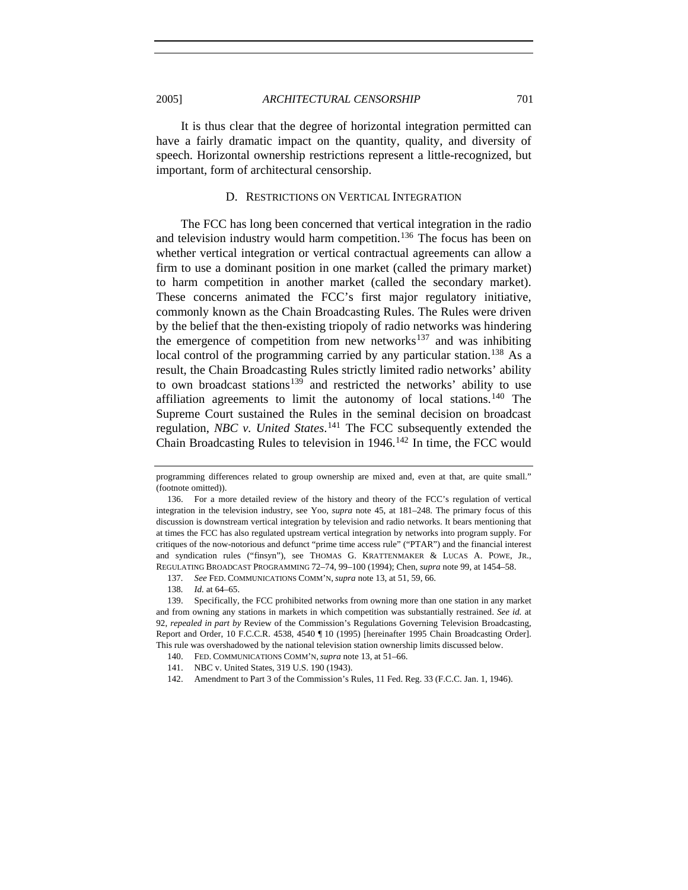It is thus clear that the degree of horizontal integration permitted can have a fairly dramatic impact on the quantity, quality, and diversity of speech. Horizontal ownership restrictions represent a little-recognized, but important, form of architectural censorship.

### D. Restrictions on Vertical Integration

The FCC has long been concerned that vertical integration in the radio and television industry would harm competition.[136] The focus has been on whether vertical integration or vertical contractual agreements can allow a firm to use a dominant position in one market (called the primary market) to harm competition in another market (called the secondary market). These concerns animated the FCC's first major regulatory initiative, commonly known as the Chain Broadcasting Rules. The Rules were driven by the belief that the then-existing triopoly of radio networks was hindering the emergence of competition from new networks[137] and was inhibiting local control of the programming carried by any particular station.[138] As a result, the Chain Broadcasting Rules strictly limited radio networks' ability to own broadcast stations[139] and restricted the networks' ability to use affiliation agreements to limit the autonomy of local stations.[140] The Supreme Court sustained the Rules in the seminal decision on broadcast regulation, *NBC v. United States*.[141] The FCC subsequently extended the Chain Broadcasting Rules to television in 1946.[142] In time, the FCC would

---

programming differences related to group ownership are mixed and, even at that, are quite small." (footnote omitted)).

136. For a more detailed review of the history and theory of the FCC's regulation of vertical integration in the television industry, see Yoo, *supra* note 45, at 181–248. The primary focus of this discussion is downstream vertical integration by television and radio networks. It bears mentioning that at times the FCC has also regulated upstream vertical integration by networks into program supply. For critiques of the now-notorious and defunct "prime time access rule" ("PTAR") and the financial interest and syndication rules ("finsyn"), see THOMAS G. KRATTENMAKER & LUCAS A. POWE, JR., REGULATING BROADCAST PROGRAMMING 72–74, 99–100 (1994); Chen, *supra* note 99, at 1454–58.

137. *See* FED. COMMUNICATIONS COMM'N, *supra* note 13, at 51, 59, 66.

138. *Id.* at 64–65.

139. Specifically, the FCC prohibited networks from owning more than one station in any market and from owning any stations in markets in which competition was substantially restrained. *See id.* at 92, *repealed in part by* Review of the Commission's Regulations Governing Television Broadcasting, Report and Order, 10 F.C.C.R. 4538, 4540 ¶ 10 (1995) [hereinafter 1995 Chain Broadcasting Order]. This rule was overshadowed by the national television station ownership limits discussed below.

140. FED. COMMUNICATIONS COMM'N, *supra* note 13, at 51–66.

141. NBC v. United States, 319 U.S. 190 (1943).

142. Amendment to Part 3 of the Commission's Rules, 11 Fed. Reg. 33 (F.C.C. Jan. 1, 1946).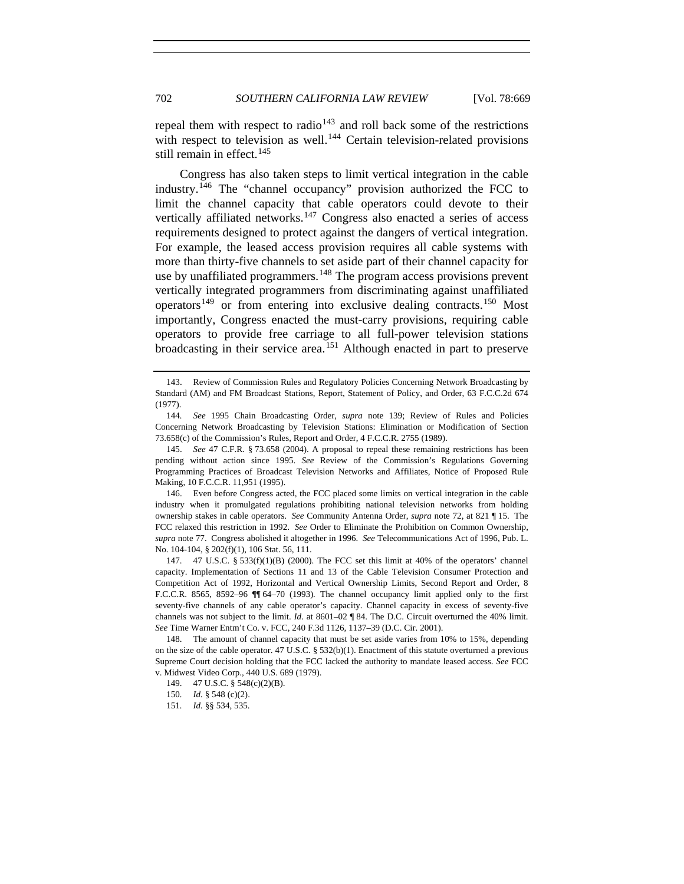repeal them with respect to radio[143] and roll back some of the restrictions with respect to television as well.[144] Certain television-related provisions still remain in effect.[145]

Congress has also taken steps to limit vertical integration in the cable industry.[146] The "channel occupancy" provision authorized the FCC to limit the channel capacity that cable operators could devote to their vertically affiliated networks.[147] Congress also enacted a series of access requirements designed to protect against the dangers of vertical integration. For example, the leased access provision requires all cable systems with more than thirty-five channels to set aside part of their channel capacity for use by unaffiliated programmers.[148] The program access provisions prevent vertically integrated programmers from discriminating against unaffiliated operators[149] or from entering into exclusive dealing contracts.[150] Most importantly, Congress enacted the must-carry provisions, requiring cable operators to provide free carriage to all full-power television stations broadcasting in their service area.[151] Although enacted in part to preserve

---

143. Review of Commission Rules and Regulatory Policies Concerning Network Broadcasting by Standard (AM) and FM Broadcast Stations, Report, Statement of Policy, and Order, 63 F.C.C.2d 674 (1977).

144. *See* 1995 Chain Broadcasting Order, *supra* note 139; Review of Rules and Policies Concerning Network Broadcasting by Television Stations: Elimination or Modification of Section 73.658(c) of the Commission's Rules, Report and Order, 4 F.C.C.R. 2755 (1989).

145. *See* 47 C.F.R. § 73.658 (2004). A proposal to repeal these remaining restrictions has been pending without action since 1995. *See* Review of the Commission's Regulations Governing Programming Practices of Broadcast Television Networks and Affiliates, Notice of Proposed Rule Making, 10 F.C.C.R. 11,951 (1995).

146. Even before Congress acted, the FCC placed some limits on vertical integration in the cable industry when it promulgated regulations prohibiting national television networks from holding ownership stakes in cable operators. *See* Community Antenna Order, *supra* note 72, at 821 ¶ 15. The FCC relaxed this restriction in 1992. *See* Order to Eliminate the Prohibition on Common Ownership, *supra* note 77. Congress abolished it altogether in 1996. *See* Telecommunications Act of 1996, Pub. L. No. 104-104, § 202(f)(1), 106 Stat. 56, 111.

147. 47 U.S.C. § 533(f)(1)(B) (2000). The FCC set this limit at 40% of the operators' channel capacity. Implementation of Sections 11 and 13 of the Cable Television Consumer Protection and Competition Act of 1992, Horizontal and Vertical Ownership Limits, Second Report and Order, 8 F.C.C.R. 8565, 8592–96 ¶¶ 64–70 (1993). The channel occupancy limit applied only to the first seventy-five channels of any cable operator's capacity. Channel capacity in excess of seventy-five channels was not subject to the limit. *Id*. at 8601–02 ¶ 84. The D.C. Circuit overturned the 40% limit. *See* Time Warner Entm't Co. v. FCC, 240 F.3d 1126, 1137–39 (D.C. Cir. 2001).

148. The amount of channel capacity that must be set aside varies from 10% to 15%, depending on the size of the cable operator. 47 U.S.C. § 532(b)(1). Enactment of this statute overturned a previous Supreme Court decision holding that the FCC lacked the authority to mandate leased access. *See* FCC v. Midwest Video Corp., 440 U.S. 689 (1979).

149. 47 U.S.C. § 548(c)(2)(B).

150. *Id.* § 548 (c)(2).

151. *Id.* §§ 534, 535.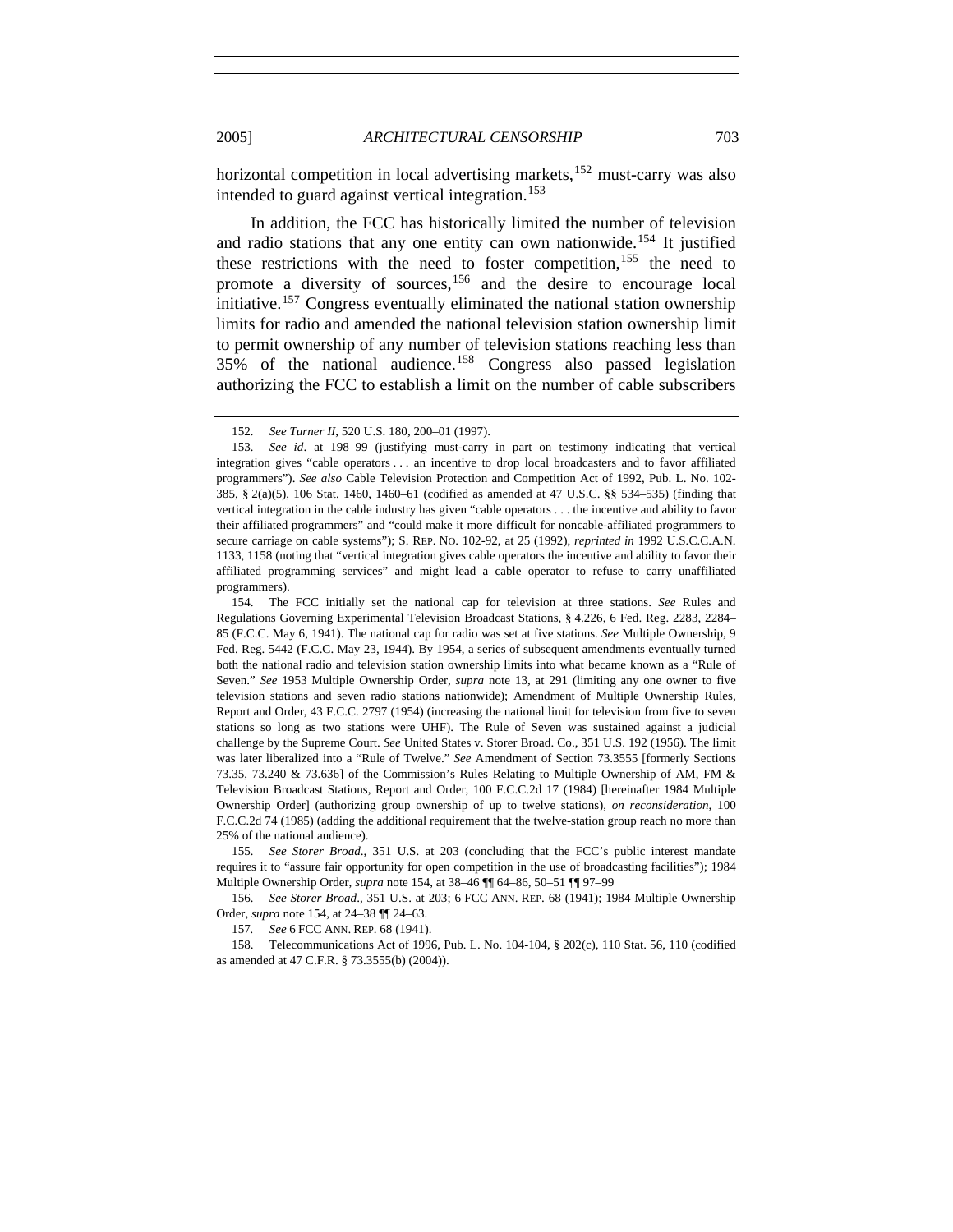horizontal competition in local advertising markets,[152] must-carry was also intended to guard against vertical integration.[153]

In addition, the FCC has historically limited the number of television and radio stations that any one entity can own nationwide.[154] It justified these restrictions with the need to foster competition,[155] the need to promote a diversity of sources,[156] and the desire to encourage local initiative.[157] Congress eventually eliminated the national station ownership limits for radio and amended the national television station ownership limit to permit ownership of any number of television stations reaching less than 35% of the national audience.[158] Congress also passed legislation authorizing the FCC to establish a limit on the number of cable subscribers

---

152. *See Turner II*, 520 U.S. 180, 200–01 (1997).

153. *See id*. at 198–99 (justifying must-carry in part on testimony indicating that vertical integration gives "cable operators . . . an incentive to drop local broadcasters and to favor affiliated programmers"). *See also* Cable Television Protection and Competition Act of 1992, Pub. L. No. 102-385, § 2(a)(5), 106 Stat. 1460, 1460–61 (codified as amended at 47 U.S.C. §§ 534–535) (finding that vertical integration in the cable industry has given "cable operators . . . the incentive and ability to favor their affiliated programmers" and "could make it more difficult for noncable-affiliated programmers to secure carriage on cable systems"); S. REP. NO. 102-92, at 25 (1992), *reprinted in* 1992 U.S.C.C.A.N. 1133, 1158 (noting that "vertical integration gives cable operators the incentive and ability to favor their affiliated programming services" and might lead a cable operator to refuse to carry unaffiliated programmers).

154. The FCC initially set the national cap for television at three stations. *See* Rules and Regulations Governing Experimental Television Broadcast Stations, § 4.226, 6 Fed. Reg. 2283, 2284–85 (F.C.C. May 6, 1941). The national cap for radio was set at five stations. *See* Multiple Ownership, 9 Fed. Reg. 5442 (F.C.C. May 23, 1944). By 1954, a series of subsequent amendments eventually turned both the national radio and television station ownership limits into what became known as a "Rule of Seven." *See* 1953 Multiple Ownership Order, *supra* note 13, at 291 (limiting any one owner to five television stations and seven radio stations nationwide); Amendment of Multiple Ownership Rules, Report and Order, 43 F.C.C. 2797 (1954) (increasing the national limit for television from five to seven stations so long as two stations were UHF). The Rule of Seven was sustained against a judicial challenge by the Supreme Court. *See* United States v. Storer Broad. Co., 351 U.S. 192 (1956). The limit was later liberalized into a "Rule of Twelve." *See* Amendment of Section 73.3555 [formerly Sections 73.35, 73.240 & 73.636] of the Commission's Rules Relating to Multiple Ownership of AM, FM & Television Broadcast Stations, Report and Order, 100 F.C.C.2d 17 (1984) [hereinafter 1984 Multiple Ownership Order] (authorizing group ownership of up to twelve stations), *on reconsideration*, 100 F.C.C.2d 74 (1985) (adding the additional requirement that the twelve-station group reach no more than 25% of the national audience).

155. *See Storer Broad.*, 351 U.S. at 203 (concluding that the FCC's public interest mandate requires it to "assure fair opportunity for open competition in the use of broadcasting facilities"); 1984 Multiple Ownership Order, *supra* note 154, at 38–46 ¶¶ 64–86, 50–51 ¶¶ 97–99

156. *See Storer Broad.*, 351 U.S. at 203; 6 FCC ANN. REP. 68 (1941); 1984 Multiple Ownership Order, *supra* note 154, at 24–38 ¶¶ 24–63.

157. *See* 6 FCC ANN. REP. 68 (1941).

158. Telecommunications Act of 1996, Pub. L. No. 104-104, § 202(c), 110 Stat. 56, 110 (codified as amended at 47 C.F.R. § 73.3555(b) (2004)).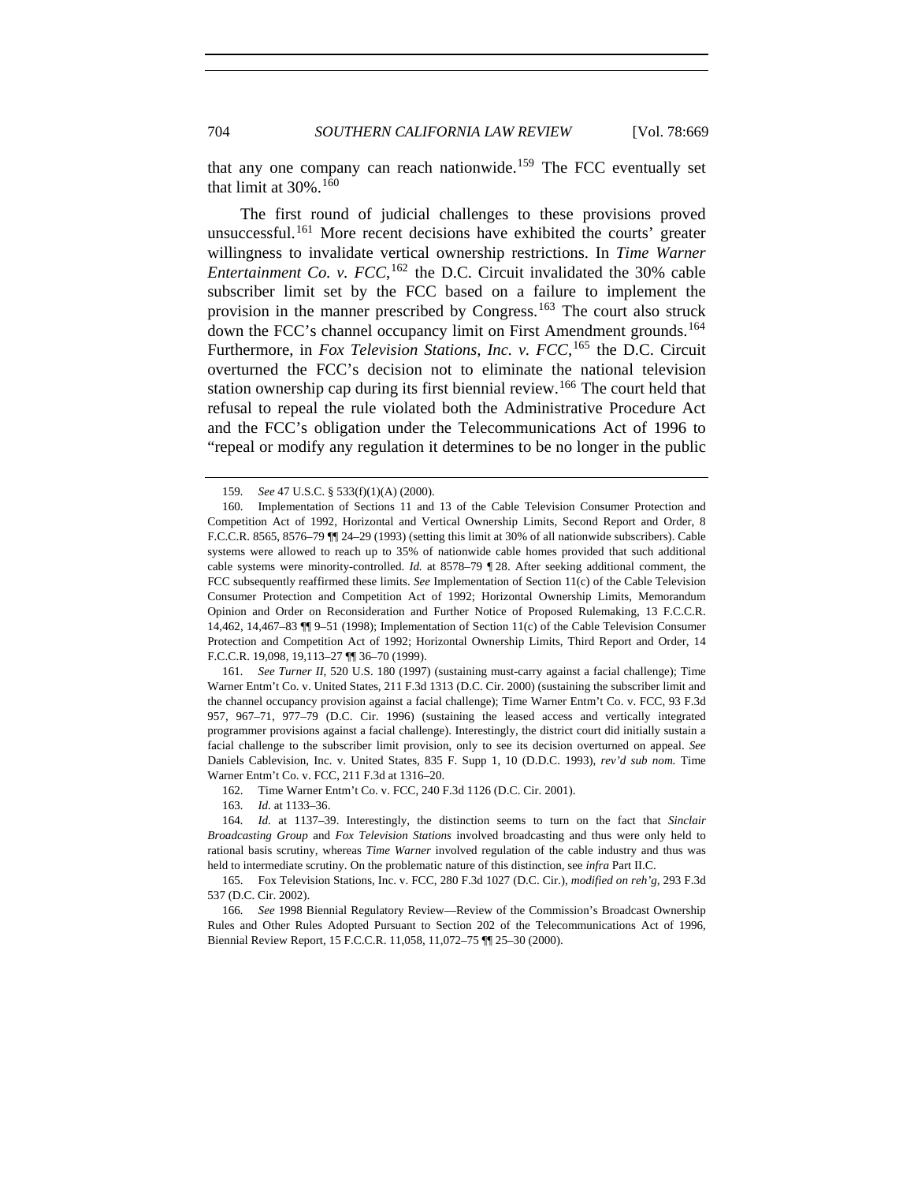that any one company can reach nationwide.[159] The FCC eventually set that limit at 30%.[160]

The first round of judicial challenges to these provisions proved unsuccessful.[161] More recent decisions have exhibited the courts' greater willingness to invalidate vertical ownership restrictions. In *Time Warner Entertainment Co. v. FCC*,[162] the D.C. Circuit invalidated the 30% cable subscriber limit set by the FCC based on a failure to implement the provision in the manner prescribed by Congress.[163] The court also struck down the FCC's channel occupancy limit on First Amendment grounds.[164] Furthermore, in *Fox Television Stations, Inc. v. FCC*,[165] the D.C. Circuit overturned the FCC's decision not to eliminate the national television station ownership cap during its first biennial review.[166] The court held that refusal to repeal the rule violated both the Administrative Procedure Act and the FCC's obligation under the Telecommunications Act of 1996 to "repeal or modify any regulation it determines to be no longer in the public

---

159. *See* 47 U.S.C. § 533(f)(1)(A) (2000).

160. Implementation of Sections 11 and 13 of the Cable Television Consumer Protection and Competition Act of 1992, Horizontal and Vertical Ownership Limits, Second Report and Order, 8 F.C.C.R. 8565, 8576–79 ¶¶ 24–29 (1993) (setting this limit at 30% of all nationwide subscribers). Cable systems were allowed to reach up to 35% of nationwide cable homes provided that such additional cable systems were minority-controlled. *Id.* at 8578–79 ¶ 28. After seeking additional comment, the FCC subsequently reaffirmed these limits. *See* Implementation of Section 11(c) of the Cable Television Consumer Protection and Competition Act of 1992; Horizontal Ownership Limits, Memorandum Opinion and Order on Reconsideration and Further Notice of Proposed Rulemaking, 13 F.C.C.R. 14,462, 14,467–83 ¶¶ 9–51 (1998); Implementation of Section 11(c) of the Cable Television Consumer Protection and Competition Act of 1992; Horizontal Ownership Limits, Third Report and Order, 14 F.C.C.R. 19,098, 19,113–27 ¶¶ 36–70 (1999).

161. *See Turner II*, 520 U.S. 180 (1997) (sustaining must-carry against a facial challenge); Time Warner Entm't Co. v. United States, 211 F.3d 1313 (D.C. Cir. 2000) (sustaining the subscriber limit and the channel occupancy provision against a facial challenge); Time Warner Entm't Co. v. FCC, 93 F.3d 957, 967–71, 977–79 (D.C. Cir. 1996) (sustaining the leased access and vertically integrated programmer provisions against a facial challenge). Interestingly, the district court did initially sustain a facial challenge to the subscriber limit provision, only to see its decision overturned on appeal. *See* Daniels Cablevision, Inc. v. United States, 835 F. Supp 1, 10 (D.D.C. 1993), *rev'd sub nom.* Time Warner Entm't Co. v. FCC, 211 F.3d at 1316–20.

162. Time Warner Entm't Co. v. FCC, 240 F.3d 1126 (D.C. Cir. 2001).

163. *Id.* at 1133–36.

164. *Id.* at 1137–39. Interestingly, the distinction seems to turn on the fact that *Sinclair Broadcasting Group* and *Fox Television Stations* involved broadcasting and thus were only held to rational basis scrutiny, whereas *Time Warner* involved regulation of the cable industry and thus was held to intermediate scrutiny. On the problematic nature of this distinction, see *infra* Part II.C.

165. Fox Television Stations, Inc. v. FCC, 280 F.3d 1027 (D.C. Cir.), *modified on reh'g*, 293 F.3d 537 (D.C. Cir. 2002).

166. *See* 1998 Biennial Regulatory Review—Review of the Commission's Broadcast Ownership Rules and Other Rules Adopted Pursuant to Section 202 of the Telecommunications Act of 1996, Biennial Review Report, 15 F.C.C.R. 11,058, 11,072–75 ¶¶ 25–30 (2000).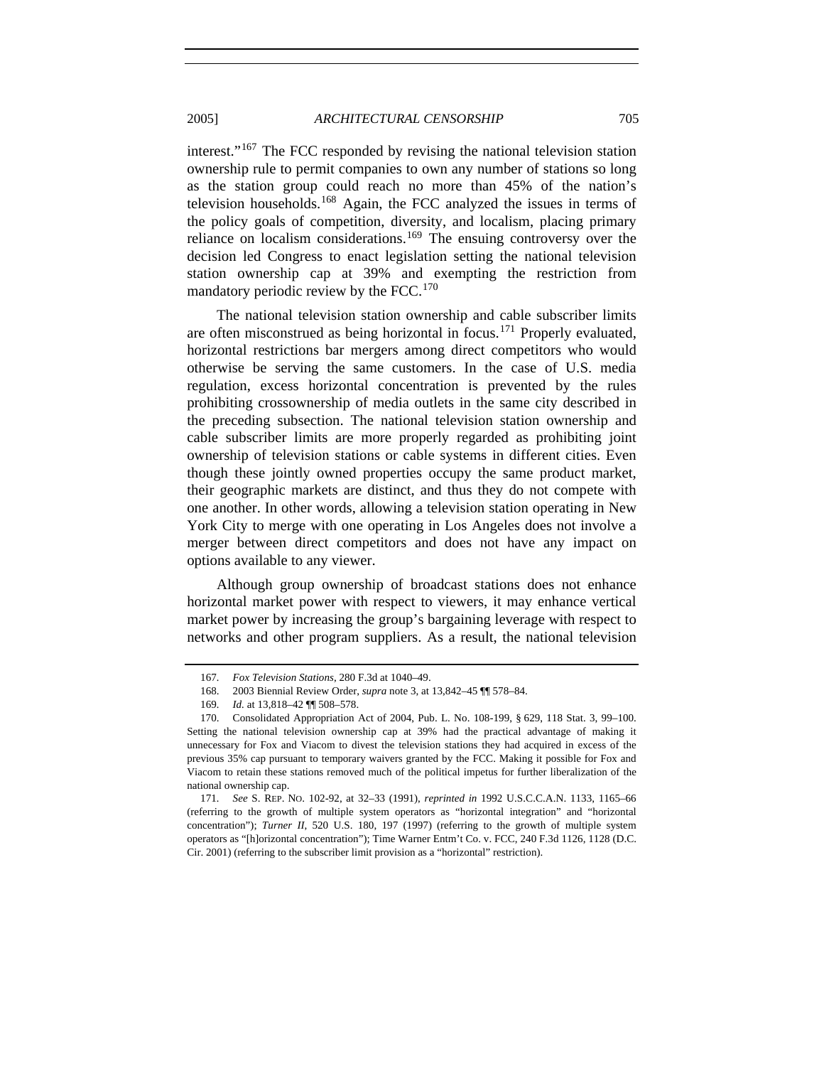interest."[167] The FCC responded by revising the national television station ownership rule to permit companies to own any number of stations so long as the station group could reach no more than 45% of the nation's television households.[168] Again, the FCC analyzed the issues in terms of the policy goals of competition, diversity, and localism, placing primary reliance on localism considerations.[169] The ensuing controversy over the decision led Congress to enact legislation setting the national television station ownership cap at 39% and exempting the restriction from mandatory periodic review by the FCC.[170]

The national television station ownership and cable subscriber limits are often misconstrued as being horizontal in focus.[171] Properly evaluated, horizontal restrictions bar mergers among direct competitors who would otherwise be serving the same customers. In the case of U.S. media regulation, excess horizontal concentration is prevented by the rules prohibiting crossownership of media outlets in the same city described in the preceding subsection. The national television station ownership and cable subscriber limits are more properly regarded as prohibiting joint ownership of television stations or cable systems in different cities. Even though these jointly owned properties occupy the same product market, their geographic markets are distinct, and thus they do not compete with one another. In other words, allowing a television station operating in New York City to merge with one operating in Los Angeles does not involve a merger between direct competitors and does not have any impact on options available to any viewer.

Although group ownership of broadcast stations does not enhance horizontal market power with respect to viewers, it may enhance vertical market power by increasing the group's bargaining leverage with respect to networks and other program suppliers. As a result, the national television

---

167. *Fox Television Stations*, 280 F.3d at 1040–49.

168. 2003 Biennial Review Order, *supra* note 3, at 13,842–45 ¶¶ 578–84.

169. *Id.* at 13,818–42 ¶¶ 508–578.

170. Consolidated Appropriation Act of 2004, Pub. L. No. 108-199, § 629, 118 Stat. 3, 99–100. Setting the national television ownership cap at 39% had the practical advantage of making it unnecessary for Fox and Viacom to divest the television stations they had acquired in excess of the previous 35% cap pursuant to temporary waivers granted by the FCC. Making it possible for Fox and Viacom to retain these stations removed much of the political impetus for further liberalization of the national ownership cap.

171. *See* S. REP. NO. 102-92, at 32–33 (1991), *reprinted in* 1992 U.S.C.C.A.N. 1133, 1165–66 (referring to the growth of multiple system operators as "horizontal integration" and "horizontal concentration"); *Turner II*, 520 U.S. 180, 197 (1997) (referring to the growth of multiple system operators as "[h]orizontal concentration"); Time Warner Entm't Co. v. FCC, 240 F.3d 1126, 1128 (D.C. Cir. 2001) (referring to the subscriber limit provision as a "horizontal" restriction).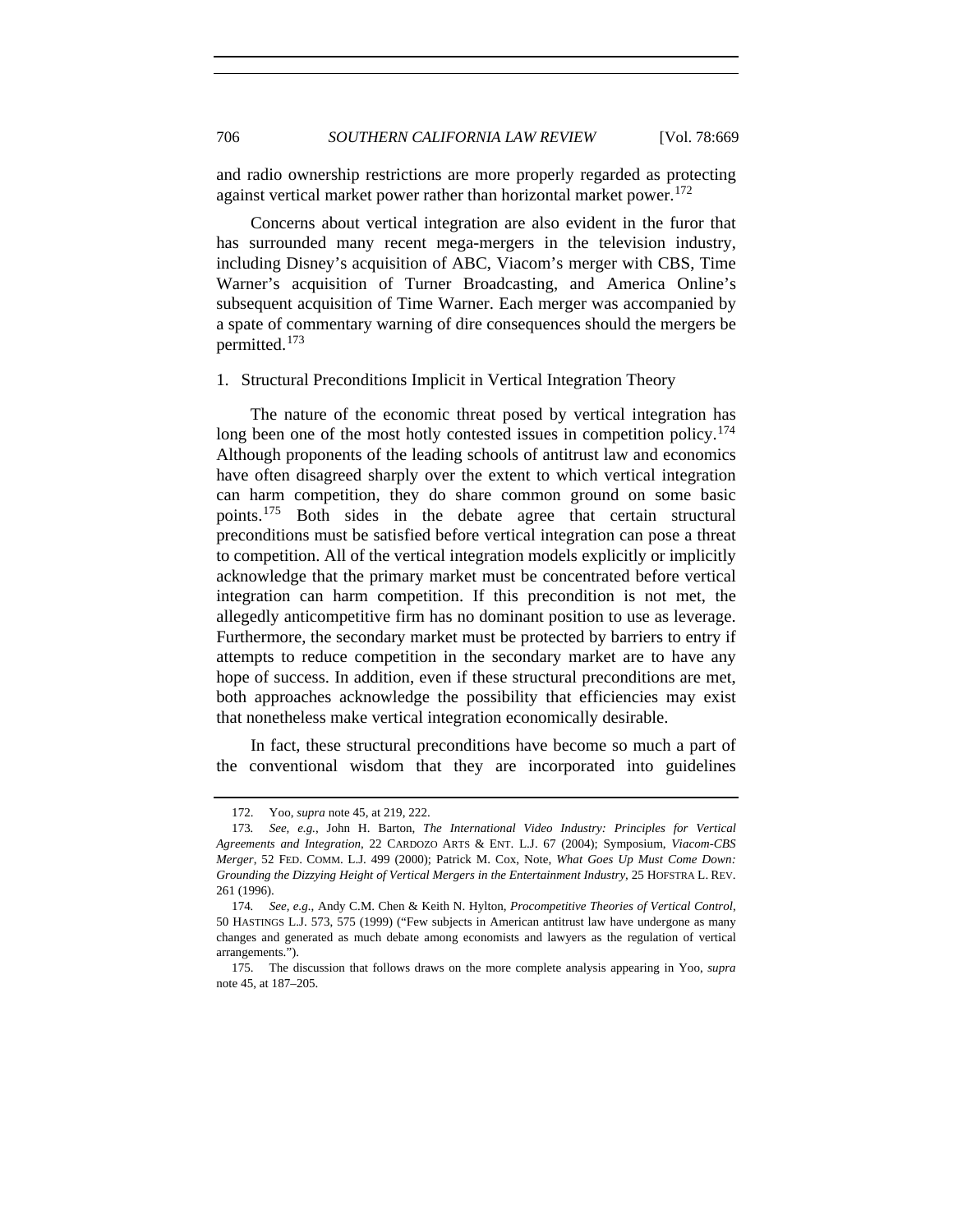and radio ownership restrictions are more properly regarded as protecting against vertical market power rather than horizontal market power.[172]

Concerns about vertical integration are also evident in the furor that has surrounded many recent mega-mergers in the television industry, including Disney's acquisition of ABC, Viacom's merger with CBS, Time Warner's acquisition of Turner Broadcasting, and America Online's subsequent acquisition of Time Warner. Each merger was accompanied by a spate of commentary warning of dire consequences should the mergers be permitted.[173]

### 1. Structural Preconditions Implicit in Vertical Integration Theory

The nature of the economic threat posed by vertical integration has long been one of the most hotly contested issues in competition policy.[174] Although proponents of the leading schools of antitrust law and economics have often disagreed sharply over the extent to which vertical integration can harm competition, they do share common ground on some basic points.[175] Both sides in the debate agree that certain structural preconditions must be satisfied before vertical integration can pose a threat to competition. All of the vertical integration models explicitly or implicitly acknowledge that the primary market must be concentrated before vertical integration can harm competition. If this precondition is not met, the allegedly anticompetitive firm has no dominant position to use as leverage. Furthermore, the secondary market must be protected by barriers to entry if attempts to reduce competition in the secondary market are to have any hope of success. In addition, even if these structural preconditions are met, both approaches acknowledge the possibility that efficiencies may exist that nonetheless make vertical integration economically desirable.

In fact, these structural preconditions have become so much a part of the conventional wisdom that they are incorporated into guidelines

---

172. Yoo, *supra* note 45, at 219, 222.

173. *See, e.g.*, John H. Barton, *The International Video Industry: Principles for Vertical Agreements and Integration*, 22 CARDOZO ARTS & ENT. L.J. 67 (2004); Symposium, *Viacom-CBS Merger*, 52 FED. COMM. L.J. 499 (2000); Patrick M. Cox, Note, *What Goes Up Must Come Down: Grounding the Dizzying Height of Vertical Mergers in the Entertainment Industry*, 25 HOFSTRA L. REV. 261 (1996).

174. *See, e.g.*, Andy C.M. Chen & Keith N. Hylton, *Procompetitive Theories of Vertical Control*, 50 HASTINGS L.J. 573, 575 (1999) ("Few subjects in American antitrust law have undergone as many changes and generated as much debate among economists and lawyers as the regulation of vertical arrangements.").

175. The discussion that follows draws on the more complete analysis appearing in Yoo, *supra* note 45, at 187–205.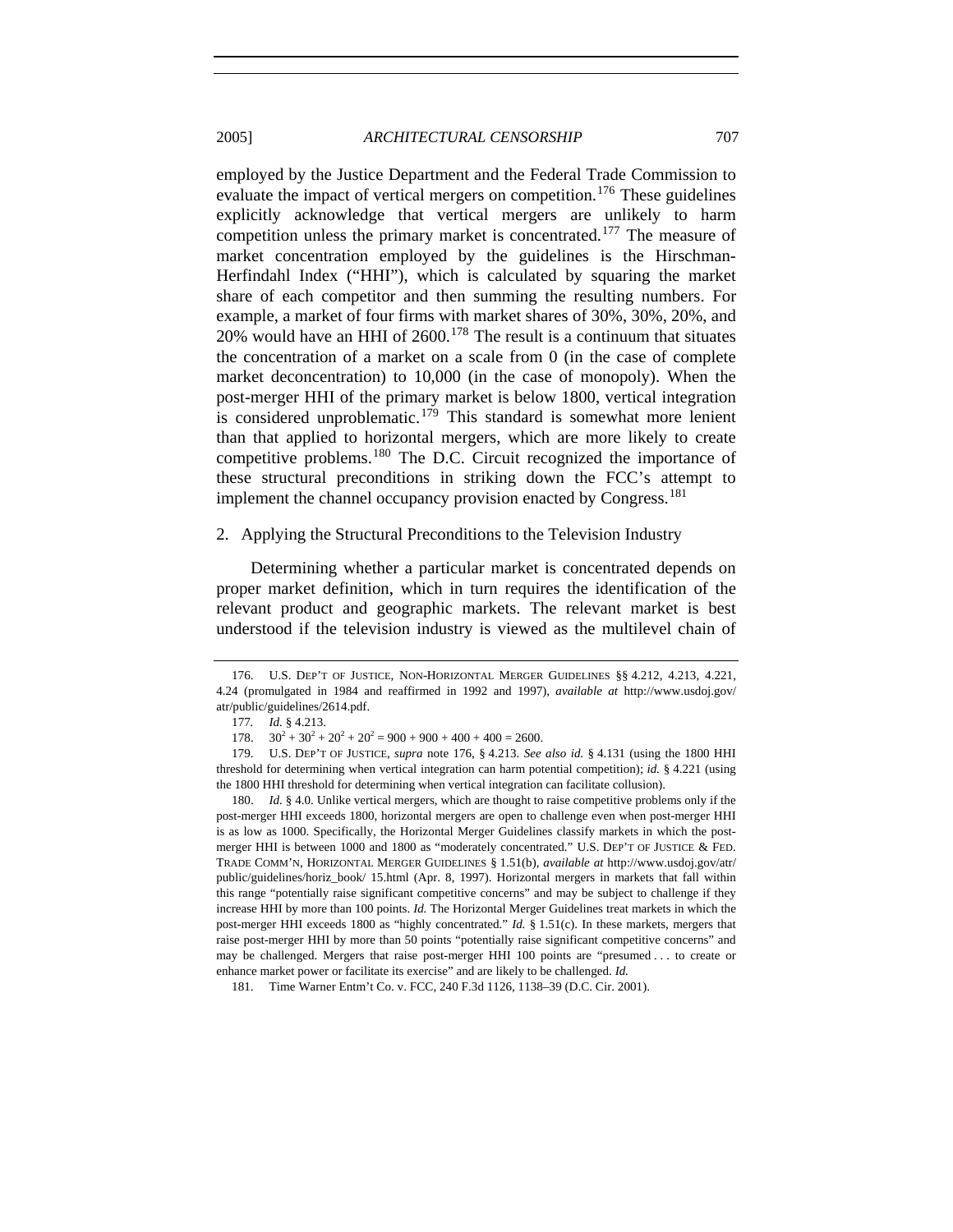employed by the Justice Department and the Federal Trade Commission to evaluate the impact of vertical mergers on competition.[176] These guidelines explicitly acknowledge that vertical mergers are unlikely to harm competition unless the primary market is concentrated.[177] The measure of market concentration employed by the guidelines is the Hirschman-Herfindahl Index ("HHI"), which is calculated by squaring the market share of each competitor and then summing the resulting numbers. For example, a market of four firms with market shares of 30%, 30%, 20%, and 20% would have an HHI of 2600.[178] The result is a continuum that situates the concentration of a market on a scale from 0 (in the case of complete market deconcentration) to 10,000 (in the case of monopoly). When the post-merger HHI of the primary market is below 1800, vertical integration is considered unproblematic.[179] This standard is somewhat more lenient than that applied to horizontal mergers, which are more likely to create competitive problems.[180] The D.C. Circuit recognized the importance of these structural preconditions in striking down the FCC's attempt to implement the channel occupancy provision enacted by Congress.[181]

### 2. Applying the Structural Preconditions to the Television Industry

Determining whether a particular market is concentrated depends on proper market definition, which in turn requires the identification of the relevant product and geographic markets. The relevant market is best understood if the television industry is viewed as the multilevel chain of

---

176. U.S. DEP'T OF JUSTICE, NON-HORIZONTAL MERGER GUIDELINES §§ 4.212, 4.213, 4.221, 4.24 (promulgated in 1984 and reaffirmed in 1992 and 1997), *available at* http://www.usdoj.gov/atr/public/guidelines/2614.pdf.

177. *Id.* § 4.213.

178. $30^2 + 30^2 + 20^2 + 20^2 = 900 + 900 + 400 + 400 = 2600$.

179. U.S. DEP'T OF JUSTICE, *supra* note 176, § 4.213. *See also id.* § 4.131 (using the 1800 HHI threshold for determining when vertical integration can harm potential competition); *id.* § 4.221 (using the 1800 HHI threshold for determining when vertical integration can facilitate collusion).

180. *Id.* § 4.0. Unlike vertical mergers, which are thought to raise competitive problems only if the post-merger HHI exceeds 1800, horizontal mergers are open to challenge even when post-merger HHI is as low as 1000. Specifically, the Horizontal Merger Guidelines classify markets in which the post-merger HHI is between 1000 and 1800 as "moderately concentrated." U.S. DEP'T OF JUSTICE & FED. TRADE COMM'N, HORIZONTAL MERGER GUIDELINES § 1.51(b), *available at* http://www.usdoj.gov/atr/public/guidelines/horiz_book/ 15.html (Apr. 8, 1997). Horizontal mergers in markets that fall within this range "potentially raise significant competitive concerns" and may be subject to challenge if they increase HHI by more than 100 points. *Id.* The Horizontal Merger Guidelines treat markets in which the post-merger HHI exceeds 1800 as "highly concentrated." *Id.* § 1.51(c). In these markets, mergers that raise post-merger HHI by more than 50 points "potentially raise significant competitive concerns" and may be challenged. Mergers that raise post-merger HHI 100 points are "presumed . . . to create or enhance market power or facilitate its exercise" and are likely to be challenged. *Id.*

181. Time Warner Entm't Co. v. FCC, 240 F.3d 1126, 1138–39 (D.C. Cir. 2001).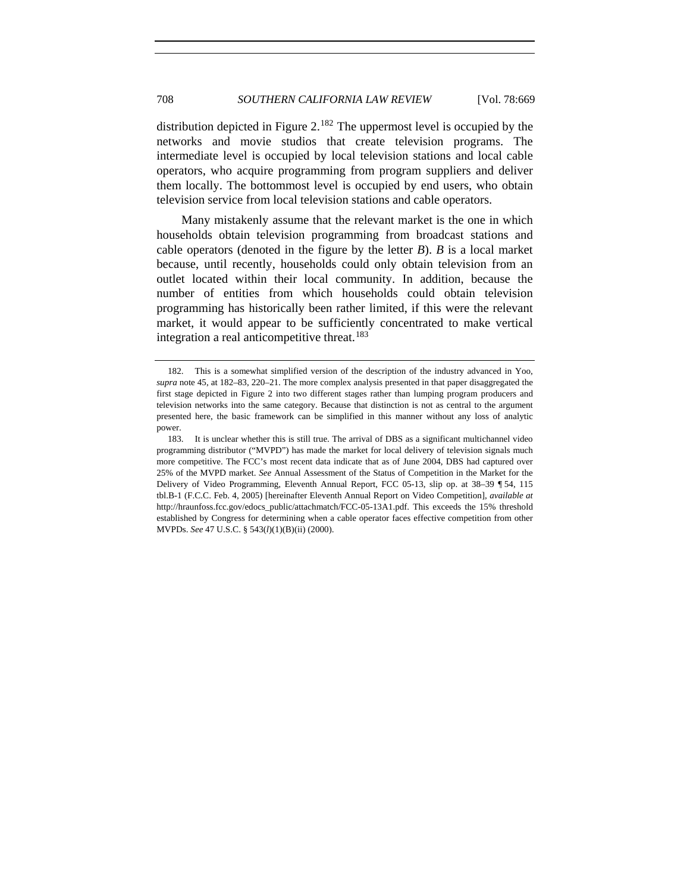distribution depicted in Figure 2.[182] The uppermost level is occupied by the networks and movie studios that create television programs. The intermediate level is occupied by local television stations and local cable operators, who acquire programming from program suppliers and deliver them locally. The bottommost level is occupied by end users, who obtain television service from local television stations and cable operators.

Many mistakenly assume that the relevant market is the one in which households obtain television programming from broadcast stations and cable operators (denoted in the figure by the letter *B*). *B* is a local market because, until recently, households could only obtain television from an outlet located within their local community. In addition, because the number of entities from which households could obtain television programming has historically been rather limited, if this were the relevant market, it would appear to be sufficiently concentrated to make vertical integration a real anticompetitive threat.[183]

---

182. This is a somewhat simplified version of the description of the industry advanced in Yoo, *supra* note 45, at 182–83, 220–21. The more complex analysis presented in that paper disaggregated the first stage depicted in Figure 2 into two different stages rather than lumping program producers and television networks into the same category. Because that distinction is not as central to the argument presented here, the basic framework can be simplified in this manner without any loss of analytic power.

183. It is unclear whether this is still true. The arrival of DBS as a significant multichannel video programming distributor ("MVPD") has made the market for local delivery of television signals much more competitive. The FCC's most recent data indicate that as of June 2004, DBS had captured over 25% of the MVPD market. *See* Annual Assessment of the Status of Competition in the Market for the Delivery of Video Programming, Eleventh Annual Report, FCC 05-13, slip op. at 38–39 ¶ 54, 115 tbl.B-1 (F.C.C. Feb. 4, 2005) [hereinafter Eleventh Annual Report on Video Competition], *available at* http://hraunfoss.fcc.gov/edocs_public/attachmatch/FCC-05-13A1.pdf. This exceeds the 15% threshold established by Congress for determining when a cable operator faces effective competition from other MVPDs. *See* 47 U.S.C. § 543(*l*)(1)(B)(ii) (2000).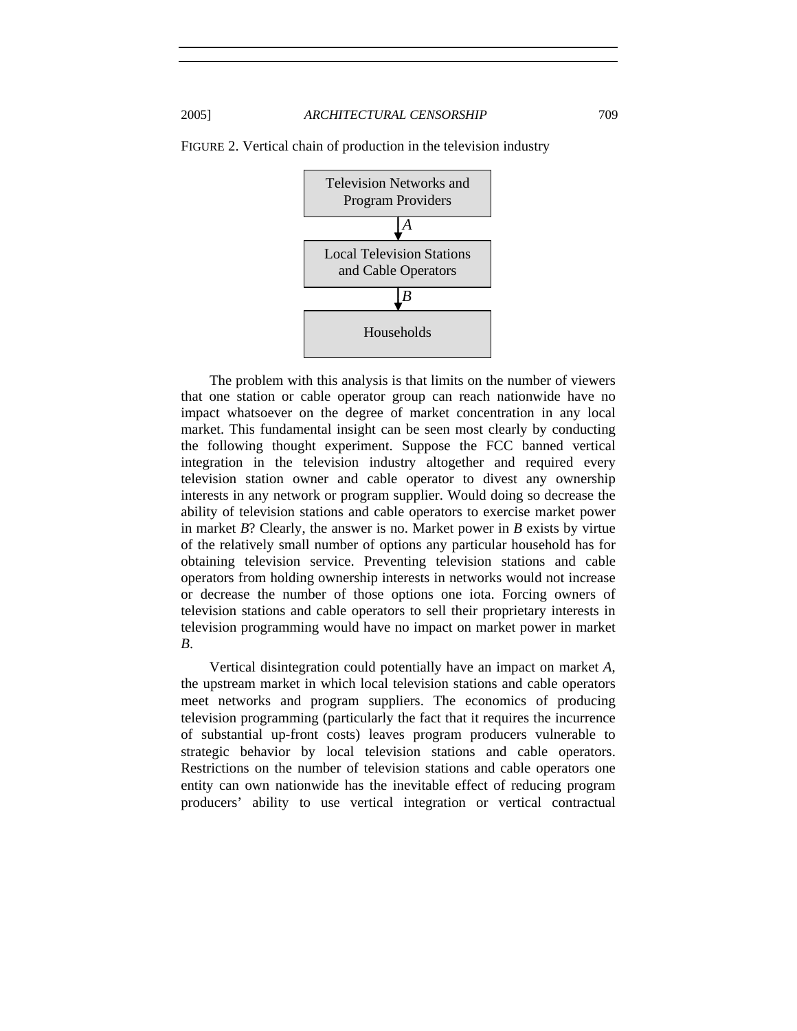FIGURE 2. Vertical chain of production in the television industry

Television Networks and Program Providers

↓ *A*

Local Television Stations and Cable Operators

↓ *B*

Households

The problem with this analysis is that limits on the number of viewers that one station or cable operator group can reach nationwide have no impact whatsoever on the degree of market concentration in any local market. This fundamental insight can be seen most clearly by conducting the following thought experiment. Suppose the FCC banned vertical integration in the television industry altogether and required every television station owner and cable operator to divest any ownership interests in any network or program supplier. Would doing so decrease the ability of television stations and cable operators to exercise market power in market *B*? Clearly, the answer is no. Market power in *B* exists by virtue of the relatively small number of options any particular household has for obtaining television service. Preventing television stations and cable operators from holding ownership interests in networks would not increase or decrease the number of those options one iota. Forcing owners of television stations and cable operators to sell their proprietary interests in television programming would have no impact on market power in market *B*.

Vertical disintegration could potentially have an impact on market *A*, the upstream market in which local television stations and cable operators meet networks and program suppliers. The economics of producing television programming (particularly the fact that it requires the incurrence of substantial up-front costs) leaves program producers vulnerable to strategic behavior by local television stations and cable operators. Restrictions on the number of television stations and cable operators one entity can own nationwide has the inevitable effect of reducing program producers' ability to use vertical integration or vertical contractual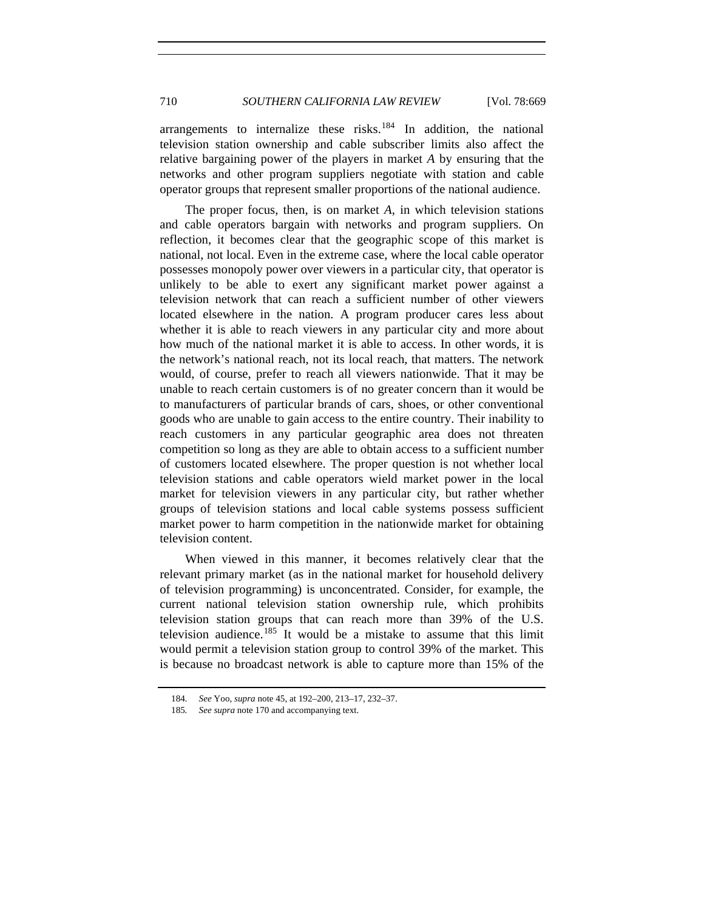arrangements to internalize these risks.[184] In addition, the national television station ownership and cable subscriber limits also affect the relative bargaining power of the players in market *A* by ensuring that the networks and other program suppliers negotiate with station and cable operator groups that represent smaller proportions of the national audience.

The proper focus, then, is on market *A*, in which television stations and cable operators bargain with networks and program suppliers. On reflection, it becomes clear that the geographic scope of this market is national, not local. Even in the extreme case, where the local cable operator possesses monopoly power over viewers in a particular city, that operator is unlikely to be able to exert any significant market power against a television network that can reach a sufficient number of other viewers located elsewhere in the nation. A program producer cares less about whether it is able to reach viewers in any particular city and more about how much of the national market it is able to access. In other words, it is the network's national reach, not its local reach, that matters. The network would, of course, prefer to reach all viewers nationwide. That it may be unable to reach certain customers is of no greater concern than it would be to manufacturers of particular brands of cars, shoes, or other conventional goods who are unable to gain access to the entire country. Their inability to reach customers in any particular geographic area does not threaten competition so long as they are able to obtain access to a sufficient number of customers located elsewhere. The proper question is not whether local television stations and cable operators wield market power in the local market for television viewers in any particular city, but rather whether groups of television stations and local cable systems possess sufficient market power to harm competition in the nationwide market for obtaining television content.

When viewed in this manner, it becomes relatively clear that the relevant primary market (as in the national market for household delivery of television programming) is unconcentrated. Consider, for example, the current national television station ownership rule, which prohibits television station groups that can reach more than 39% of the U.S. television audience.[185] It would be a mistake to assume that this limit would permit a television station group to control 39% of the market. This is because no broadcast network is able to capture more than 15% of the

184. *See* Yoo, *supra* note 45, at 192–200, 213–17, 232–37.

185. *See supra* note 170 and accompanying text.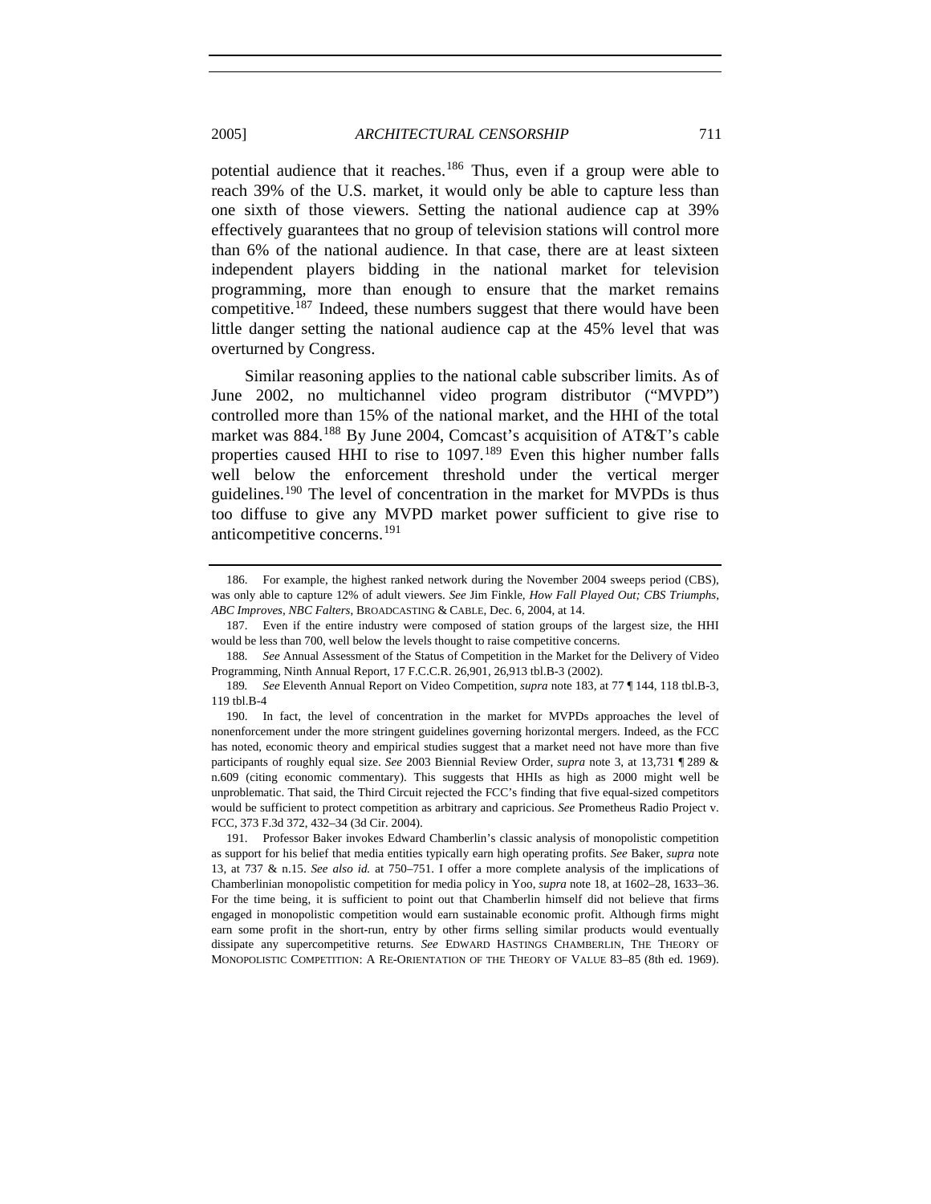potential audience that it reaches.[186] Thus, even if a group were able to reach 39% of the U.S. market, it would only be able to capture less than one sixth of those viewers. Setting the national audience cap at 39% effectively guarantees that no group of television stations will control more than 6% of the national audience. In that case, there are at least sixteen independent players bidding in the national market for television programming, more than enough to ensure that the market remains competitive.[187] Indeed, these numbers suggest that there would have been little danger setting the national audience cap at the 45% level that was overturned by Congress.

Similar reasoning applies to the national cable subscriber limits. As of June 2002, no multichannel video program distributor ("MVPD") controlled more than 15% of the national market, and the HHI of the total market was 884.[188] By June 2004, Comcast's acquisition of AT&T's cable properties caused HHI to rise to 1097.[189] Even this higher number falls well below the enforcement threshold under the vertical merger guidelines.[190] The level of concentration in the market for MVPDs is thus too diffuse to give any MVPD market power sufficient to give rise to anticompetitive concerns.[191]

---

186. For example, the highest ranked network during the November 2004 sweeps period (CBS), was only able to capture 12% of adult viewers. *See* Jim Finkle, *How Fall Played Out; CBS Triumphs, ABC Improves, NBC Falters*, BROADCASTING & CABLE, Dec. 6, 2004, at 14.

187. Even if the entire industry were composed of station groups of the largest size, the HHI would be less than 700, well below the levels thought to raise competitive concerns.

188. *See* Annual Assessment of the Status of Competition in the Market for the Delivery of Video Programming, Ninth Annual Report, 17 F.C.C.R. 26,901, 26,913 tbl.B-3 (2002).

189. *See* Eleventh Annual Report on Video Competition, *supra* note 183, at 77 ¶ 144, 118 tbl.B-3, 119 tbl.B-4

190. In fact, the level of concentration in the market for MVPDs approaches the level of nonenforcement under the more stringent guidelines governing horizontal mergers. Indeed, as the FCC has noted, economic theory and empirical studies suggest that a market need not have more than five participants of roughly equal size. *See* 2003 Biennial Review Order, *supra* note 3, at 13,731 ¶ 289 & n.609 (citing economic commentary). This suggests that HHIs as high as 2000 might well be unproblematic. That said, the Third Circuit rejected the FCC's finding that five equal-sized competitors would be sufficient to protect competition as arbitrary and capricious. *See* Prometheus Radio Project v. FCC, 373 F.3d 372, 432–34 (3d Cir. 2004).

191. Professor Baker invokes Edward Chamberlin's classic analysis of monopolistic competition as support for his belief that media entities typically earn high operating profits. *See* Baker, *supra* note 13, at 737 & n.15. *See also id.* at 750–751. I offer a more complete analysis of the implications of Chamberlinian monopolistic competition for media policy in Yoo, *supra* note 18, at 1602–28, 1633–36. For the time being, it is sufficient to point out that Chamberlin himself did not believe that firms engaged in monopolistic competition would earn sustainable economic profit. Although firms might earn some profit in the short-run, entry by other firms selling similar products would eventually dissipate any supercompetitive returns. *See* EDWARD HASTINGS CHAMBERLIN, THE THEORY OF MONOPOLISTIC COMPETITION: A RE-ORIENTATION OF THE THEORY OF VALUE 83–85 (8th ed. 1969).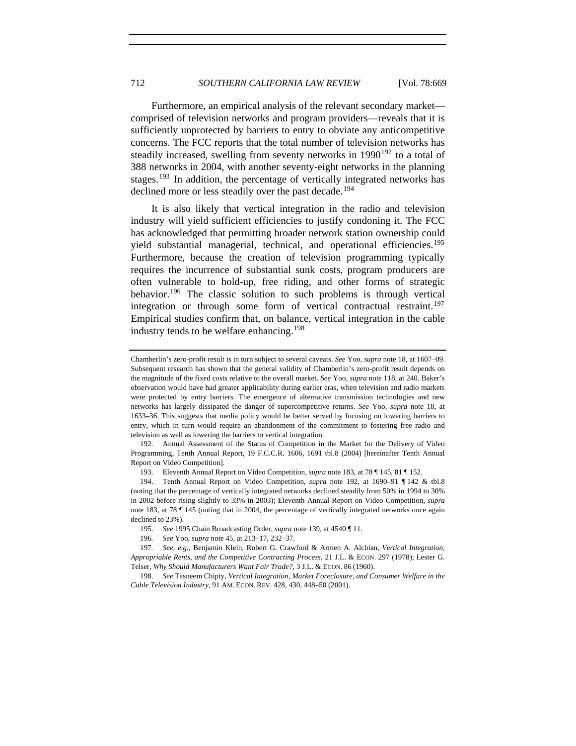Furthermore, an empirical analysis of the relevant secondary market—comprised of television networks and program providers—reveals that it is sufficiently unprotected by barriers to entry to obviate any anticompetitive concerns. The FCC reports that the total number of television networks has steadily increased, swelling from seventy networks in 1990[192] to a total of 388 networks in 2004, with another seventy-eight networks in the planning stages.[193] In addition, the percentage of vertically integrated networks has declined more or less steadily over the past decade.[194]

It is also likely that vertical integration in the radio and television industry will yield sufficient efficiencies to justify condoning it. The FCC has acknowledged that permitting broader network station ownership could yield substantial managerial, technical, and operational efficiencies.[195] Furthermore, because the creation of television programming typically requires the incurrence of substantial sunk costs, program producers are often vulnerable to hold-up, free riding, and other forms of strategic behavior.[196] The classic solution to such problems is through vertical integration or through some form of vertical contractual restraint.[197] Empirical studies confirm that, on balance, vertical integration in the cable industry tends to be welfare enhancing.[198]

---

Chamberlin's zero-profit result is in turn subject to several caveats. *See* Yoo, *supra* note 18, at 1607–09. Subsequent research has shown that the general validity of Chamberlin's zero-profit result depends on the magnitude of the fixed costs relative to the overall market. *See* Yoo, *supra* note 118, at 240. Baker's observation would have had greater applicability during earlier eras, when television and radio markets were protected by entry barriers. The emergence of alternative transmission technologies and new networks has largely dissipated the danger of supercompetitive returns. *See* Yoo, *supra* note 18, at 1633–36. This suggests that media policy would be better served by focusing on lowering barriers to entry, which in turn would require an abandonment of the commitment to fostering free radio and television as well as lowering the barriers to vertical integration.

192. Annual Assessment of the Status of Competition in the Market for the Delivery of Video Programming, Tenth Annual Report, 19 F.C.C.R. 1606, 1691 tbl.8 (2004) [hereinafter Tenth Annual Report on Video Competition].

193. Eleventh Annual Report on Video Competition, *supra* note 183, at 78 ¶ 145, 81 ¶ 152.

194. Tenth Annual Report on Video Competition, *supra* note 192, at 1690–91 ¶ 142 & tbl.8 (noting that the percentage of vertically integrated networks declined steadily from 50% in 1994 to 30% in 2002 before rising slightly to 33% in 2003); Eleventh Annual Report on Video Competition, *supra* note 183, at 78 ¶ 145 (noting that in 2004, the percentage of vertically integrated networks once again declined to 23%).

195. *See* 1995 Chain Broadcasting Order, *supra* note 139, at 4540 ¶ 11.

196. *See* Yoo, *supra* note 45, at 213–17, 232–37.

197. *See, e.g.*, Benjamin Klein, Robert G. Crawford & Armen A. Alchian, *Vertical Integration, Appropriable Rents, and the Competitive Contracting Process*, 21 J.L. & ECON. 297 (1978); Lester G. Telser, *Why Should Manufacturers Want Fair Trade?*, 3 J.L. & ECON. 86 (1960).

198. *See* Tasneem Chipty, *Vertical Integration, Market Foreclosure, and Consumer Welfare in the Cable Television Industry*, 91 AM. ECON. REV. 428, 430, 448–50 (2001).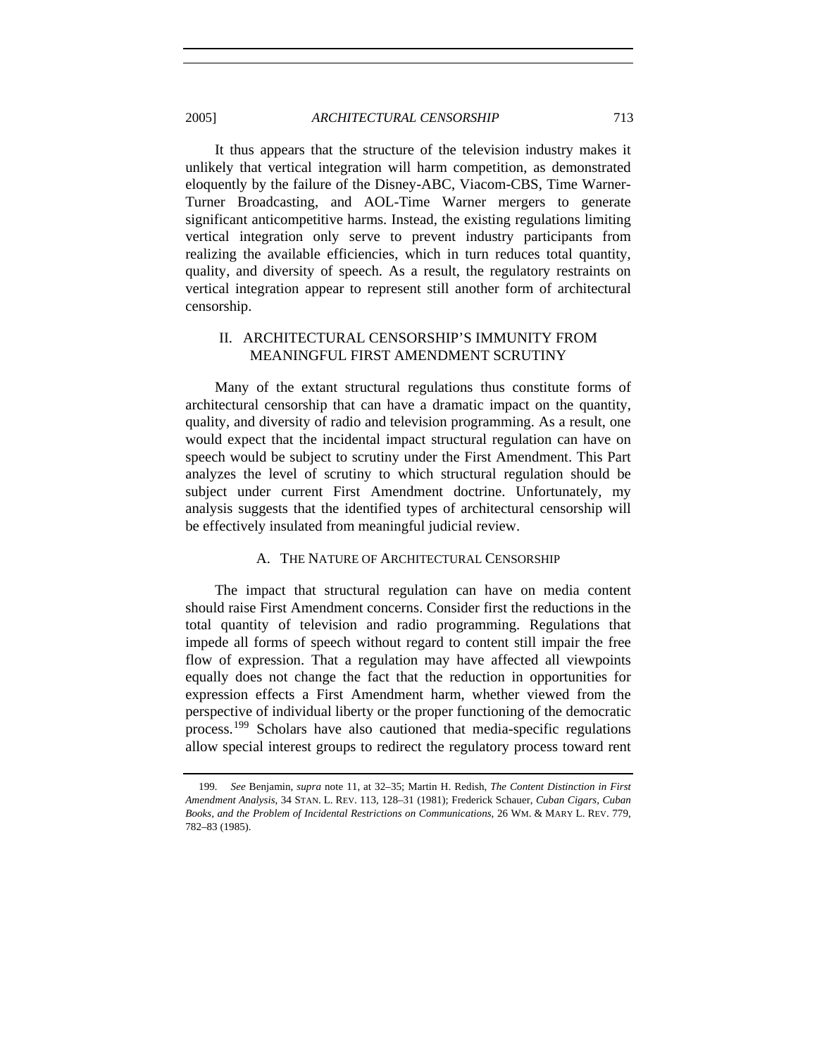It thus appears that the structure of the television industry makes it unlikely that vertical integration will harm competition, as demonstrated eloquently by the failure of the Disney-ABC, Viacom-CBS, Time Warner-Turner Broadcasting, and AOL-Time Warner mergers to generate significant anticompetitive harms. Instead, the existing regulations limiting vertical integration only serve to prevent industry participants from realizing the available efficiencies, which in turn reduces total quantity, quality, and diversity of speech. As a result, the regulatory restraints on vertical integration appear to represent still another form of architectural censorship.

## II. ARCHITECTURAL CENSORSHIP'S IMMUNITY FROM MEANINGFUL FIRST AMENDMENT SCRUTINY

Many of the extant structural regulations thus constitute forms of architectural censorship that can have a dramatic impact on the quantity, quality, and diversity of radio and television programming. As a result, one would expect that the incidental impact structural regulation can have on speech would be subject to scrutiny under the First Amendment. This Part analyzes the level of scrutiny to which structural regulation should be subject under current First Amendment doctrine. Unfortunately, my analysis suggests that the identified types of architectural censorship will be effectively insulated from meaningful judicial review.

### A. THE NATURE OF ARCHITECTURAL CENSORSHIP

The impact that structural regulation can have on media content should raise First Amendment concerns. Consider first the reductions in the total quantity of television and radio programming. Regulations that impede all forms of speech without regard to content still impair the free flow of expression. That a regulation may have affected all viewpoints equally does not change the fact that the reduction in opportunities for expression effects a First Amendment harm, whether viewed from the perspective of individual liberty or the proper functioning of the democratic process.[199] Scholars have also cautioned that media-specific regulations allow special interest groups to redirect the regulatory process toward rent

---

199. *See* Benjamin, *supra* note 11, at 32–35; Martin H. Redish, *The Content Distinction in First Amendment Analysis*, 34 STAN. L. REV. 113, 128–31 (1981); Frederick Schauer, *Cuban Cigars, Cuban Books, and the Problem of Incidental Restrictions on Communications*, 26 WM. & MARY L. REV. 779, 782–83 (1985).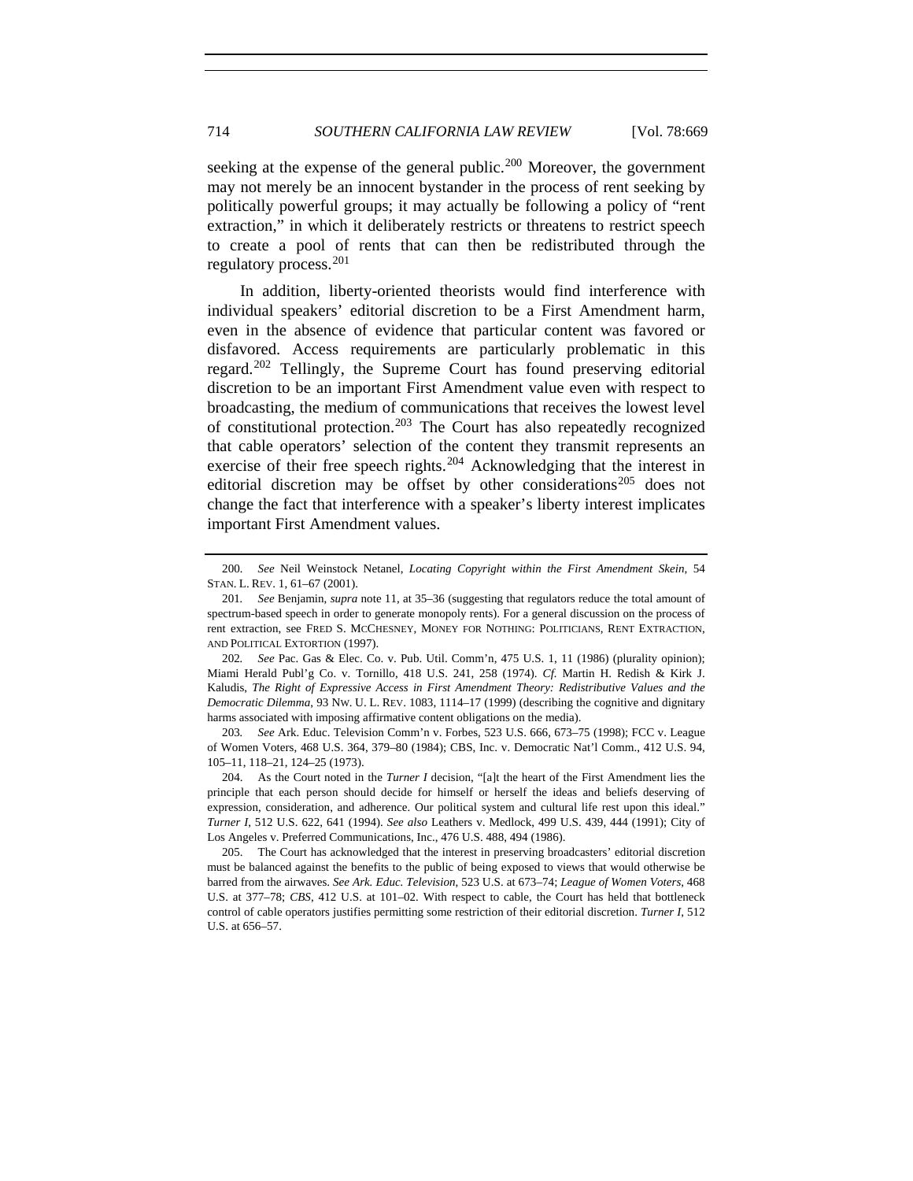seeking at the expense of the general public.[200] Moreover, the government may not merely be an innocent bystander in the process of rent seeking by politically powerful groups; it may actually be following a policy of "rent extraction," in which it deliberately restricts or threatens to restrict speech to create a pool of rents that can then be redistributed through the regulatory process.[201]

In addition, liberty-oriented theorists would find interference with individual speakers' editorial discretion to be a First Amendment harm, even in the absence of evidence that particular content was favored or disfavored. Access requirements are particularly problematic in this regard.[202] Tellingly, the Supreme Court has found preserving editorial discretion to be an important First Amendment value even with respect to broadcasting, the medium of communications that receives the lowest level of constitutional protection.[203] The Court has also repeatedly recognized that cable operators' selection of the content they transmit represents an exercise of their free speech rights.[204] Acknowledging that the interest in editorial discretion may be offset by other considerations[205] does not change the fact that interference with a speaker's liberty interest implicates important First Amendment values.

---

200. *See* Neil Weinstock Netanel, *Locating Copyright within the First Amendment Skein*, 54 STAN. L. REV. 1, 61–67 (2001).

201. *See* Benjamin, *supra* note 11, at 35–36 (suggesting that regulators reduce the total amount of spectrum-based speech in order to generate monopoly rents). For a general discussion on the process of rent extraction, see FRED S. MCCHESNEY, MONEY FOR NOTHING: POLITICIANS, RENT EXTRACTION, AND POLITICAL EXTORTION (1997).

202. *See* Pac. Gas & Elec. Co. v. Pub. Util. Comm'n, 475 U.S. 1, 11 (1986) (plurality opinion); Miami Herald Publ'g Co. v. Tornillo, 418 U.S. 241, 258 (1974). *Cf.* Martin H. Redish & Kirk J. Kaludis, *The Right of Expressive Access in First Amendment Theory: Redistributive Values and the Democratic Dilemma*, 93 NW. U. L. REV. 1083, 1114–17 (1999) (describing the cognitive and dignitary harms associated with imposing affirmative content obligations on the media).

203. *See* Ark. Educ. Television Comm'n v. Forbes, 523 U.S. 666, 673–75 (1998); FCC v. League of Women Voters, 468 U.S. 364, 379–80 (1984); CBS, Inc. v. Democratic Nat'l Comm., 412 U.S. 94, 105–11, 118–21, 124–25 (1973).

204. As the Court noted in the *Turner I* decision, "[a]t the heart of the First Amendment lies the principle that each person should decide for himself or herself the ideas and beliefs deserving of expression, consideration, and adherence. Our political system and cultural life rest upon this ideal." *Turner I*, 512 U.S. 622, 641 (1994). *See also* Leathers v. Medlock, 499 U.S. 439, 444 (1991); City of Los Angeles v. Preferred Communications, Inc., 476 U.S. 488, 494 (1986).

205. The Court has acknowledged that the interest in preserving broadcasters' editorial discretion must be balanced against the benefits to the public of being exposed to views that would otherwise be barred from the airwaves. *See Ark. Educ. Television*, 523 U.S. at 673–74; *League of Women Voters*, 468 U.S. at 377–78; *CBS*, 412 U.S. at 101–02. With respect to cable, the Court has held that bottleneck control of cable operators justifies permitting some restriction of their editorial discretion. *Turner I*, 512 U.S. at 656–57.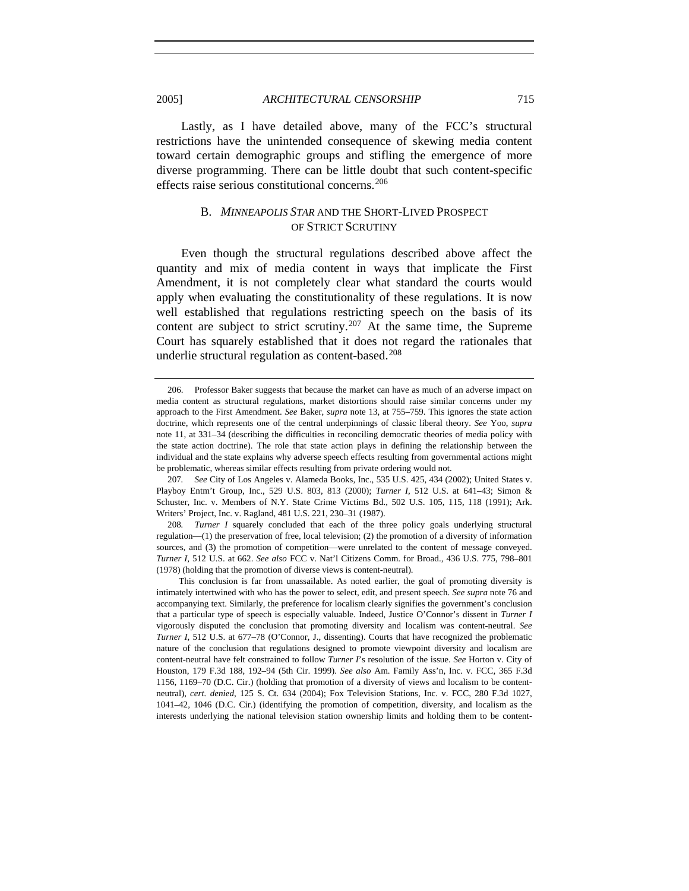Lastly, as I have detailed above, many of the FCC's structural restrictions have the unintended consequence of skewing media content toward certain demographic groups and stifling the emergence of more diverse programming. There can be little doubt that such content-specific effects raise serious constitutional concerns.[206]

### B. *MINNEAPOLIS STAR* AND THE SHORT-LIVED PROSPECT OF STRICT SCRUTINY

Even though the structural regulations described above affect the quantity and mix of media content in ways that implicate the First Amendment, it is not completely clear what standard the courts would apply when evaluating the constitutionality of these regulations. It is now well established that regulations restricting speech on the basis of its content are subject to strict scrutiny.[207] At the same time, the Supreme Court has squarely established that it does not regard the rationales that underlie structural regulation as content-based.[208]

---

206. Professor Baker suggests that because the market can have as much of an adverse impact on media content as structural regulations, market distortions should raise similar concerns under my approach to the First Amendment. *See* Baker, *supra* note 13, at 755–759. This ignores the state action doctrine, which represents one of the central underpinnings of classic liberal theory. *See* Yoo, *supra* note 11, at 331–34 (describing the difficulties in reconciling democratic theories of media policy with the state action doctrine). The role that state action plays in defining the relationship between the individual and the state explains why adverse speech effects resulting from governmental actions might be problematic, whereas similar effects resulting from private ordering would not.

207. *See* City of Los Angeles v. Alameda Books, Inc., 535 U.S. 425, 434 (2002); United States v. Playboy Entm't Group, Inc., 529 U.S. 803, 813 (2000); *Turner I*, 512 U.S. at 641–43; Simon & Schuster, Inc. v. Members of N.Y. State Crime Victims Bd., 502 U.S. 105, 115, 118 (1991); Ark. Writers' Project, Inc. v. Ragland, 481 U.S. 221, 230–31 (1987).

208. *Turner I* squarely concluded that each of the three policy goals underlying structural regulation—(1) the preservation of free, local television; (2) the promotion of a diversity of information sources, and (3) the promotion of competition—were unrelated to the content of message conveyed. *Turner I*, 512 U.S. at 662. *See also* FCC v. Nat'l Citizens Comm. for Broad., 436 U.S. 775, 798–801 (1978) (holding that the promotion of diverse views is content-neutral).

This conclusion is far from unassailable. As noted earlier, the goal of promoting diversity is intimately intertwined with who has the power to select, edit, and present speech. *See supra* note 76 and accompanying text. Similarly, the preference for localism clearly signifies the government's conclusion that a particular type of speech is especially valuable. Indeed, Justice O'Connor's dissent in *Turner I* vigorously disputed the conclusion that promoting diversity and localism was content-neutral. *See Turner I*, 512 U.S. at 677–78 (O'Connor, J., dissenting). Courts that have recognized the problematic nature of the conclusion that regulations designed to promote viewpoint diversity and localism are content-neutral have felt constrained to follow *Turner I*'s resolution of the issue. *See* Horton v. City of Houston, 179 F.3d 188, 192–94 (5th Cir. 1999). *See also* Am. Family Ass'n, Inc. v. FCC, 365 F.3d 1156, 1169–70 (D.C. Cir.) (holding that promotion of a diversity of views and localism to be content-neutral), *cert. denied*, 125 S. Ct. 634 (2004); Fox Television Stations, Inc. v. FCC, 280 F.3d 1027, 1041–42, 1046 (D.C. Cir.) (identifying the promotion of competition, diversity, and localism as the interests underlying the national television station ownership limits and holding them to be content-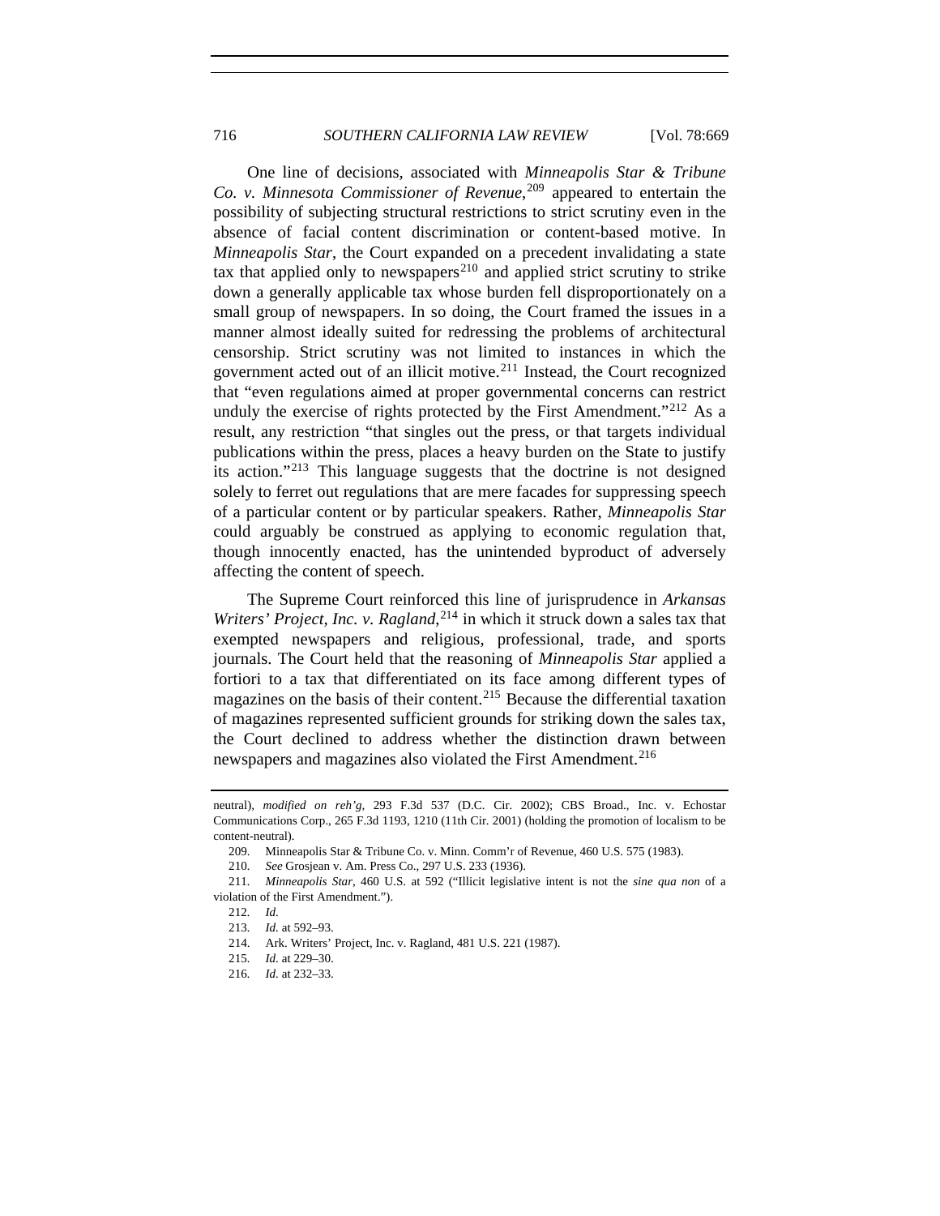One line of decisions, associated with *Minneapolis Star & Tribune Co. v. Minnesota Commissioner of Revenue*,[209] appeared to entertain the possibility of subjecting structural restrictions to strict scrutiny even in the absence of facial content discrimination or content-based motive. In *Minneapolis Star*, the Court expanded on a precedent invalidating a state tax that applied only to newspapers[210] and applied strict scrutiny to strike down a generally applicable tax whose burden fell disproportionately on a small group of newspapers. In so doing, the Court framed the issues in a manner almost ideally suited for redressing the problems of architectural censorship. Strict scrutiny was not limited to instances in which the government acted out of an illicit motive.[211] Instead, the Court recognized that "even regulations aimed at proper governmental concerns can restrict unduly the exercise of rights protected by the First Amendment."[212] As a result, any restriction "that singles out the press, or that targets individual publications within the press, places a heavy burden on the State to justify its action."[213] This language suggests that the doctrine is not designed solely to ferret out regulations that are mere facades for suppressing speech of a particular content or by particular speakers. Rather, *Minneapolis Star* could arguably be construed as applying to economic regulation that, though innocently enacted, has the unintended byproduct of adversely affecting the content of speech.

The Supreme Court reinforced this line of jurisprudence in *Arkansas Writers' Project, Inc. v. Ragland*,[214] in which it struck down a sales tax that exempted newspapers and religious, professional, trade, and sports journals. The Court held that the reasoning of *Minneapolis Star* applied a fortiori to a tax that differentiated on its face among different types of magazines on the basis of their content.[215] Because the differential taxation of magazines represented sufficient grounds for striking down the sales tax, the Court declined to address whether the distinction drawn between newspapers and magazines also violated the First Amendment.[216]

---

neutral), *modified on reh'g*, 293 F.3d 537 (D.C. Cir. 2002); CBS Broad., Inc. v. Echostar Communications Corp., 265 F.3d 1193, 1210 (11th Cir. 2001) (holding the promotion of localism to be content-neutral).

209. Minneapolis Star & Tribune Co. v. Minn. Comm'r of Revenue, 460 U.S. 575 (1983).

210. *See* Grosjean v. Am. Press Co., 297 U.S. 233 (1936).

211. *Minneapolis Star*, 460 U.S. at 592 ("Illicit legislative intent is not the *sine qua non* of a violation of the First Amendment.").

212. *Id.*

213. *Id.* at 592–93.

214. Ark. Writers' Project, Inc. v. Ragland, 481 U.S. 221 (1987).

215. *Id.* at 229–30.

216. *Id.* at 232–33.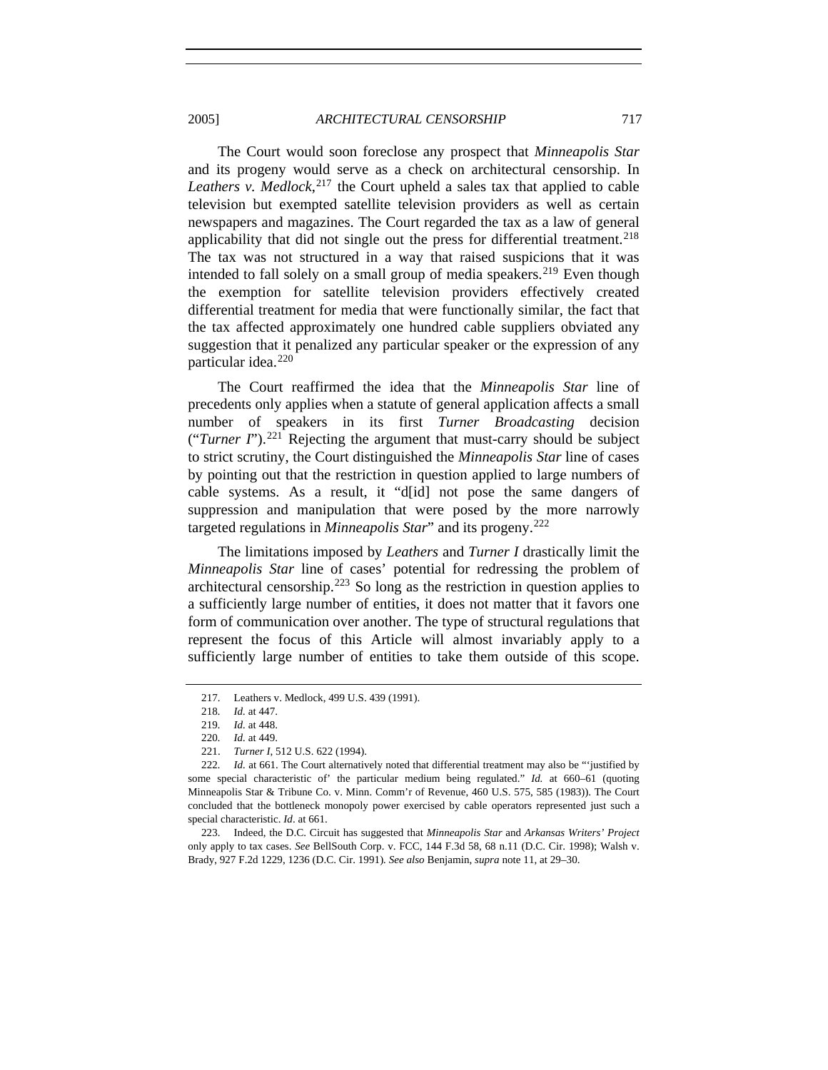The Court would soon foreclose any prospect that *Minneapolis Star* and its progeny would serve as a check on architectural censorship. In *Leathers v. Medlock*,[217] the Court upheld a sales tax that applied to cable television but exempted satellite television providers as well as certain newspapers and magazines. The Court regarded the tax as a law of general applicability that did not single out the press for differential treatment.[218] The tax was not structured in a way that raised suspicions that it was intended to fall solely on a small group of media speakers.[219] Even though the exemption for satellite television providers effectively created differential treatment for media that were functionally similar, the fact that the tax affected approximately one hundred cable suppliers obviated any suggestion that it penalized any particular speaker or the expression of any particular idea.[220]

The Court reaffirmed the idea that the *Minneapolis Star* line of precedents only applies when a statute of general application affects a small number of speakers in its first *Turner Broadcasting* decision ("*Turner I*").[221] Rejecting the argument that must-carry should be subject to strict scrutiny, the Court distinguished the *Minneapolis Star* line of cases by pointing out that the restriction in question applied to large numbers of cable systems. As a result, it "d[id] not pose the same dangers of suppression and manipulation that were posed by the more narrowly targeted regulations in *Minneapolis Star*" and its progeny.[222]

The limitations imposed by *Leathers* and *Turner I* drastically limit the *Minneapolis Star* line of cases' potential for redressing the problem of architectural censorship.[223] So long as the restriction in question applies to a sufficiently large number of entities, it does not matter that it favors one form of communication over another. The type of structural regulations that represent the focus of this Article will almost invariably apply to a sufficiently large number of entities to take them outside of this scope.

---

217. Leathers v. Medlock, 499 U.S. 439 (1991).

218. *Id.* at 447.

219. *Id.* at 448.

220. *Id.* at 449.

221. *Turner I*, 512 U.S. 622 (1994).

222. *Id.* at 661. The Court alternatively noted that differential treatment may also be "'justified by some special characteristic of' the particular medium being regulated." *Id.* at 660–61 (quoting Minneapolis Star & Tribune Co. v. Minn. Comm'r of Revenue, 460 U.S. 575, 585 (1983)). The Court concluded that the bottleneck monopoly power exercised by cable operators represented just such a special characteristic. *Id*. at 661.

223. Indeed, the D.C. Circuit has suggested that *Minneapolis Star* and *Arkansas Writers' Project* only apply to tax cases. *See* BellSouth Corp. v. FCC, 144 F.3d 58, 68 n.11 (D.C. Cir. 1998); Walsh v. Brady, 927 F.2d 1229, 1236 (D.C. Cir. 1991). *See also* Benjamin, *supra* note 11, at 29–30.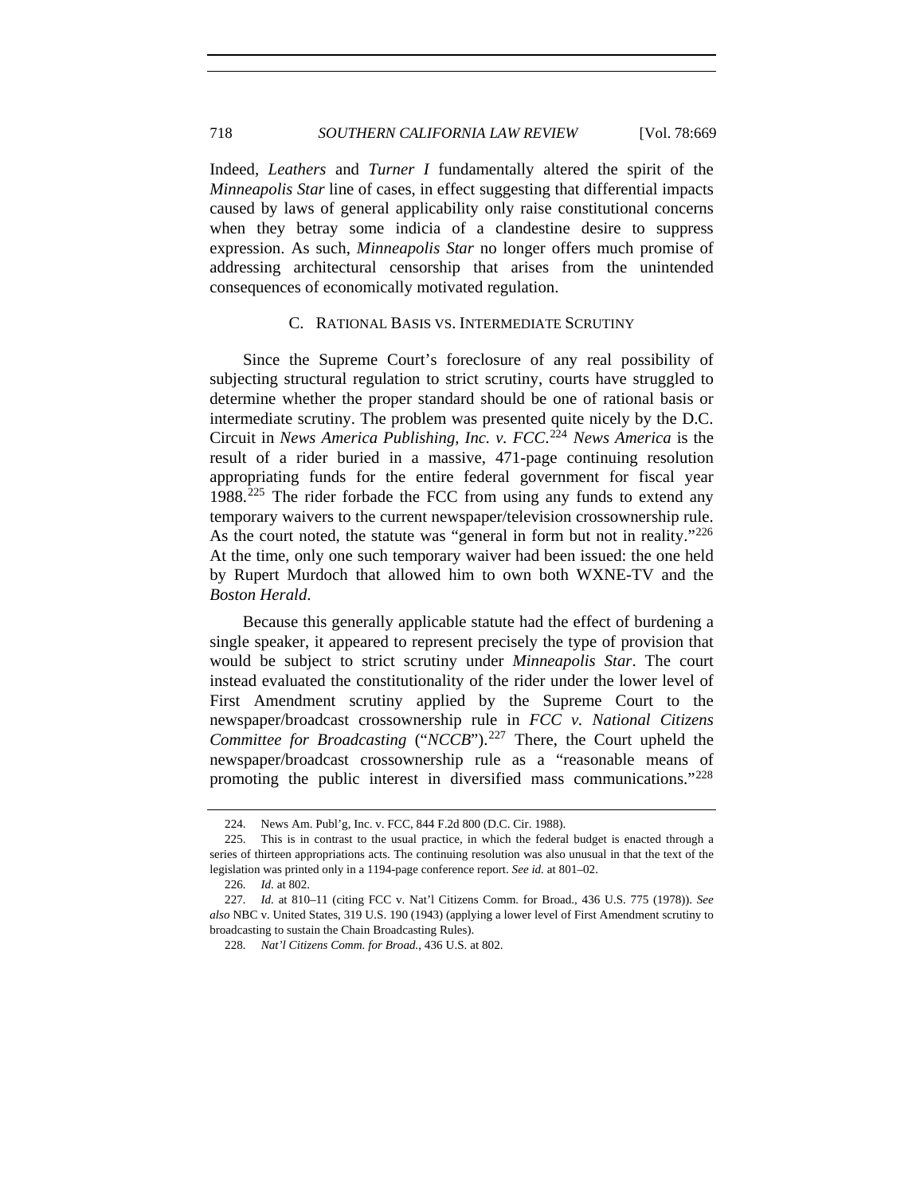Indeed, *Leathers* and *Turner I* fundamentally altered the spirit of the *Minneapolis Star* line of cases, in effect suggesting that differential impacts caused by laws of general applicability only raise constitutional concerns when they betray some indicia of a clandestine desire to suppress expression. As such, *Minneapolis Star* no longer offers much promise of addressing architectural censorship that arises from the unintended consequences of economically motivated regulation.

### C. RATIONAL BASIS VS. INTERMEDIATE SCRUTINY

Since the Supreme Court's foreclosure of any real possibility of subjecting structural regulation to strict scrutiny, courts have struggled to determine whether the proper standard should be one of rational basis or intermediate scrutiny. The problem was presented quite nicely by the D.C. Circuit in *News America Publishing, Inc. v. FCC*.[224] *News America* is the result of a rider buried in a massive, 471-page continuing resolution appropriating funds for the entire federal government for fiscal year 1988.[225] The rider forbade the FCC from using any funds to extend any temporary waivers to the current newspaper/television crossownership rule. As the court noted, the statute was "general in form but not in reality."[226] At the time, only one such temporary waiver had been issued: the one held by Rupert Murdoch that allowed him to own both WXNE-TV and the *Boston Herald*.

Because this generally applicable statute had the effect of burdening a single speaker, it appeared to represent precisely the type of provision that would be subject to strict scrutiny under *Minneapolis Star*. The court instead evaluated the constitutionality of the rider under the lower level of First Amendment scrutiny applied by the Supreme Court to the newspaper/broadcast crossownership rule in *FCC v. National Citizens Committee for Broadcasting* ("*NCCB*").[227] There, the Court upheld the newspaper/broadcast crossownership rule as a "reasonable means of promoting the public interest in diversified mass communications."[228]

---

224. News Am. Publ'g, Inc. v. FCC, 844 F.2d 800 (D.C. Cir. 1988).

225. This is in contrast to the usual practice, in which the federal budget is enacted through a series of thirteen appropriations acts. The continuing resolution was also unusual in that the text of the legislation was printed only in a 1194-page conference report. *See id.* at 801–02.

226. *Id.* at 802.

227. *Id.* at 810–11 (citing FCC v. Nat'l Citizens Comm. for Broad., 436 U.S. 775 (1978)). *See also* NBC v. United States, 319 U.S. 190 (1943) (applying a lower level of First Amendment scrutiny to broadcasting to sustain the Chain Broadcasting Rules).

228. *Nat'l Citizens Comm. for Broad.*, 436 U.S. at 802.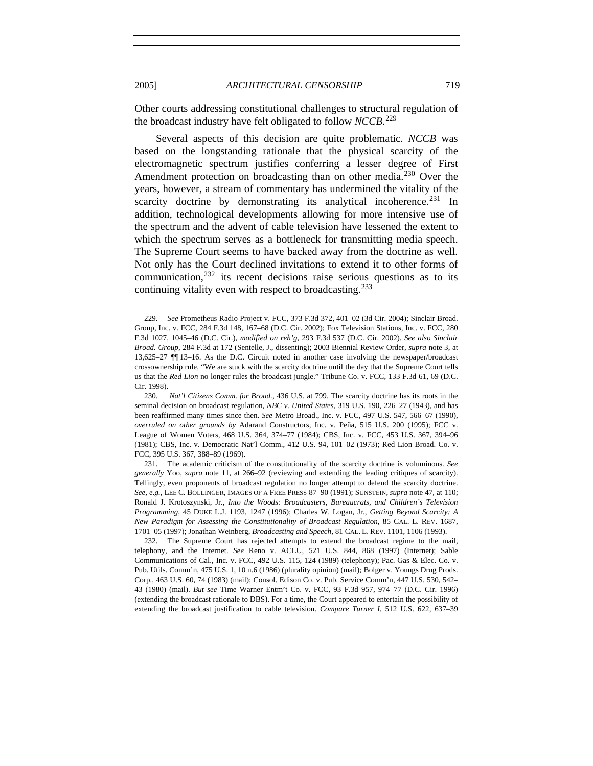Other courts addressing constitutional challenges to structural regulation of the broadcast industry have felt obligated to follow *NCCB*.[229]

Several aspects of this decision are quite problematic. *NCCB* was based on the longstanding rationale that the physical scarcity of the electromagnetic spectrum justifies conferring a lesser degree of First Amendment protection on broadcasting than on other media.[230] Over the years, however, a stream of commentary has undermined the vitality of the scarcity doctrine by demonstrating its analytical incoherence.[231] In addition, technological developments allowing for more intensive use of the spectrum and the advent of cable television have lessened the extent to which the spectrum serves as a bottleneck for transmitting media speech. The Supreme Court seems to have backed away from the doctrine as well. Not only has the Court declined invitations to extend it to other forms of communication,[232] its recent decisions raise serious questions as to its continuing vitality even with respect to broadcasting.[233]

---

229. *See* Prometheus Radio Project v. FCC, 373 F.3d 372, 401–02 (3d Cir. 2004); Sinclair Broad. Group, Inc. v. FCC, 284 F.3d 148, 167–68 (D.C. Cir. 2002); Fox Television Stations, Inc. v. FCC, 280 F.3d 1027, 1045–46 (D.C. Cir.), *modified on reh'g*, 293 F.3d 537 (D.C. Cir. 2002). *See also Sinclair Broad. Group*, 284 F.3d at 172 (Sentelle, J., dissenting); 2003 Biennial Review Order, *supra* note 3, at 13,625–27 ¶¶ 13–16. As the D.C. Circuit noted in another case involving the newspaper/broadcast crossownership rule, "We are stuck with the scarcity doctrine until the day that the Supreme Court tells us that the *Red Lion* no longer rules the broadcast jungle." Tribune Co. v. FCC, 133 F.3d 61, 69 (D.C. Cir. 1998).

230. *Nat'l Citizens Comm. for Broad.*, 436 U.S. at 799. The scarcity doctrine has its roots in the seminal decision on broadcast regulation, *NBC v. United States*, 319 U.S. 190, 226–27 (1943), and has been reaffirmed many times since then. *See* Metro Broad., Inc. v. FCC, 497 U.S. 547, 566–67 (1990), *overruled on other grounds by* Adarand Constructors, Inc. v. Peña, 515 U.S. 200 (1995); FCC v. League of Women Voters, 468 U.S. 364, 374–77 (1984); CBS, Inc. v. FCC, 453 U.S. 367, 394–96 (1981); CBS, Inc. v. Democratic Nat'l Comm., 412 U.S. 94, 101–02 (1973); Red Lion Broad. Co. v. FCC, 395 U.S. 367, 388–89 (1969).

231. The academic criticism of the constitutionality of the scarcity doctrine is voluminous. *See generally* Yoo, *supra* note 11, at 266–92 (reviewing and extending the leading critiques of scarcity). Tellingly, even proponents of broadcast regulation no longer attempt to defend the scarcity doctrine. *See, e.g.*, LEE C. BOLLINGER, IMAGES OF A FREE PRESS 87–90 (1991); SUNSTEIN, *supra* note 47, at 110; Ronald J. Krotoszynski, Jr., *Into the Woods: Broadcasters, Bureaucrats, and Children's Television Programming*, 45 DUKE L.J. 1193, 1247 (1996); Charles W. Logan, Jr., *Getting Beyond Scarcity: A New Paradigm for Assessing the Constitutionality of Broadcast Regulation*, 85 CAL. L. REV. 1687, 1701–05 (1997); Jonathan Weinberg, *Broadcasting and Speech*, 81 CAL. L. REV. 1101, 1106 (1993).

232. The Supreme Court has rejected attempts to extend the broadcast regime to the mail, telephony, and the Internet. *See* Reno v. ACLU, 521 U.S. 844, 868 (1997) (Internet); Sable Communications of Cal., Inc. v. FCC, 492 U.S. 115, 124 (1989) (telephony); Pac. Gas & Elec. Co. v. Pub. Utils. Comm'n, 475 U.S. 1, 10 n.6 (1986) (plurality opinion) (mail); Bolger v. Youngs Drug Prods. Corp., 463 U.S. 60, 74 (1983) (mail); Consol. Edison Co. v. Pub. Service Comm'n, 447 U.S. 530, 542–43 (1980) (mail). *But see* Time Warner Entm't Co. v. FCC, 93 F.3d 957, 974–77 (D.C. Cir. 1996) (extending the broadcast rationale to DBS). For a time, the Court appeared to entertain the possibility of extending the broadcast justification to cable television. *Compare Turner I*, 512 U.S. 622, 637–39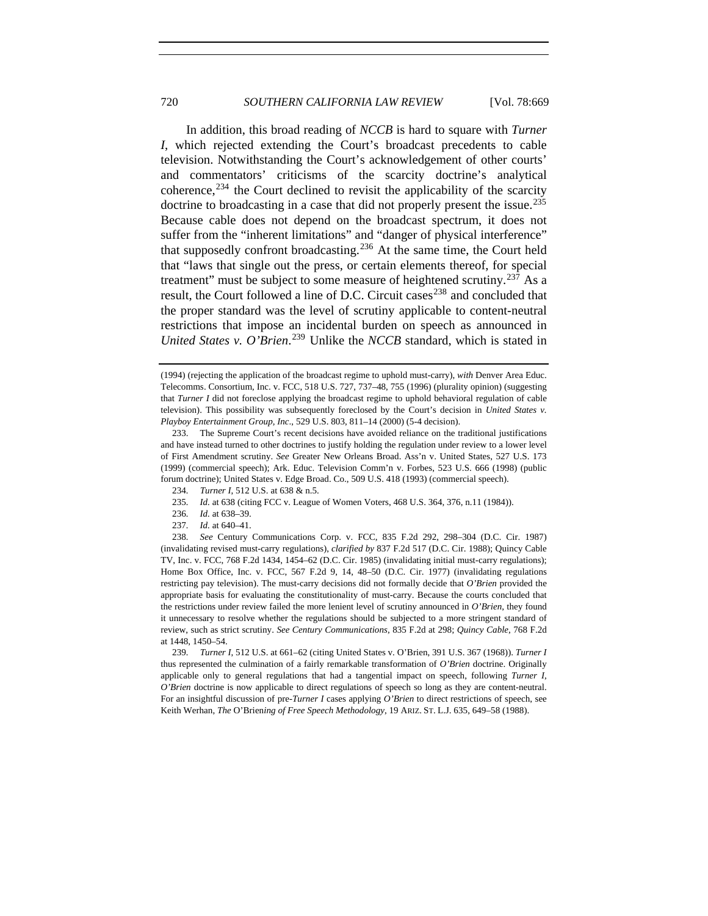In addition, this broad reading of *NCCB* is hard to square with *Turner I*, which rejected extending the Court's broadcast precedents to cable television. Notwithstanding the Court's acknowledgement of other courts' and commentators' criticisms of the scarcity doctrine's analytical coherence,[234] the Court declined to revisit the applicability of the scarcity doctrine to broadcasting in a case that did not properly present the issue.[235] Because cable does not depend on the broadcast spectrum, it does not suffer from the "inherent limitations" and "danger of physical interference" that supposedly confront broadcasting.[236] At the same time, the Court held that "laws that single out the press, or certain elements thereof, for special treatment" must be subject to some measure of heightened scrutiny.[237] As a result, the Court followed a line of D.C. Circuit cases[238] and concluded that the proper standard was the level of scrutiny applicable to content-neutral restrictions that impose an incidental burden on speech as announced in *United States v. O'Brien*.[239] Unlike the *NCCB* standard, which is stated in

---

(1994) (rejecting the application of the broadcast regime to uphold must-carry), *with* Denver Area Educ. Telecomms. Consortium, Inc. v. FCC, 518 U.S. 727, 737–48, 755 (1996) (plurality opinion) (suggesting that *Turner I* did not foreclose applying the broadcast regime to uphold behavioral regulation of cable television). This possibility was subsequently foreclosed by the Court's decision in *United States v. Playboy Entertainment Group, Inc*., 529 U.S. 803, 811–14 (2000) (5-4 decision).

233. The Supreme Court's recent decisions have avoided reliance on the traditional justifications and have instead turned to other doctrines to justify holding the regulation under review to a lower level of First Amendment scrutiny. *See* Greater New Orleans Broad. Ass'n v. United States, 527 U.S. 173 (1999) (commercial speech); Ark. Educ. Television Comm'n v. Forbes, 523 U.S. 666 (1998) (public forum doctrine); United States v. Edge Broad. Co., 509 U.S. 418 (1993) (commercial speech).

234. *Turner I*, 512 U.S. at 638 & n.5.

235. *Id.* at 638 (citing FCC v. League of Women Voters, 468 U.S. 364, 376, n.11 (1984)).

236. *Id.* at 638–39.

237. *Id.* at 640–41.

238. *See* Century Communications Corp. v. FCC, 835 F.2d 292, 298–304 (D.C. Cir. 1987) (invalidating revised must-carry regulations), *clarified by* 837 F.2d 517 (D.C. Cir. 1988); Quincy Cable TV, Inc. v. FCC, 768 F.2d 1434, 1454–62 (D.C. Cir. 1985) (invalidating initial must-carry regulations); Home Box Office, Inc. v. FCC, 567 F.2d 9, 14, 48–50 (D.C. Cir. 1977) (invalidating regulations restricting pay television). The must-carry decisions did not formally decide that *O'Brien* provided the appropriate basis for evaluating the constitutionality of must-carry. Because the courts concluded that the restrictions under review failed the more lenient level of scrutiny announced in *O'Brien*, they found it unnecessary to resolve whether the regulations should be subjected to a more stringent standard of review, such as strict scrutiny. *See Century Communications*, 835 F.2d at 298; *Quincy Cable*, 768 F.2d at 1448, 1450–54.

239. *Turner I*, 512 U.S. at 661–62 (citing United States v. O'Brien, 391 U.S. 367 (1968)). *Turner I* thus represented the culmination of a fairly remarkable transformation of *O'Brien* doctrine. Originally applicable only to general regulations that had a tangential impact on speech, following *Turner I*, *O'Brien* doctrine is now applicable to direct regulations of speech so long as they are content-neutral. For an insightful discussion of pre-*Turner I* cases applying *O'Brien* to direct restrictions of speech, see Keith Werhan, *The* O'Brien*ing of Free Speech Methodology*, 19 ARIZ. ST. L.J. 635, 649–58 (1988).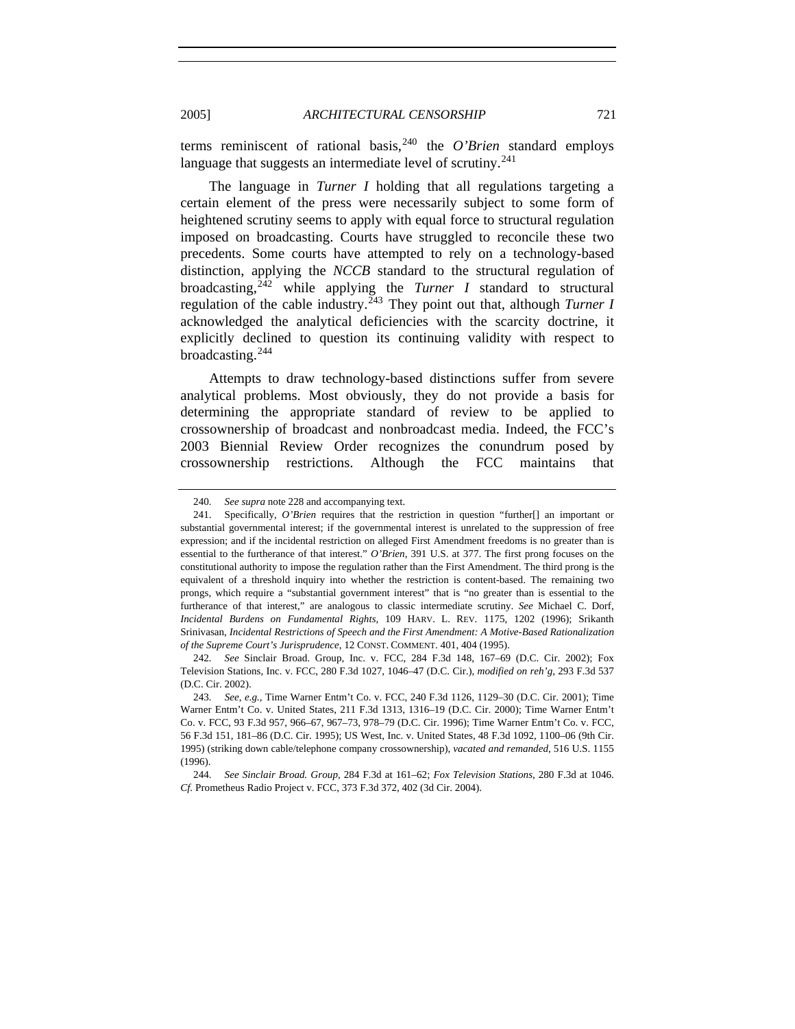terms reminiscent of rational basis,[240] the *O'Brien* standard employs language that suggests an intermediate level of scrutiny.[241]

The language in *Turner I* holding that all regulations targeting a certain element of the press were necessarily subject to some form of heightened scrutiny seems to apply with equal force to structural regulation imposed on broadcasting. Courts have struggled to reconcile these two precedents. Some courts have attempted to rely on a technology-based distinction, applying the *NCCB* standard to the structural regulation of broadcasting,[242] while applying the *Turner I* standard to structural regulation of the cable industry.[243] They point out that, although *Turner I* acknowledged the analytical deficiencies with the scarcity doctrine, it explicitly declined to question its continuing validity with respect to broadcasting.[244]

Attempts to draw technology-based distinctions suffer from severe analytical problems. Most obviously, they do not provide a basis for determining the appropriate standard of review to be applied to crossownership of broadcast and nonbroadcast media. Indeed, the FCC's 2003 Biennial Review Order recognizes the conundrum posed by crossownership restrictions. Although the FCC maintains that

---

240. *See supra* note 228 and accompanying text.

241. Specifically, *O'Brien* requires that the restriction in question "further[] an important or substantial governmental interest; if the governmental interest is unrelated to the suppression of free expression; and if the incidental restriction on alleged First Amendment freedoms is no greater than is essential to the furtherance of that interest." *O'Brien*, 391 U.S. at 377. The first prong focuses on the constitutional authority to impose the regulation rather than the First Amendment. The third prong is the equivalent of a threshold inquiry into whether the restriction is content-based. The remaining two prongs, which require a "substantial government interest" that is "no greater than is essential to the furtherance of that interest," are analogous to classic intermediate scrutiny. *See* Michael C. Dorf, *Incidental Burdens on Fundamental Rights*, 109 HARV. L. REV. 1175, 1202 (1996); Srikanth Srinivasan, *Incidental Restrictions of Speech and the First Amendment: A Motive-Based Rationalization of the Supreme Court's Jurisprudence*, 12 CONST. COMMENT. 401, 404 (1995).

242. *See* Sinclair Broad. Group, Inc. v. FCC, 284 F.3d 148, 167–69 (D.C. Cir. 2002); Fox Television Stations, Inc. v. FCC, 280 F.3d 1027, 1046–47 (D.C. Cir.), *modified on reh'g*, 293 F.3d 537 (D.C. Cir. 2002).

243. *See, e.g.*, Time Warner Entm't Co. v. FCC, 240 F.3d 1126, 1129–30 (D.C. Cir. 2001); Time Warner Entm't Co. v. United States, 211 F.3d 1313, 1316–19 (D.C. Cir. 2000); Time Warner Entm't Co. v. FCC, 93 F.3d 957, 966–67, 967–73, 978–79 (D.C. Cir. 1996); Time Warner Entm't Co. v. FCC, 56 F.3d 151, 181–86 (D.C. Cir. 1995); US West, Inc. v. United States, 48 F.3d 1092, 1100–06 (9th Cir. 1995) (striking down cable/telephone company crossownership), *vacated and remanded*, 516 U.S. 1155 (1996).

244. *See Sinclair Broad. Group*, 284 F.3d at 161–62; *Fox Television Stations*, 280 F.3d at 1046. *Cf.* Prometheus Radio Project v. FCC, 373 F.3d 372, 402 (3d Cir. 2004).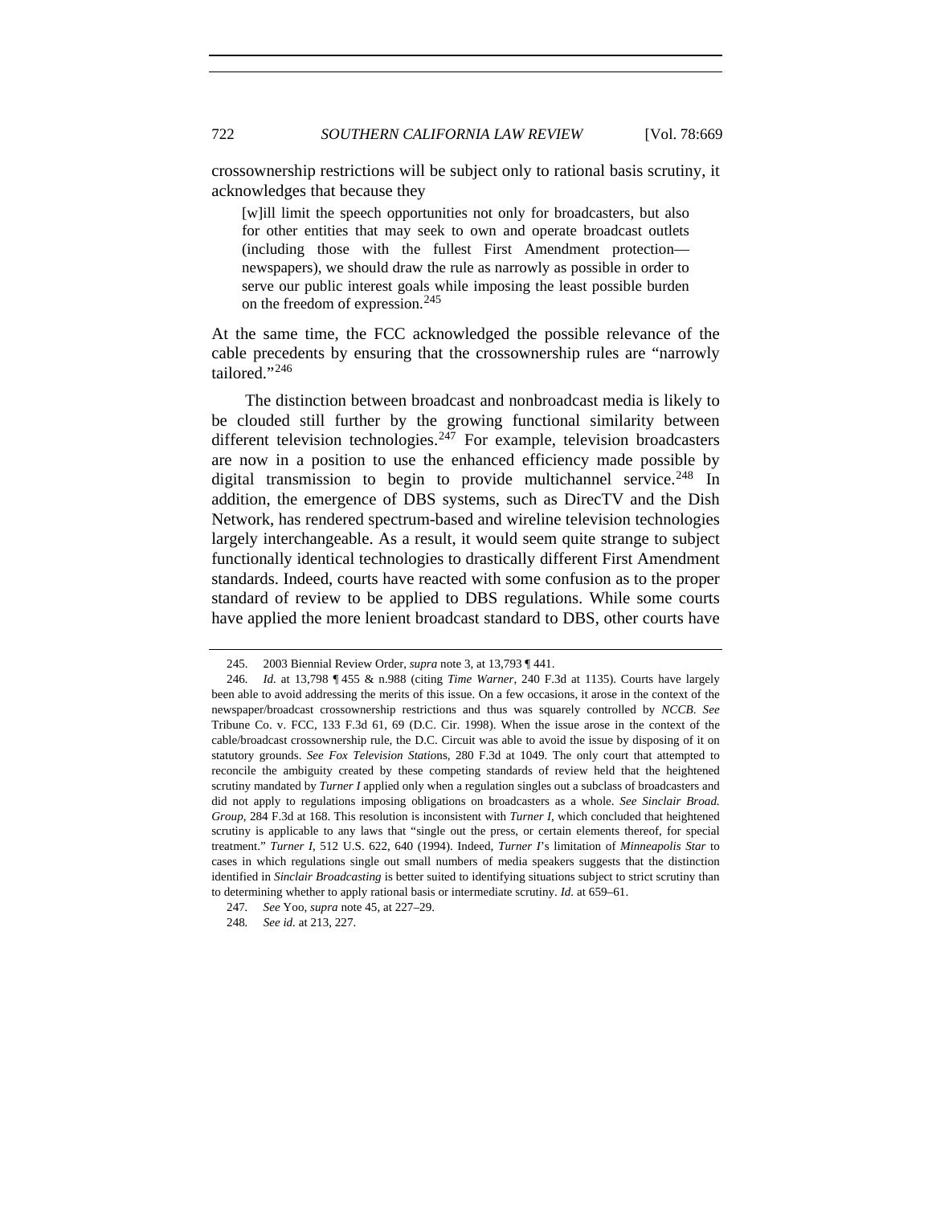crossownership restrictions will be subject only to rational basis scrutiny, it acknowledges that because they

> [w]ill limit the speech opportunities not only for broadcasters, but also for other entities that may seek to own and operate broadcast outlets (including those with the fullest First Amendment protection—newspapers), we should draw the rule as narrowly as possible in order to serve our public interest goals while imposing the least possible burden on the freedom of expression.[245]

At the same time, the FCC acknowledged the possible relevance of the cable precedents by ensuring that the crossownership rules are "narrowly tailored."[246]

The distinction between broadcast and nonbroadcast media is likely to be clouded still further by the growing functional similarity between different television technologies.[247] For example, television broadcasters are now in a position to use the enhanced efficiency made possible by digital transmission to begin to provide multichannel service.[248] In addition, the emergence of DBS systems, such as DirecTV and the Dish Network, has rendered spectrum-based and wireline television technologies largely interchangeable. As a result, it would seem quite strange to subject functionally identical technologies to drastically different First Amendment standards. Indeed, courts have reacted with some confusion as to the proper standard of review to be applied to DBS regulations. While some courts have applied the more lenient broadcast standard to DBS, other courts have

---

245. 2003 Biennial Review Order, *supra* note 3, at 13,793 ¶ 441.

246. *Id.* at 13,798 ¶ 455 & n.988 (citing *Time Warner*, 240 F.3d at 1135). Courts have largely been able to avoid addressing the merits of this issue. On a few occasions, it arose in the context of the newspaper/broadcast crossownership restrictions and thus was squarely controlled by *NCCB*. *See* Tribune Co. v. FCC, 133 F.3d 61, 69 (D.C. Cir. 1998). When the issue arose in the context of the cable/broadcast crossownership rule, the D.C. Circuit was able to avoid the issue by disposing of it on statutory grounds. *See Fox Television Station*s, 280 F.3d at 1049. The only court that attempted to reconcile the ambiguity created by these competing standards of review held that the heightened scrutiny mandated by *Turner I* applied only when a regulation singles out a subclass of broadcasters and did not apply to regulations imposing obligations on broadcasters as a whole. *See Sinclair Broad. Group*, 284 F.3d at 168. This resolution is inconsistent with *Turner I*, which concluded that heightened scrutiny is applicable to any laws that "single out the press, or certain elements thereof, for special treatment." *Turner I*, 512 U.S. 622, 640 (1994). Indeed, *Turner I*'s limitation of *Minneapolis Star* to cases in which regulations single out small numbers of media speakers suggests that the distinction identified in *Sinclair Broadcasting* is better suited to identifying situations subject to strict scrutiny than to determining whether to apply rational basis or intermediate scrutiny. *Id.* at 659–61.

247. *See* Yoo, *supra* note 45, at 227–29.

248. *See id.* at 213, 227.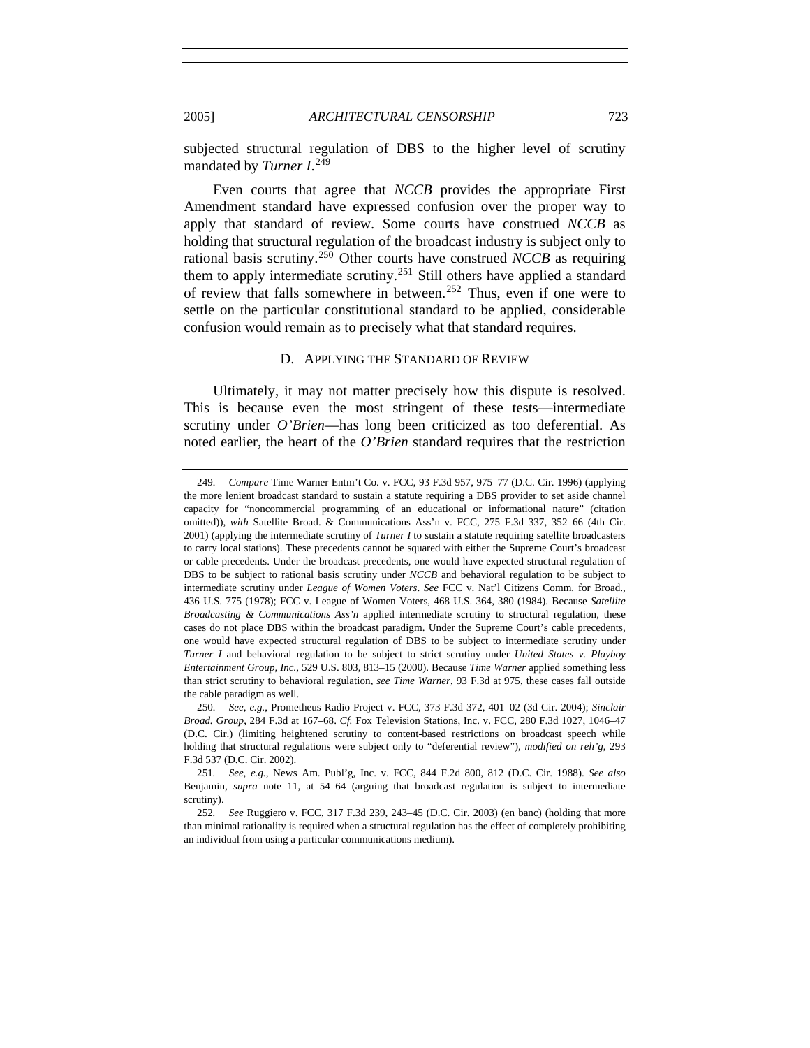subjected structural regulation of DBS to the higher level of scrutiny mandated by *Turner I*.[249]

Even courts that agree that *NCCB* provides the appropriate First Amendment standard have expressed confusion over the proper way to apply that standard of review. Some courts have construed *NCCB* as holding that structural regulation of the broadcast industry is subject only to rational basis scrutiny.[250] Other courts have construed *NCCB* as requiring them to apply intermediate scrutiny.[251] Still others have applied a standard of review that falls somewhere in between.[252] Thus, even if one were to settle on the particular constitutional standard to be applied, considerable confusion would remain as to precisely what that standard requires.

### D. APPLYING THE STANDARD OF REVIEW

Ultimately, it may not matter precisely how this dispute is resolved. This is because even the most stringent of these tests—intermediate scrutiny under *O'Brien*—has long been criticized as too deferential. As noted earlier, the heart of the *O'Brien* standard requires that the restriction

---

249. *Compare* Time Warner Entm't Co. v. FCC, 93 F.3d 957, 975–77 (D.C. Cir. 1996) (applying the more lenient broadcast standard to sustain a statute requiring a DBS provider to set aside channel capacity for "noncommercial programming of an educational or informational nature" (citation omitted)), *with* Satellite Broad. & Communications Ass'n v. FCC, 275 F.3d 337, 352–66 (4th Cir. 2001) (applying the intermediate scrutiny of *Turner I* to sustain a statute requiring satellite broadcasters to carry local stations). These precedents cannot be squared with either the Supreme Court's broadcast or cable precedents. Under the broadcast precedents, one would have expected structural regulation of DBS to be subject to rational basis scrutiny under *NCCB* and behavioral regulation to be subject to intermediate scrutiny under *League of Women Voters*. *See* FCC v. Nat'l Citizens Comm. for Broad., 436 U.S. 775 (1978); FCC v. League of Women Voters, 468 U.S. 364, 380 (1984). Because *Satellite Broadcasting & Communications Ass'n* applied intermediate scrutiny to structural regulation, these cases do not place DBS within the broadcast paradigm. Under the Supreme Court's cable precedents, one would have expected structural regulation of DBS to be subject to intermediate scrutiny under *Turner I* and behavioral regulation to be subject to strict scrutiny under *United States v. Playboy Entertainment Group, Inc.*, 529 U.S. 803, 813–15 (2000). Because *Time Warner* applied something less than strict scrutiny to behavioral regulation, *see Time Warner*, 93 F.3d at 975, these cases fall outside the cable paradigm as well.

250. *See, e.g.*, Prometheus Radio Project v. FCC, 373 F.3d 372, 401–02 (3d Cir. 2004); *Sinclair Broad. Group*, 284 F.3d at 167–68. *Cf.* Fox Television Stations, Inc. v. FCC, 280 F.3d 1027, 1046–47 (D.C. Cir.) (limiting heightened scrutiny to content-based restrictions on broadcast speech while holding that structural regulations were subject only to "deferential review"), *modified on reh'g*, 293 F.3d 537 (D.C. Cir. 2002).

251. *See, e.g.*, News Am. Publ'g, Inc. v. FCC, 844 F.2d 800, 812 (D.C. Cir. 1988). *See also* Benjamin, *supra* note 11, at 54–64 (arguing that broadcast regulation is subject to intermediate scrutiny).

252. *See* Ruggiero v. FCC, 317 F.3d 239, 243–45 (D.C. Cir. 2003) (en banc) (holding that more than minimal rationality is required when a structural regulation has the effect of completely prohibiting an individual from using a particular communications medium).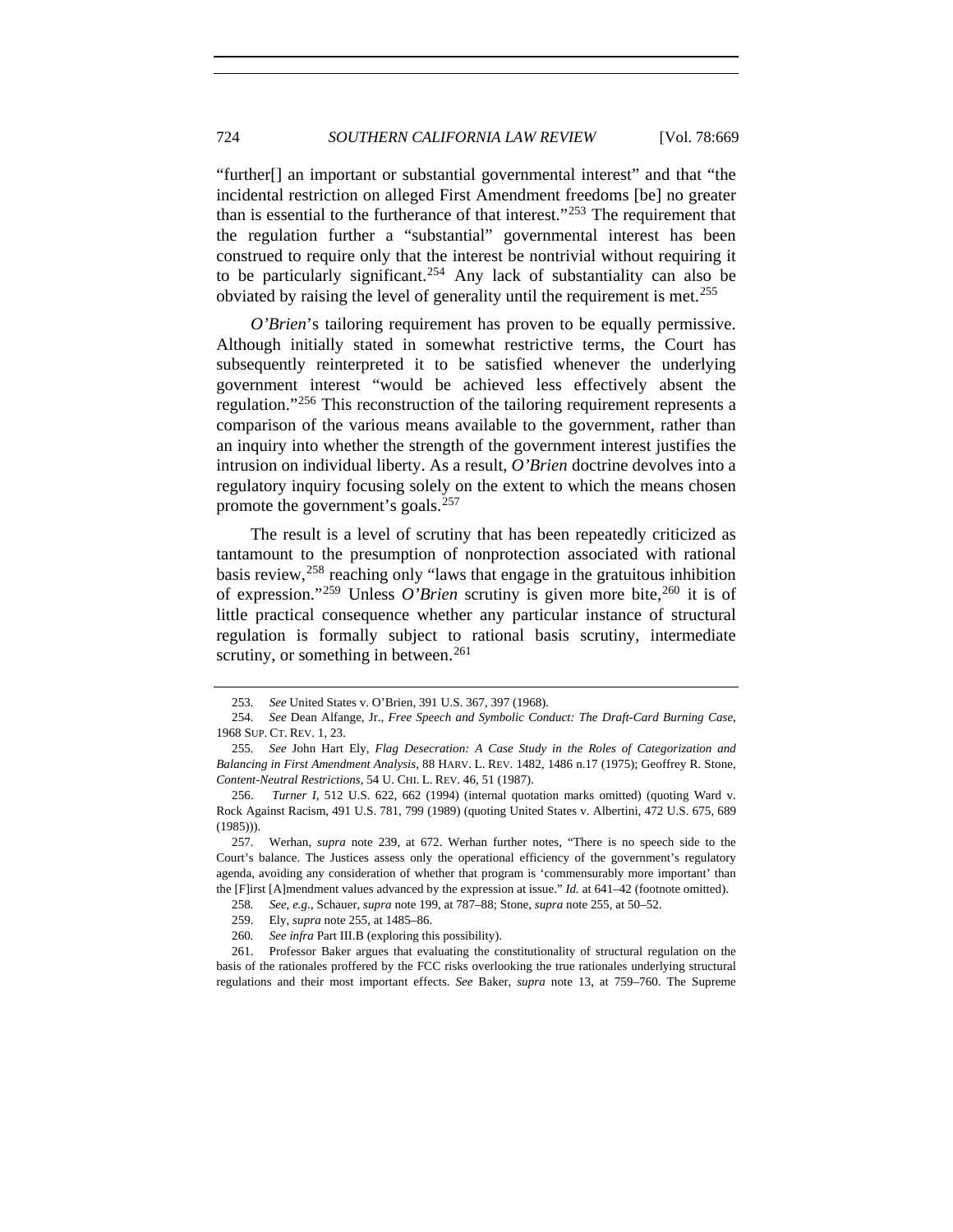"further[] an important or substantial governmental interest" and that "the incidental restriction on alleged First Amendment freedoms [be] no greater than is essential to the furtherance of that interest."[253] The requirement that the regulation further a "substantial" governmental interest has been construed to require only that the interest be nontrivial without requiring it to be particularly significant.[254] Any lack of substantiality can also be obviated by raising the level of generality until the requirement is met.[255]

*O'Brien*'s tailoring requirement has proven to be equally permissive. Although initially stated in somewhat restrictive terms, the Court has subsequently reinterpreted it to be satisfied whenever the underlying government interest "would be achieved less effectively absent the regulation."[256] This reconstruction of the tailoring requirement represents a comparison of the various means available to the government, rather than an inquiry into whether the strength of the government interest justifies the intrusion on individual liberty. As a result, *O'Brien* doctrine devolves into a regulatory inquiry focusing solely on the extent to which the means chosen promote the government's goals.[257]

The result is a level of scrutiny that has been repeatedly criticized as tantamount to the presumption of nonprotection associated with rational basis review,[258] reaching only "laws that engage in the gratuitous inhibition of expression."[259] Unless *O'Brien* scrutiny is given more bite,[260] it is of little practical consequence whether any particular instance of structural regulation is formally subject to rational basis scrutiny, intermediate scrutiny, or something in between.[261]

---

253. *See* United States v. O'Brien, 391 U.S. 367, 397 (1968).

254. *See* Dean Alfange, Jr., *Free Speech and Symbolic Conduct: The Draft-Card Burning Case*, 1968 SUP. CT. REV. 1, 23.

255. *See* John Hart Ely, *Flag Desecration: A Case Study in the Roles of Categorization and Balancing in First Amendment Analysis*, 88 HARV. L. REV. 1482, 1486 n.17 (1975); Geoffrey R. Stone, *Content-Neutral Restrictions*, 54 U. CHI. L. REV. 46, 51 (1987).

256. *Turner I*, 512 U.S. 622, 662 (1994) (internal quotation marks omitted) (quoting Ward v. Rock Against Racism, 491 U.S. 781, 799 (1989) (quoting United States v. Albertini, 472 U.S. 675, 689 (1985))).

257. Werhan, *supra* note 239, at 672. Werhan further notes, "There is no speech side to the Court's balance. The Justices assess only the operational efficiency of the government's regulatory agenda, avoiding any consideration of whether that program is 'commensurably more important' than the [F]irst [A]mendment values advanced by the expression at issue." *Id.* at 641–42 (footnote omitted).

258. *See, e.g.*, Schauer, *supra* note 199, at 787–88; Stone, *supra* note 255, at 50–52.

259. Ely, *supra* note 255, at 1485–86.

260. *See infra* Part III.B (exploring this possibility).

261. Professor Baker argues that evaluating the constitutionality of structural regulation on the basis of the rationales proffered by the FCC risks overlooking the true rationales underlying structural regulations and their most important effects. *See* Baker, *supra* note 13, at 759–760. The Supreme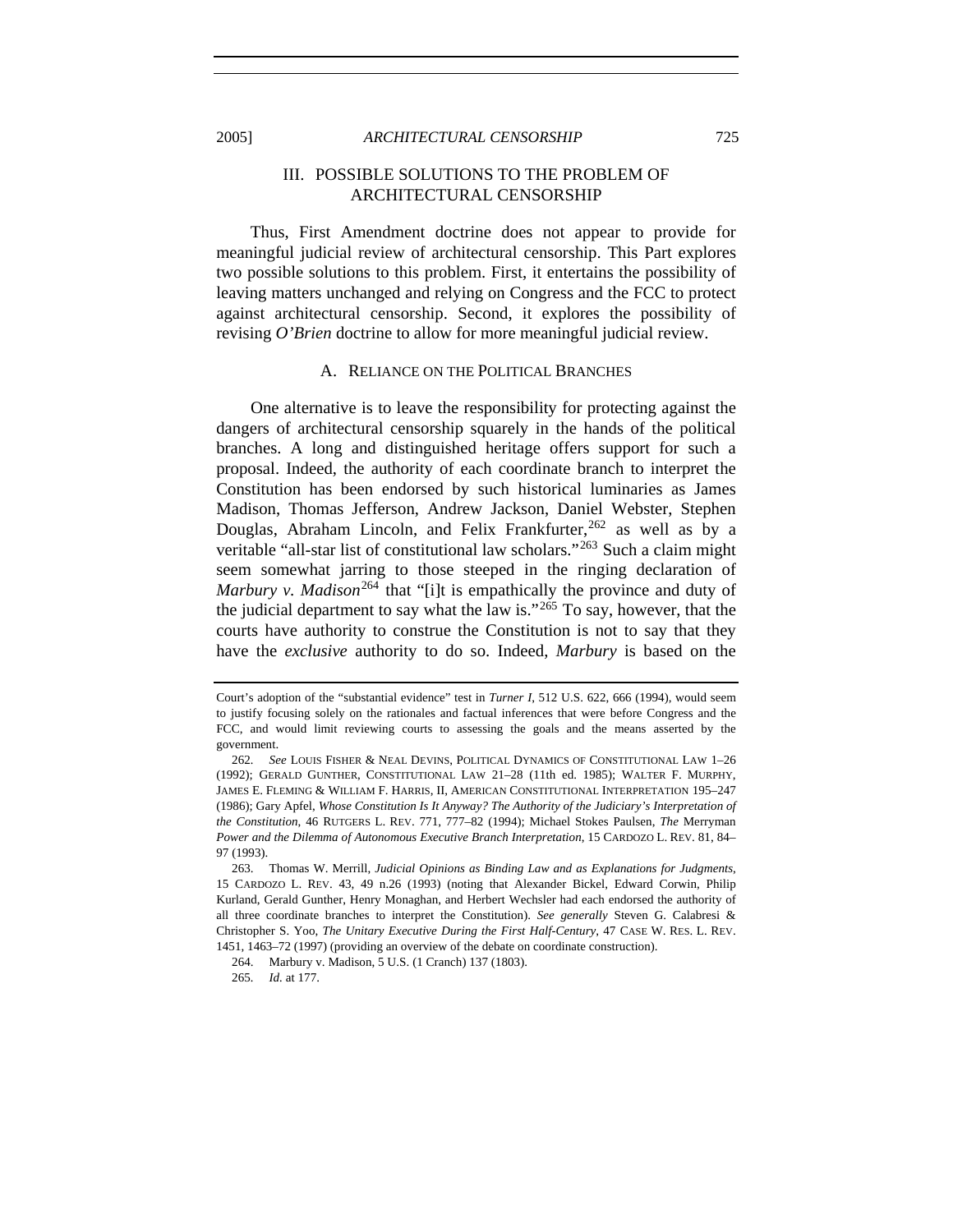## III. POSSIBLE SOLUTIONS TO THE PROBLEM OF ARCHITECTURAL CENSORSHIP

Thus, First Amendment doctrine does not appear to provide for meaningful judicial review of architectural censorship. This Part explores two possible solutions to this problem. First, it entertains the possibility of leaving matters unchanged and relying on Congress and the FCC to protect against architectural censorship. Second, it explores the possibility of revising *O'Brien* doctrine to allow for more meaningful judicial review.

### A. RELIANCE ON THE POLITICAL BRANCHES

One alternative is to leave the responsibility for protecting against the dangers of architectural censorship squarely in the hands of the political branches. A long and distinguished heritage offers support for such a proposal. Indeed, the authority of each coordinate branch to interpret the Constitution has been endorsed by such historical luminaries as James Madison, Thomas Jefferson, Andrew Jackson, Daniel Webster, Stephen Douglas, Abraham Lincoln, and Felix Frankfurter,[262] as well as by a veritable "all-star list of constitutional law scholars."[263] Such a claim might seem somewhat jarring to those steeped in the ringing declaration of *Marbury v. Madison*[264] that "[i]t is empathically the province and duty of the judicial department to say what the law is."[265] To say, however, that the courts have authority to construe the Constitution is not to say that they have the *exclusive* authority to do so. Indeed, *Marbury* is based on the

---

Court's adoption of the "substantial evidence" test in *Turner I*, 512 U.S. 622, 666 (1994), would seem to justify focusing solely on the rationales and factual inferences that were before Congress and the FCC, and would limit reviewing courts to assessing the goals and the means asserted by the government.

262. *See* LOUIS FISHER & NEAL DEVINS, POLITICAL DYNAMICS OF CONSTITUTIONAL LAW 1–26 (1992); GERALD GUNTHER, CONSTITUTIONAL LAW 21–28 (11th ed. 1985); WALTER F. MURPHY, JAMES E. FLEMING & WILLIAM F. HARRIS, II, AMERICAN CONSTITUTIONAL INTERPRETATION 195–247 (1986); Gary Apfel, *Whose Constitution Is It Anyway? The Authority of the Judiciary's Interpretation of the Constitution*, 46 RUTGERS L. REV. 771, 777–82 (1994); Michael Stokes Paulsen, *The* Merryman *Power and the Dilemma of Autonomous Executive Branch Interpretation*, 15 CARDOZO L. REV. 81, 84–97 (1993).

263. Thomas W. Merrill, *Judicial Opinions as Binding Law and as Explanations for Judgments*, 15 CARDOZO L. REV. 43, 49 n.26 (1993) (noting that Alexander Bickel, Edward Corwin, Philip Kurland, Gerald Gunther, Henry Monaghan, and Herbert Wechsler had each endorsed the authority of all three coordinate branches to interpret the Constitution). *See generally* Steven G. Calabresi & Christopher S. Yoo, *The Unitary Executive During the First Half-Century*, 47 CASE W. RES. L. REV. 1451, 1463–72 (1997) (providing an overview of the debate on coordinate construction).

264. Marbury v. Madison, 5 U.S. (1 Cranch) 137 (1803).

265. *Id.* at 177.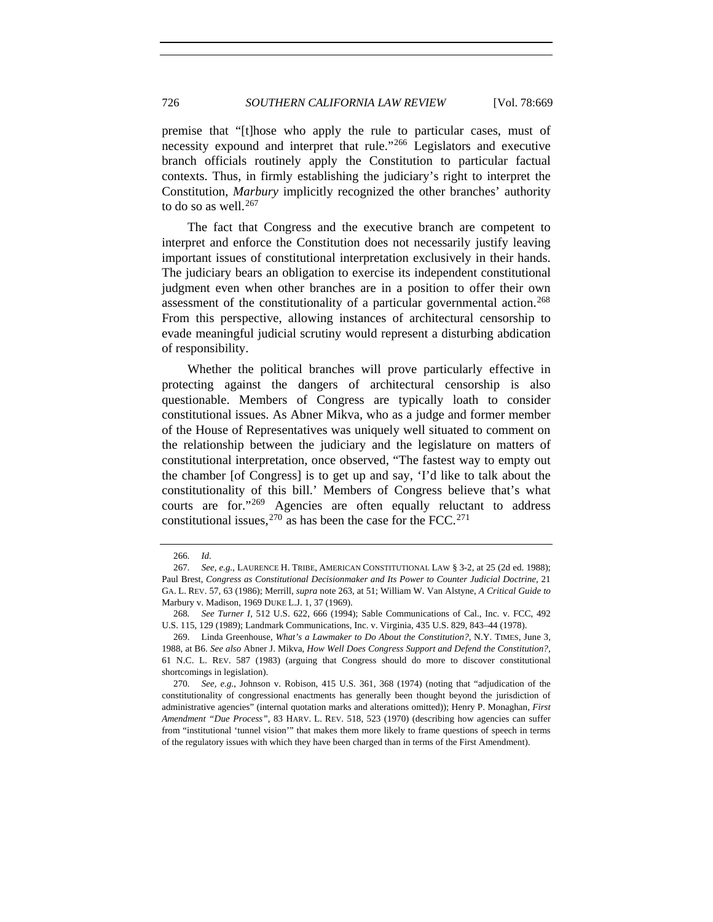premise that "[t]hose who apply the rule to particular cases, must of necessity expound and interpret that rule."[266] Legislators and executive branch officials routinely apply the Constitution to particular factual contexts. Thus, in firmly establishing the judiciary's right to interpret the Constitution, *Marbury* implicitly recognized the other branches' authority to do so as well.[267]

The fact that Congress and the executive branch are competent to interpret and enforce the Constitution does not necessarily justify leaving important issues of constitutional interpretation exclusively in their hands. The judiciary bears an obligation to exercise its independent constitutional judgment even when other branches are in a position to offer their own assessment of the constitutionality of a particular governmental action.[268] From this perspective, allowing instances of architectural censorship to evade meaningful judicial scrutiny would represent a disturbing abdication of responsibility.

Whether the political branches will prove particularly effective in protecting against the dangers of architectural censorship is also questionable. Members of Congress are typically loath to consider constitutional issues. As Abner Mikva, who as a judge and former member of the House of Representatives was uniquely well situated to comment on the relationship between the judiciary and the legislature on matters of constitutional interpretation, once observed, "The fastest way to empty out the chamber [of Congress] is to get up and say, 'I'd like to talk about the constitutionality of this bill.' Members of Congress believe that's what courts are for."[269] Agencies are often equally reluctant to address constitutional issues,[270] as has been the case for the FCC.[271]

---

266. *Id.*

267. *See, e.g.*, LAURENCE H. TRIBE, AMERICAN CONSTITUTIONAL LAW § 3-2, at 25 (2d ed. 1988); Paul Brest, *Congress as Constitutional Decisionmaker and Its Power to Counter Judicial Doctrine*, 21 GA. L. REV. 57, 63 (1986); Merrill, *supra* note 263, at 51; William W. Van Alstyne, *A Critical Guide to* Marbury v. Madison, 1969 DUKE L.J. 1, 37 (1969).

268. *See Turner I*, 512 U.S. 622, 666 (1994); Sable Communications of Cal., Inc. v. FCC, 492 U.S. 115, 129 (1989); Landmark Communications, Inc. v. Virginia, 435 U.S. 829, 843–44 (1978).

269. Linda Greenhouse, *What's a Lawmaker to Do About the Constitution?*, N.Y. TIMES, June 3, 1988, at B6. *See also* Abner J. Mikva, *How Well Does Congress Support and Defend the Constitution?*, 61 N.C. L. REV. 587 (1983) (arguing that Congress should do more to discover constitutional shortcomings in legislation).

270. *See, e.g.*, Johnson v. Robison, 415 U.S. 361, 368 (1974) (noting that "adjudication of the constitutionality of congressional enactments has generally been thought beyond the jurisdiction of administrative agencies" (internal quotation marks and alterations omitted)); Henry P. Monaghan, *First Amendment "Due Process"*, 83 HARV. L. REV. 518, 523 (1970) (describing how agencies can suffer from "institutional 'tunnel vision'" that makes them more likely to frame questions of speech in terms of the regulatory issues with which they have been charged than in terms of the First Amendment).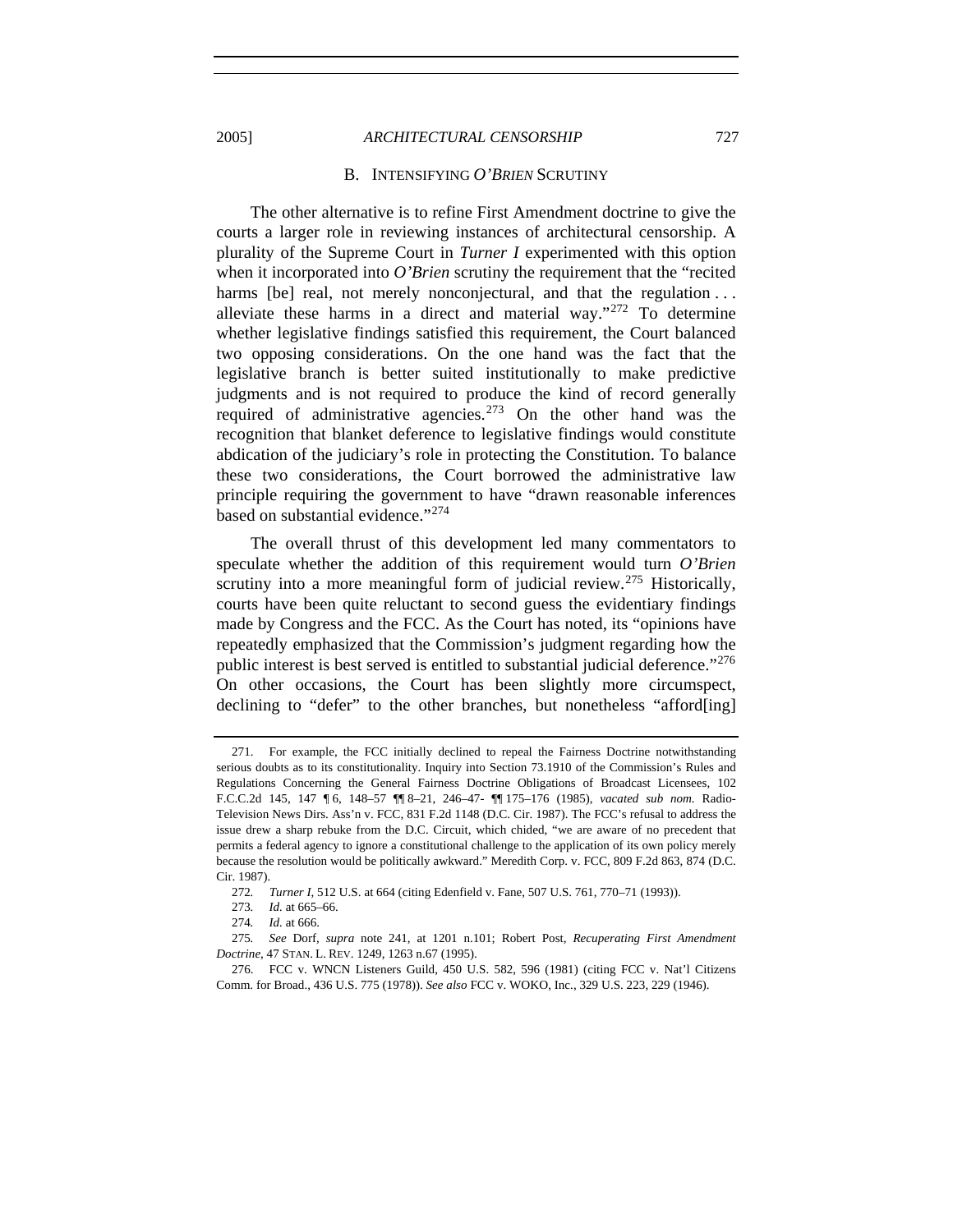### B. INTENSIFYING *O'BRIEN* SCRUTINY

The other alternative is to refine First Amendment doctrine to give the courts a larger role in reviewing instances of architectural censorship. A plurality of the Supreme Court in *Turner I* experimented with this option when it incorporated into *O'Brien* scrutiny the requirement that the "recited harms [be] real, not merely nonconjectural, and that the regulation . . . alleviate these harms in a direct and material way."[272] To determine whether legislative findings satisfied this requirement, the Court balanced two opposing considerations. On the one hand was the fact that the legislative branch is better suited institutionally to make predictive judgments and is not required to produce the kind of record generally required of administrative agencies.[273] On the other hand was the recognition that blanket deference to legislative findings would constitute abdication of the judiciary's role in protecting the Constitution. To balance these two considerations, the Court borrowed the administrative law principle requiring the government to have "drawn reasonable inferences based on substantial evidence."[274]

The overall thrust of this development led many commentators to speculate whether the addition of this requirement would turn *O'Brien* scrutiny into a more meaningful form of judicial review.[275] Historically, courts have been quite reluctant to second guess the evidentiary findings made by Congress and the FCC. As the Court has noted, its "opinions have repeatedly emphasized that the Commission's judgment regarding how the public interest is best served is entitled to substantial judicial deference."[276] On other occasions, the Court has been slightly more circumspect, declining to "defer" to the other branches, but nonetheless "afford[ing]

---

271. For example, the FCC initially declined to repeal the Fairness Doctrine notwithstanding serious doubts as to its constitutionality. Inquiry into Section 73.1910 of the Commission's Rules and Regulations Concerning the General Fairness Doctrine Obligations of Broadcast Licensees, 102 F.C.C.2d 145, 147 ¶ 6, 148–57 ¶¶ 8–21, 246–47- ¶¶ 175–176 (1985), *vacated sub nom.* Radio-Television News Dirs. Ass'n v. FCC, 831 F.2d 1148 (D.C. Cir. 1987). The FCC's refusal to address the issue drew a sharp rebuke from the D.C. Circuit, which chided, "we are aware of no precedent that permits a federal agency to ignore a constitutional challenge to the application of its own policy merely because the resolution would be politically awkward." Meredith Corp. v. FCC, 809 F.2d 863, 874 (D.C. Cir. 1987).

272. *Turner I*, 512 U.S. at 664 (citing Edenfield v. Fane, 507 U.S. 761, 770–71 (1993)).

273. *Id.* at 665–66.

274. *Id.* at 666.

275. *See* Dorf, *supra* note 241, at 1201 n.101; Robert Post, *Recuperating First Amendment Doctrine*, 47 STAN. L. REV. 1249, 1263 n.67 (1995).

276. FCC v. WNCN Listeners Guild, 450 U.S. 582, 596 (1981) (citing FCC v. Nat'l Citizens Comm. for Broad., 436 U.S. 775 (1978)). *See also* FCC v. WOKO, Inc., 329 U.S. 223, 229 (1946).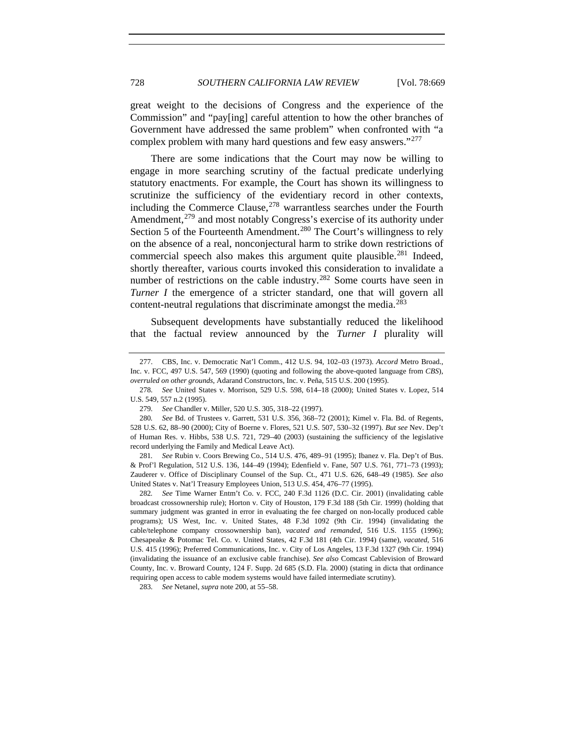great weight to the decisions of Congress and the experience of the Commission" and "pay[ing] careful attention to how the other branches of Government have addressed the same problem" when confronted with "a complex problem with many hard questions and few easy answers."[277]

There are some indications that the Court may now be willing to engage in more searching scrutiny of the factual predicate underlying statutory enactments. For example, the Court has shown its willingness to scrutinize the sufficiency of the evidentiary record in other contexts, including the Commerce Clause,[278] warrantless searches under the Fourth Amendment,[279] and most notably Congress's exercise of its authority under Section 5 of the Fourteenth Amendment.[280] The Court's willingness to rely on the absence of a real, nonconjectural harm to strike down restrictions of commercial speech also makes this argument quite plausible.[281] Indeed, shortly thereafter, various courts invoked this consideration to invalidate a number of restrictions on the cable industry.[282] Some courts have seen in *Turner I* the emergence of a stricter standard, one that will govern all content-neutral regulations that discriminate amongst the media.[283]

Subsequent developments have substantially reduced the likelihood that the factual review announced by the *Turner I* plurality will

---

277. CBS, Inc. v. Democratic Nat'l Comm., 412 U.S. 94, 102–03 (1973). *Accord* Metro Broad., Inc. v. FCC, 497 U.S. 547, 569 (1990) (quoting and following the above-quoted language from *CBS*), *overruled on other grounds*, Adarand Constructors, Inc. v. Peña, 515 U.S. 200 (1995).

278. *See* United States v. Morrison, 529 U.S. 598, 614–18 (2000); United States v. Lopez, 514 U.S. 549, 557 n.2 (1995).

279. *See* Chandler v. Miller, 520 U.S. 305, 318–22 (1997).

280. *See* Bd. of Trustees v. Garrett, 531 U.S. 356, 368–72 (2001); Kimel v. Fla. Bd. of Regents, 528 U.S. 62, 88–90 (2000); City of Boerne v. Flores, 521 U.S. 507, 530–32 (1997). *But see* Nev. Dep't of Human Res. v. Hibbs, 538 U.S. 721, 729–40 (2003) (sustaining the sufficiency of the legislative record underlying the Family and Medical Leave Act).

281. *See* Rubin v. Coors Brewing Co., 514 U.S. 476, 489–91 (1995); Ibanez v. Fla. Dep't of Bus. & Prof'l Regulation, 512 U.S. 136, 144–49 (1994); Edenfield v. Fane, 507 U.S. 761, 771–73 (1993); Zauderer v. Office of Disciplinary Counsel of the Sup. Ct., 471 U.S. 626, 648–49 (1985). *See also* United States v. Nat'l Treasury Employees Union, 513 U.S. 454, 476–77 (1995).

282. *See* Time Warner Entm't Co. v. FCC, 240 F.3d 1126 (D.C. Cir. 2001) (invalidating cable broadcast crossownership rule); Horton v. City of Houston, 179 F.3d 188 (5th Cir. 1999) (holding that summary judgment was granted in error in evaluating the fee charged on non-locally produced cable programs); US West, Inc. v. United States, 48 F.3d 1092 (9th Cir. 1994) (invalidating the cable/telephone company crossownership ban), *vacated and remanded*, 516 U.S. 1155 (1996); Chesapeake & Potomac Tel. Co. v. United States, 42 F.3d 181 (4th Cir. 1994) (same), *vacated*, 516 U.S. 415 (1996); Preferred Communications, Inc. v. City of Los Angeles, 13 F.3d 1327 (9th Cir. 1994) (invalidating the issuance of an exclusive cable franchise). *See also* Comcast Cablevision of Broward County, Inc. v. Broward County, 124 F. Supp. 2d 685 (S.D. Fla. 2000) (stating in dicta that ordinance requiring open access to cable modem systems would have failed intermediate scrutiny).

283. *See* Netanel, *supra* note 200, at 55–58.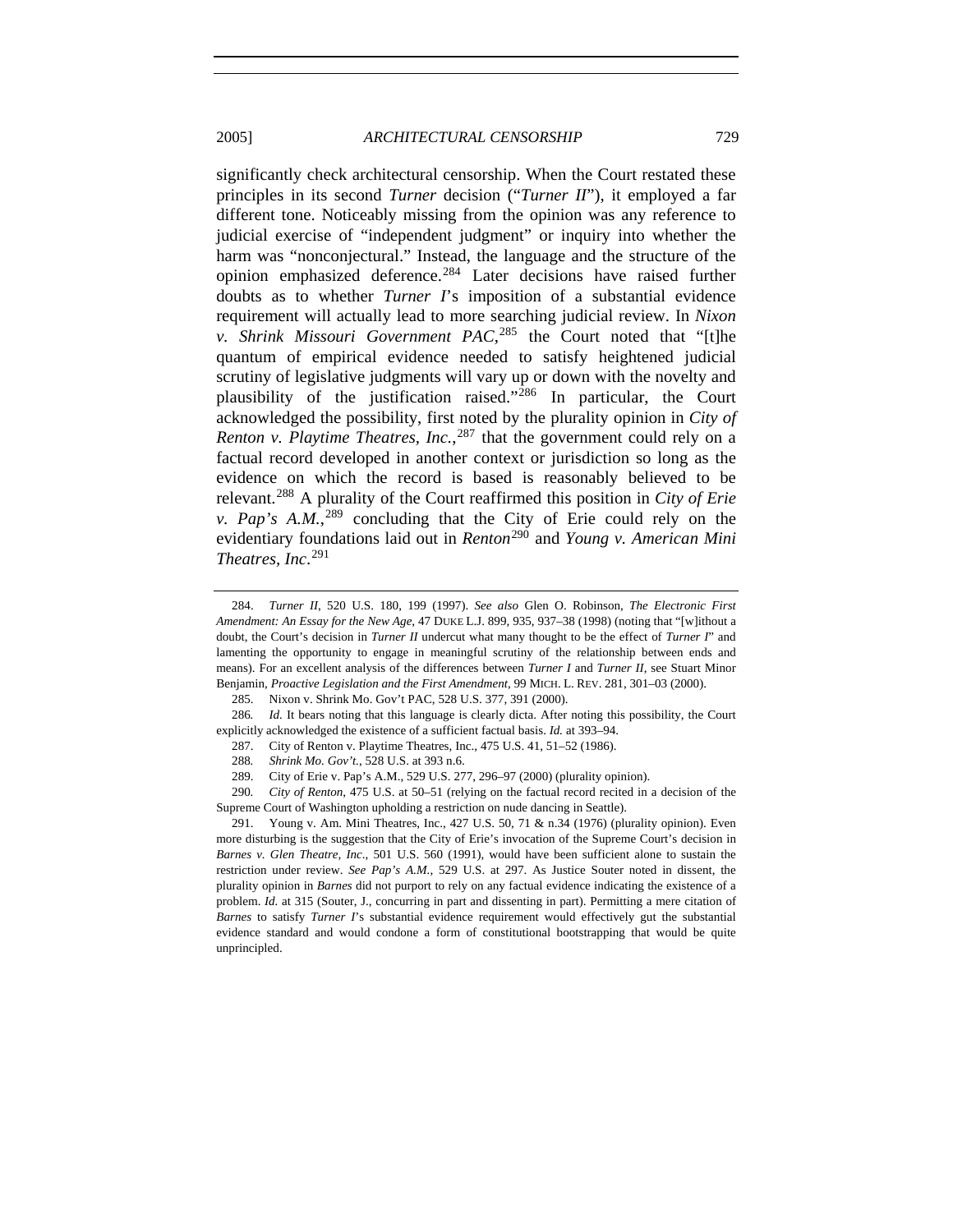significantly check architectural censorship. When the Court restated these principles in its second *Turner* decision ("*Turner II*"), it employed a far different tone. Noticeably missing from the opinion was any reference to judicial exercise of "independent judgment" or inquiry into whether the harm was "nonconjectural." Instead, the language and the structure of the opinion emphasized deference.[284] Later decisions have raised further doubts as to whether *Turner I*'s imposition of a substantial evidence requirement will actually lead to more searching judicial review. In *Nixon v. Shrink Missouri Government PAC*,[285] the Court noted that "[t]he quantum of empirical evidence needed to satisfy heightened judicial scrutiny of legislative judgments will vary up or down with the novelty and plausibility of the justification raised."[286] In particular, the Court acknowledged the possibility, first noted by the plurality opinion in *City of Renton v. Playtime Theatres, Inc.*,[287] that the government could rely on a factual record developed in another context or jurisdiction so long as the evidence on which the record is based is reasonably believed to be relevant.[288] A plurality of the Court reaffirmed this position in *City of Erie v. Pap's A.M.*,[289] concluding that the City of Erie could rely on the evidentiary foundations laid out in *Renton*[290] and *Young v. American Mini Theatres, Inc.*[291]

---

284. *Turner II*, 520 U.S. 180, 199 (1997). *See also* Glen O. Robinson, *The Electronic First Amendment: An Essay for the New Age*, 47 DUKE L.J. 899, 935, 937–38 (1998) (noting that "[w]ithout a doubt, the Court's decision in *Turner II* undercut what many thought to be the effect of *Turner I*" and lamenting the opportunity to engage in meaningful scrutiny of the relationship between ends and means). For an excellent analysis of the differences between *Turner I* and *Turner II*, see Stuart Minor Benjamin, *Proactive Legislation and the First Amendment*, 99 MICH. L. REV. 281, 301–03 (2000).

285. Nixon v. Shrink Mo. Gov't PAC, 528 U.S. 377, 391 (2000).

286. *Id.* It bears noting that this language is clearly dicta. After noting this possibility, the Court explicitly acknowledged the existence of a sufficient factual basis. *Id.* at 393–94.

287. City of Renton v. Playtime Theatres, Inc., 475 U.S. 41, 51–52 (1986).

288. *Shrink Mo. Gov't.*, 528 U.S. at 393 n.6.

289. City of Erie v. Pap's A.M., 529 U.S. 277, 296–97 (2000) (plurality opinion).

290. *City of Renton*, 475 U.S. at 50–51 (relying on the factual record recited in a decision of the Supreme Court of Washington upholding a restriction on nude dancing in Seattle).

291. Young v. Am. Mini Theatres, Inc., 427 U.S. 50, 71 & n.34 (1976) (plurality opinion). Even more disturbing is the suggestion that the City of Erie's invocation of the Supreme Court's decision in *Barnes v. Glen Theatre, Inc.*, 501 U.S. 560 (1991), would have been sufficient alone to sustain the restriction under review. *See Pap's A.M.*, 529 U.S. at 297. As Justice Souter noted in dissent, the plurality opinion in *Barnes* did not purport to rely on any factual evidence indicating the existence of a problem. *Id.* at 315 (Souter, J., concurring in part and dissenting in part). Permitting a mere citation of *Barnes* to satisfy *Turner I*'s substantial evidence requirement would effectively gut the substantial evidence standard and would condone a form of constitutional bootstrapping that would be quite unprincipled.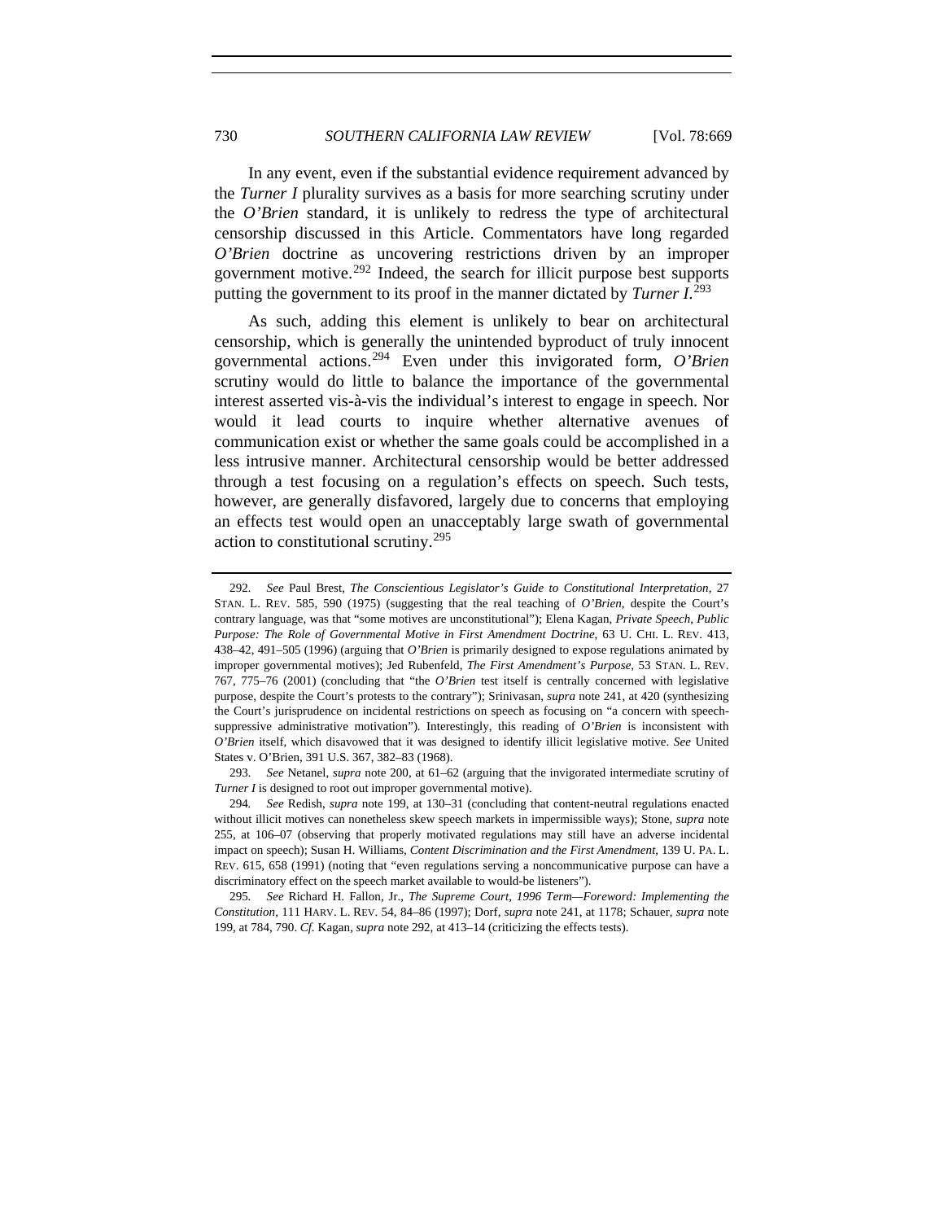In any event, even if the substantial evidence requirement advanced by the *Turner I* plurality survives as a basis for more searching scrutiny under the *O'Brien* standard, it is unlikely to redress the type of architectural censorship discussed in this Article. Commentators have long regarded *O'Brien* doctrine as uncovering restrictions driven by an improper government motive.[292] Indeed, the search for illicit purpose best supports putting the government to its proof in the manner dictated by *Turner I*.[293]

As such, adding this element is unlikely to bear on architectural censorship, which is generally the unintended byproduct of truly innocent governmental actions.[294] Even under this invigorated form, *O'Brien* scrutiny would do little to balance the importance of the governmental interest asserted vis-à-vis the individual's interest to engage in speech. Nor would it lead courts to inquire whether alternative avenues of communication exist or whether the same goals could be accomplished in a less intrusive manner. Architectural censorship would be better addressed through a test focusing on a regulation's effects on speech. Such tests, however, are generally disfavored, largely due to concerns that employing an effects test would open an unacceptably large swath of governmental action to constitutional scrutiny.[295]

---

292. *See* Paul Brest, *The Conscientious Legislator's Guide to Constitutional Interpretation*, 27 STAN. L. REV. 585, 590 (1975) (suggesting that the real teaching of *O'Brien*, despite the Court's contrary language, was that "some motives are unconstitutional"); Elena Kagan, *Private Speech, Public Purpose: The Role of Governmental Motive in First Amendment Doctrine*, 63 U. CHI. L. REV. 413, 438–42, 491–505 (1996) (arguing that *O'Brien* is primarily designed to expose regulations animated by improper governmental motives); Jed Rubenfeld, *The First Amendment's Purpose*, 53 STAN. L. REV. 767, 775–76 (2001) (concluding that "the *O'Brien* test itself is centrally concerned with legislative purpose, despite the Court's protests to the contrary"); Srinivasan, *supra* note 241, at 420 (synthesizing the Court's jurisprudence on incidental restrictions on speech as focusing on "a concern with speech-suppressive administrative motivation"). Interestingly, this reading of *O'Brien* is inconsistent with *O'Brien* itself, which disavowed that it was designed to identify illicit legislative motive. *See* United States v. O'Brien, 391 U.S. 367, 382–83 (1968).

293. *See* Netanel, *supra* note 200, at 61–62 (arguing that the invigorated intermediate scrutiny of *Turner I* is designed to root out improper governmental motive).

294. *See* Redish, *supra* note 199, at 130–31 (concluding that content-neutral regulations enacted without illicit motives can nonetheless skew speech markets in impermissible ways); Stone, *supra* note 255, at 106–07 (observing that properly motivated regulations may still have an adverse incidental impact on speech); Susan H. Williams, *Content Discrimination and the First Amendment*, 139 U. PA. L. REV. 615, 658 (1991) (noting that "even regulations serving a noncommunicative purpose can have a discriminatory effect on the speech market available to would-be listeners").

295. *See* Richard H. Fallon, Jr., *The Supreme Court, 1996 Term—Foreword: Implementing the Constitution*, 111 HARV. L. REV. 54, 84–86 (1997); Dorf, *supra* note 241, at 1178; Schauer, *supra* note 199, at 784, 790. *Cf.* Kagan, *supra* note 292, at 413–14 (criticizing the effects tests).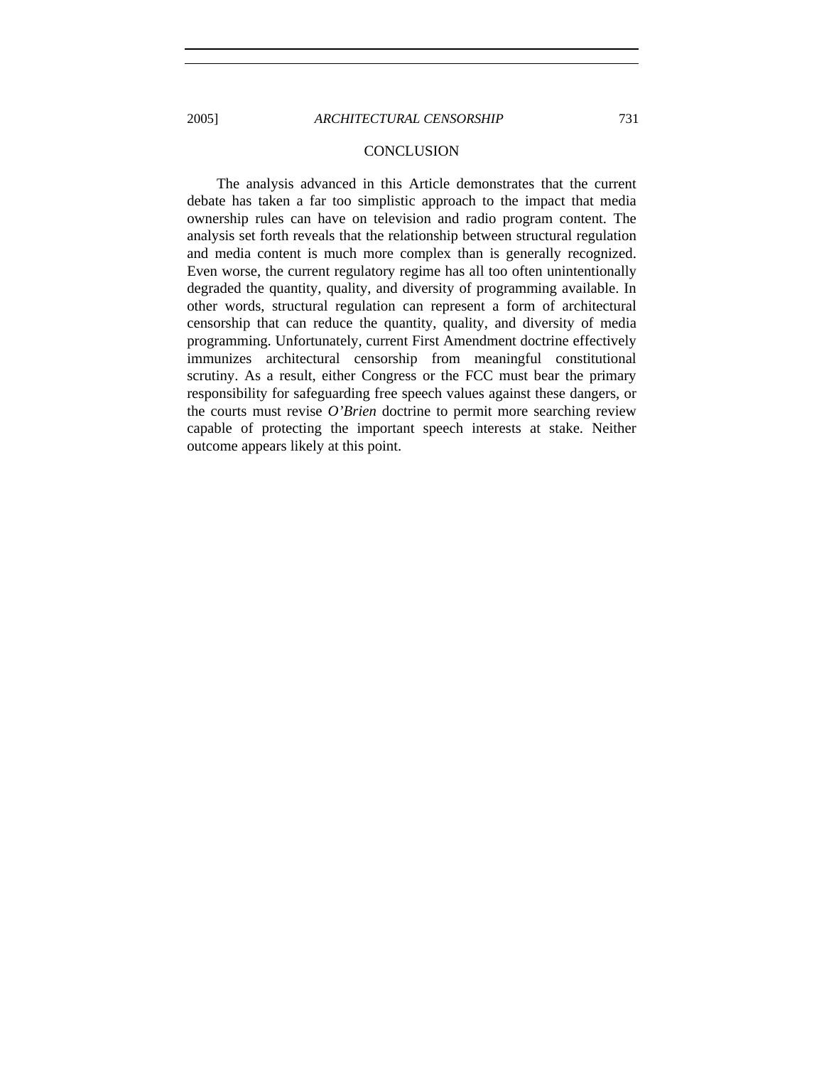## CONCLUSION

The analysis advanced in this Article demonstrates that the current debate has taken a far too simplistic approach to the impact that media ownership rules can have on television and radio program content. The analysis set forth reveals that the relationship between structural regulation and media content is much more complex than is generally recognized. Even worse, the current regulatory regime has all too often unintentionally degraded the quantity, quality, and diversity of programming available. In other words, structural regulation can represent a form of architectural censorship that can reduce the quantity, quality, and diversity of media programming. Unfortunately, current First Amendment doctrine effectively immunizes architectural censorship from meaningful constitutional scrutiny. As a result, either Congress or the FCC must bear the primary responsibility for safeguarding free speech values against these dangers, or the courts must revise *O'Brien* doctrine to permit more searching review capable of protecting the important speech interests at stake. Neither outcome appears likely at this point.